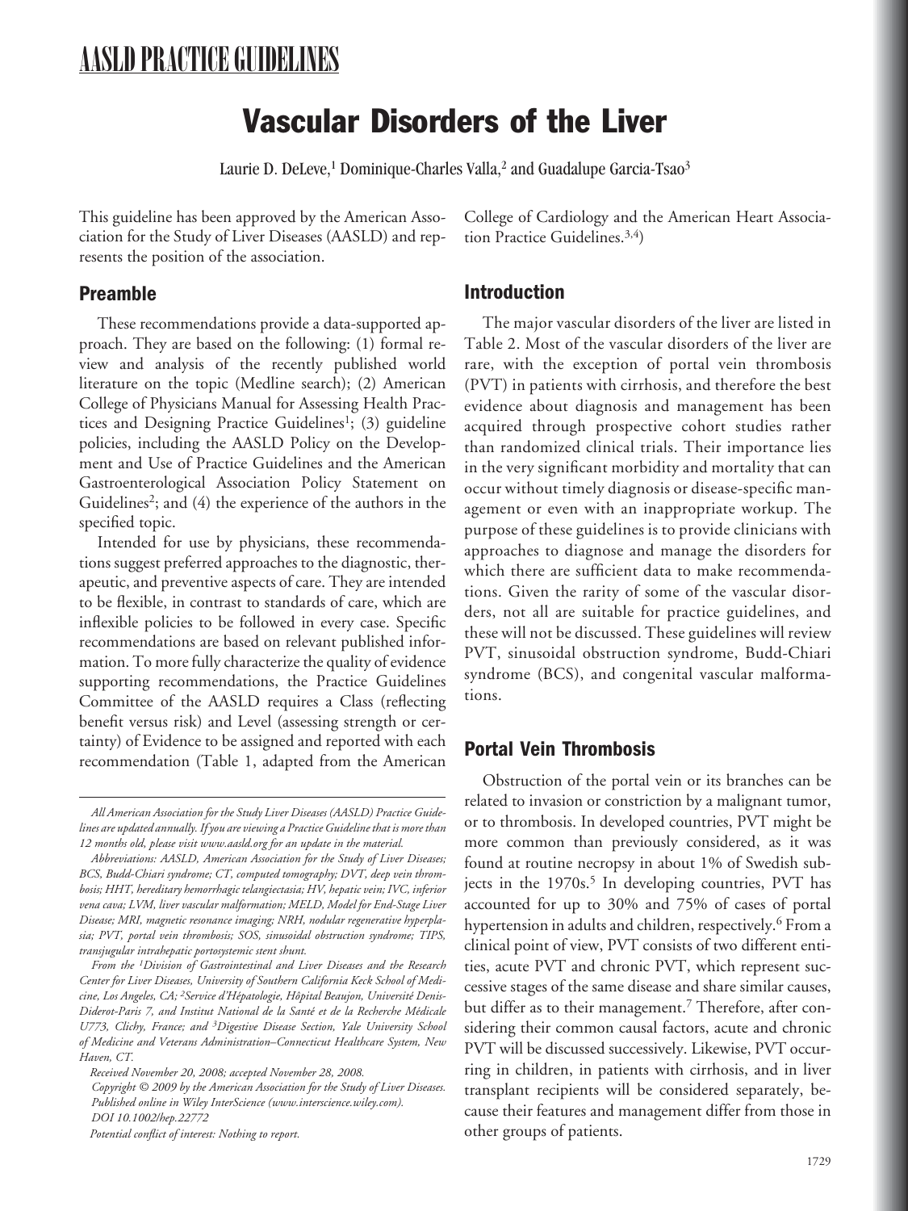AASLD PRACTICE GUIDELINES

# Vascular Disorders of the Liver

Laurie D. DeLeve,[1] Dominique-Charles Valla,[2] and Guadalupe Garcia-Tsao[3]

This guideline has been approved by the American Association for the Study of Liver Diseases (AASLD) and represents the position of the association.

## Preamble

These recommendations provide a data-supported approach. They are based on the following: (1) formal review and analysis of the recently published world literature on the topic (Medline search); (2) American College of Physicians Manual for Assessing Health Practices and Designing Practice Guidelines[1]; (3) guideline policies, including the AASLD Policy on the Development and Use of Practice Guidelines and the American Gastroenterological Association Policy Statement on Guidelines[2]; and (4) the experience of the authors in the specified topic.

Intended for use by physicians, these recommendations suggest preferred approaches to the diagnostic, therapeutic, and preventive aspects of care. They are intended to be flexible, in contrast to standards of care, which are inflexible policies to be followed in every case. Specific recommendations are based on relevant published information. To more fully characterize the quality of evidence supporting recommendations, the Practice Guidelines Committee of the AASLD requires a Class (reflecting benefit versus risk) and Level (assessing strength or certainty) of Evidence to be assigned and reported with each recommendation (Table 1, adapted from the American College of Cardiology and the American Heart Association Practice Guidelines.[3,4])

*All American Association for the Study Liver Diseases (AASLD) Practice Guidelines are updated annually. If you are viewing a Practice Guideline that is more than 12 months old, please visit www.aasld.org for an update in the material.*

*Abbreviations: AASLD, American Association for the Study of Liver Diseases; BCS, Budd-Chiari syndrome; CT, computed tomography; DVT, deep vein thrombosis; HHT, hereditary hemorrhagic telangiectasia; HV, hepatic vein; IVC, inferior vena cava; LVM, liver vascular malformation; MELD, Model for End-Stage Liver Disease; MRI, magnetic resonance imaging; NRH, nodular regenerative hyperplasia; PVT, portal vein thrombosis; SOS, sinusoidal obstruction syndrome; TIPS, transjugular intrahepatic portosystemic stent shunt.*

*From the [1]Division of Gastrointestinal and Liver Diseases and the Research Center for Liver Diseases, University of Southern California Keck School of Medicine, Los Angeles, CA; [2]Service d'Hépatologie, Hôpital Beaujon, Université Denis-Diderot-Paris 7, and Institut National de la Santé et de la Recherche Médicale U773, Clichy, France; and [3]Digestive Disease Section, Yale University School of Medicine and Veterans Administration–Connecticut Healthcare System, New Haven, CT.*

*Received November 20, 2008; accepted November 28, 2008.*

*Copyright © 2009 by the American Association for the Study of Liver Diseases.*

*Published online in Wiley InterScience (www.interscience.wiley.com).*

*DOI 10.1002/hep.22772*

*Potential conflict of interest: Nothing to report.*

## Introduction

The major vascular disorders of the liver are listed in Table 2. Most of the vascular disorders of the liver are rare, with the exception of portal vein thrombosis (PVT) in patients with cirrhosis, and therefore the best evidence about diagnosis and management has been acquired through prospective cohort studies rather than randomized clinical trials. Their importance lies in the very significant morbidity and mortality that can occur without timely diagnosis or disease-specific management or even with an inappropriate workup. The purpose of these guidelines is to provide clinicians with approaches to diagnose and manage the disorders for which there are sufficient data to make recommendations. Given the rarity of some of the vascular disorders, not all are suitable for practice guidelines, and these will not be discussed. These guidelines will review PVT, sinusoidal obstruction syndrome, Budd-Chiari syndrome (BCS), and congenital vascular malformations.

## Portal Vein Thrombosis

Obstruction of the portal vein or its branches can be related to invasion or constriction by a malignant tumor, or to thrombosis. In developed countries, PVT might be more common than previously considered, as it was found at routine necropsy in about 1% of Swedish subjects in the 1970s.[5] In developing countries, PVT has accounted for up to 30% and 75% of cases of portal hypertension in adults and children, respectively.[6] From a clinical point of view, PVT consists of two different entities, acute PVT and chronic PVT, which represent successive stages of the same disease and share similar causes, but differ as to their management.[7] Therefore, after considering their common causal factors, acute and chronic PVT will be discussed successively. Likewise, PVT occurring in children, in patients with cirrhosis, and in liver transplant recipients will be considered separately, because their features and management differ from those in other groups of patients.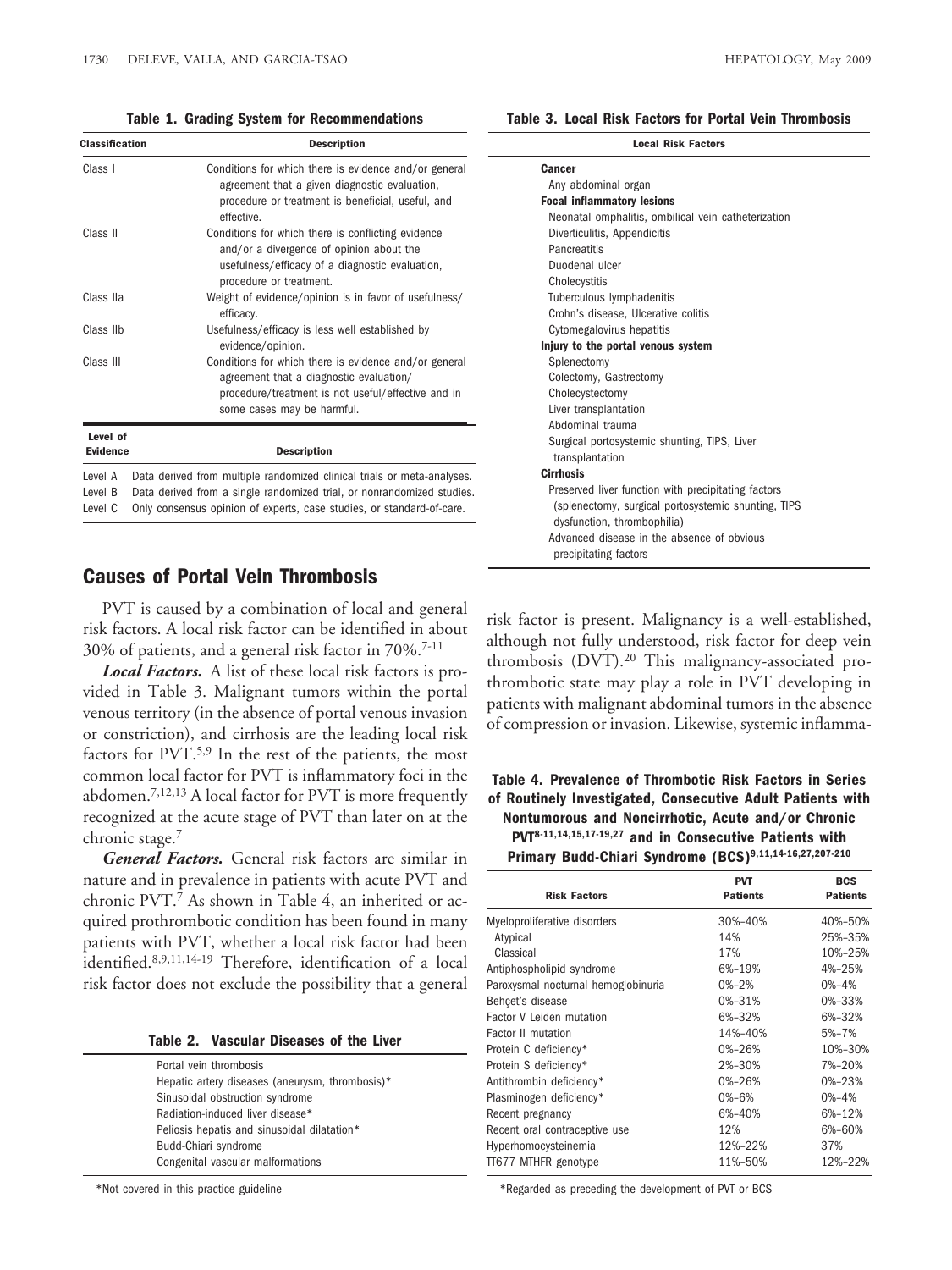**Table 1. Grading System for Recommendations**

| Classification | Description |
| --- | --- |
| Class I | Conditions for which there is evidence and/or general agreement that a given diagnostic evaluation, procedure or treatment is beneficial, useful, and effective. |
| Class II | Conditions for which there is conflicting evidence and/or a divergence of opinion about the usefulness/efficacy of a diagnostic evaluation, procedure or treatment. |
| Class IIa | Weight of evidence/opinion is in favor of usefulness/efficacy. |
| Class IIb | Usefulness/efficacy is less well established by evidence/opinion. |
| Class III | Conditions for which there is evidence and/or general agreement that a diagnostic evaluation/procedure/treatment is not useful/effective and in some cases may be harmful. |

| Level of Evidence | Description |
| --- | --- |
| Level A | Data derived from multiple randomized clinical trials or meta-analyses. |
| Level B | Data derived from a single randomized trial, or nonrandomized studies. |
| Level C | Only consensus opinion of experts, case studies, or standard-of-care. |

## Causes of Portal Vein Thrombosis

PVT is caused by a combination of local and general risk factors. A local risk factor can be identified in about 30% of patients, and a general risk factor in 70%.[7-11]

***Local Factors.*** A list of these local risk factors is provided in Table 3. Malignant tumors within the portal venous territory (in the absence of portal venous invasion or constriction), and cirrhosis are the leading local risk factors for PVT.[5,9] In the rest of the patients, the most common local factor for PVT is inflammatory foci in the abdomen.[7,12,13] A local factor for PVT is more frequently recognized at the acute stage of PVT than later on at the chronic stage.[7]

***General Factors.*** General risk factors are similar in nature and in prevalence in patients with acute PVT and chronic PVT.[7] As shown in Table 4, an inherited or acquired prothrombotic condition has been found in many patients with PVT, whether a local risk factor had been identified.[8,9,11,14-19] Therefore, identification of a local risk factor does not exclude the possibility that a general risk factor is present. Malignancy is a well-established, although not fully understood, risk factor for deep vein thrombosis (DVT).[20] This malignancy-associated prothrombotic state may play a role in PVT developing in patients with malignant abdominal tumors in the absence of compression or invasion. Likewise, systemic inflamma-

**Table 2. Vascular Diseases of the Liver**

| |
| --- |
| Portal vein thrombosis |
| Hepatic artery diseases (aneurysm, thrombosis)* |
| Sinusoidal obstruction syndrome |
| Radiation-induced liver disease* |
| Peliosis hepatis and sinusoidal dilatation* |
| Budd-Chiari syndrome |
| Congenital vascular malformations |

*Not covered in this practice guideline

**Table 3. Local Risk Factors for Portal Vein Thrombosis**

| Local Risk Factors |
| --- |
| **Cancer** |
| Any abdominal organ |
| **Focal inflammatory lesions** |
| Neonatal omphalitis, ombilical vein catheterization |
| Diverticulitis, Appendicitis |
| Pancreatitis |
| Duodenal ulcer |
| Cholecystitis |
| Tuberculous lymphadenitis |
| Crohn's disease, Ulcerative colitis |
| Cytomegalovirus hepatitis |
| **Injury to the portal venous system** |
| Splenectomy |
| Colectomy, Gastrectomy |
| Cholecystectomy |
| Liver transplantation |
| Abdominal trauma |
| Surgical portosystemic shunting, TIPS, Liver transplantation |
| **Cirrhosis** |
| Preserved liver function with precipitating factors (splenectomy, surgical portosystemic shunting, TIPS dysfunction, thrombophilia) |
| Advanced disease in the absence of obvious precipitating factors |

**Table 4. Prevalence of Thrombotic Risk Factors in Series of Routinely Investigated, Consecutive Adult Patients with Nontumorous and Noncirrhotic, Acute and/or Chronic PVT[8-11,14,15,17-19,27] and in Consecutive Patients with Primary Budd-Chiari Syndrome (BCS)[9,11,14-16,27,207-210]**

| Risk Factors | PVT Patients | BCS Patients |
| --- | --- | --- |
| Myeloproliferative disorders | 30%–40% | 40%–50% |
| Atypical | 14% | 25%–35% |
| Classical | 17% | 10%–25% |
| Antiphospholipid syndrome | 6%–19% | 4%–25% |
| Paroxysmal nocturnal hemoglobinuria | 0%–2% | 0%–4% |
| Behçet's disease | 0%–31% | 0%–33% |
| Factor V Leiden mutation | 6%–32% | 6%–32% |
| Factor II mutation | 14%–40% | 5%–7% |
| Protein C deficiency* | 0%–26% | 10%–30% |
| Protein S deficiency* | 2%–30% | 7%–20% |
| Antithrombin deficiency* | 0%–26% | 0%–23% |
| Plasminogen deficiency* | 0%–6% | 0%–4% |
| Recent pregnancy | 6%–40% | 6%–12% |
| Recent oral contraceptive use | 12% | 6%–60% |
| Hyperhomocysteinemia | 12%–22% | 37% |
| TT677 MTHFR genotype | 11%–50% | 12%–22% |

*Regarded as preceding the development of PVT or BCS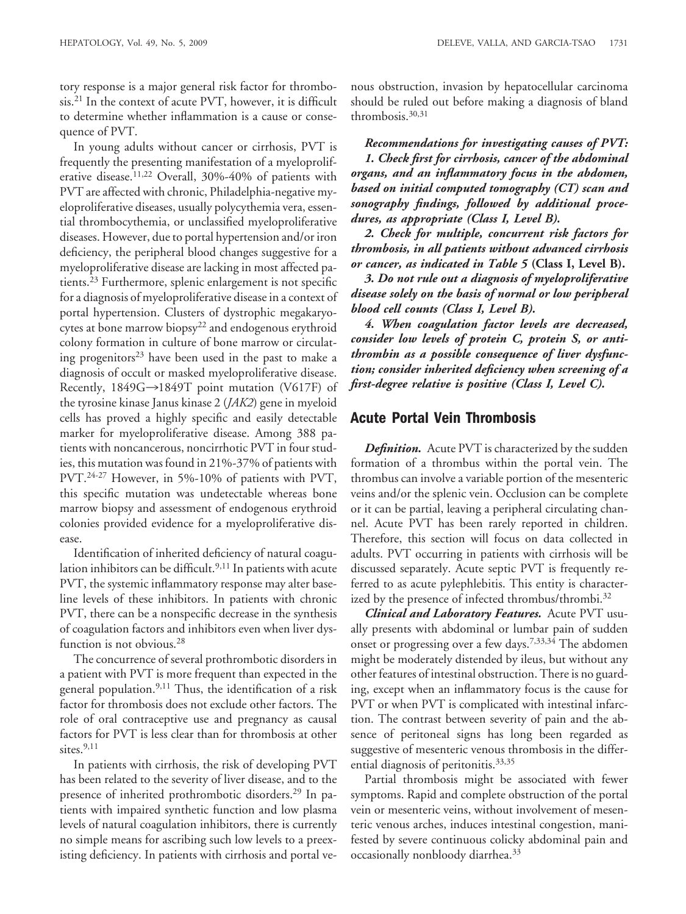tory response is a major general risk factor for thrombosis.[21] In the context of acute PVT, however, it is difficult to determine whether inflammation is a cause or consequence of PVT.

In young adults without cancer or cirrhosis, PVT is frequently the presenting manifestation of a myeloproliferative disease.[11,22] Overall, 30%-40% of patients with PVT are affected with chronic, Philadelphia-negative myeloproliferative diseases, usually polycythemia vera, essential thrombocythemia, or unclassified myeloproliferative diseases. However, due to portal hypertension and/or iron deficiency, the peripheral blood changes suggestive for a myeloproliferative disease are lacking in most affected patients.[23] Furthermore, splenic enlargement is not specific for a diagnosis of myeloproliferative disease in a context of portal hypertension. Clusters of dystrophic megakaryocytes at bone marrow biopsy[22] and endogenous erythroid colony formation in culture of bone marrow or circulating progenitors[23] have been used in the past to make a diagnosis of occult or masked myeloproliferative disease. Recently, 1849G→1849T point mutation (V617F) of the tyrosine kinase Janus kinase 2 (*JAK2*) gene in myeloid cells has proved a highly specific and easily detectable marker for myeloproliferative disease. Among 388 patients with noncancerous, noncirrhotic PVT in four studies, this mutation was found in 21%-37% of patients with PVT.[24-27] However, in 5%-10% of patients with PVT, this specific mutation was undetectable whereas bone marrow biopsy and assessment of endogenous erythroid colonies provided evidence for a myeloproliferative disease.

Identification of inherited deficiency of natural coagulation inhibitors can be difficult.[9,11] In patients with acute PVT, the systemic inflammatory response may alter baseline levels of these inhibitors. In patients with chronic PVT, there can be a nonspecific decrease in the synthesis of coagulation factors and inhibitors even when liver dysfunction is not obvious.[28]

The concurrence of several prothrombotic disorders in a patient with PVT is more frequent than expected in the general population.[9,11] Thus, the identification of a risk factor for thrombosis does not exclude other factors. The role of oral contraceptive use and pregnancy as causal factors for PVT is less clear than for thrombosis at other sites.[9,11]

In patients with cirrhosis, the risk of developing PVT has been related to the severity of liver disease, and to the presence of inherited prothrombotic disorders.[29] In patients with impaired synthetic function and low plasma levels of natural coagulation inhibitors, there is currently no simple means for ascribing such low levels to a preexisting deficiency. In patients with cirrhosis and portal venous obstruction, invasion by hepatocellular carcinoma should be ruled out before making a diagnosis of bland thrombosis.[30,31]

***Recommendations for investigating causes of PVT:***

***1. Check first for cirrhosis, cancer of the abdominal organs, and an inflammatory focus in the abdomen, based on initial computed tomography (CT) scan and sonography findings, followed by additional procedures, as appropriate (Class I, Level B).***

***2. Check for multiple, concurrent risk factors for thrombosis, in all patients without advanced cirrhosis or cancer, as indicated in Table 5* (Class I, Level B).**

***3. Do not rule out a diagnosis of myeloproliferative disease solely on the basis of normal or low peripheral blood cell counts (Class I, Level B).***

***4. When coagulation factor levels are decreased, consider low levels of protein C, protein S, or antithrombin as a possible consequence of liver dysfunction; consider inherited deficiency when screening of a first-degree relative is positive (Class I, Level C).***

## Acute Portal Vein Thrombosis

***Definition.*** Acute PVT is characterized by the sudden formation of a thrombus within the portal vein. The thrombus can involve a variable portion of the mesenteric veins and/or the splenic vein. Occlusion can be complete or it can be partial, leaving a peripheral circulating channel. Acute PVT has been rarely reported in children. Therefore, this section will focus on data collected in adults. PVT occurring in patients with cirrhosis will be discussed separately. Acute septic PVT is frequently referred to as acute pylephlebitis. This entity is characterized by the presence of infected thrombus/thrombi.[32]

***Clinical and Laboratory Features.*** Acute PVT usually presents with abdominal or lumbar pain of sudden onset or progressing over a few days.[7,33,34] The abdomen might be moderately distended by ileus, but without any other features of intestinal obstruction. There is no guarding, except when an inflammatory focus is the cause for PVT or when PVT is complicated with intestinal infarction. The contrast between severity of pain and the absence of peritoneal signs has long been regarded as suggestive of mesenteric venous thrombosis in the differential diagnosis of peritonitis.[33,35]

Partial thrombosis might be associated with fewer symptoms. Rapid and complete obstruction of the portal vein or mesenteric veins, without involvement of mesenteric venous arches, induces intestinal congestion, manifested by severe continuous colicky abdominal pain and occasionally nonbloody diarrhea.[33]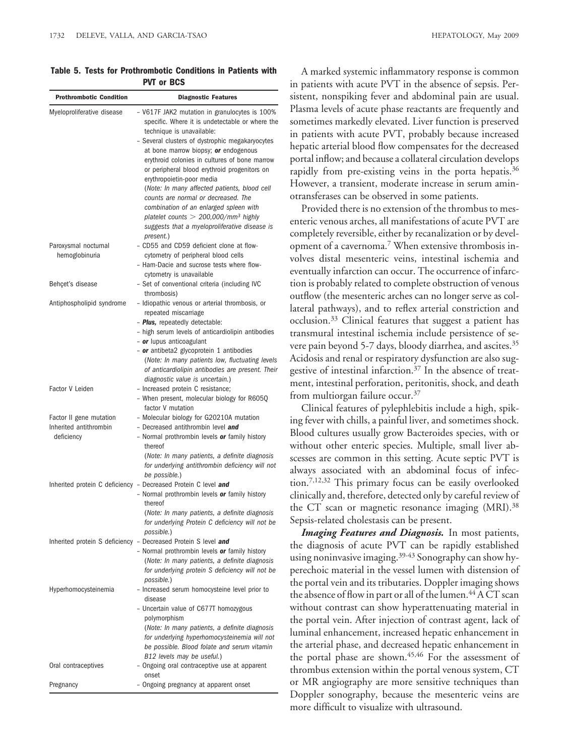**Table 5. Tests for Prothrombotic Conditions in Patients with PVT or BCS**

| Prothrombotic Condition | Diagnostic Features |
| --- | --- |
| Myeloproliferative disease | – V617F JAK2 mutation in granulocytes is 100% specific. Where it is undetectable or where the technique is unavailable:<br>– Several clusters of dystrophic megakaryocytes at bone marrow biopsy; ***or*** endogenous erythroid colonies in cultures of bone marrow or peripheral blood erythroid progenitors on erythropoietin-poor media<br>*(Note: In many affected patients, blood cell counts are normal or decreased. The combination of an enlarged spleen with platelet counts > 200,000/mm³ highly suggests that a myeloproliferative disease is present.)* |
| Paroxysmal nocturnal hemoglobinuria | – CD55 and CD59 deficient clone at flow-cytometry of peripheral blood cells<br>– Ham-Dacie and sucrose tests where flow-cytometry is unavailable |
| Behçet's disease | – Set of conventional criteria (including IVC thrombosis) |
| Antiphospholipid syndrome | – Idiopathic venous or arterial thrombosis, or repeated miscarriage<br>– ***Plus,*** repeatedly detectable:<br>– high serum levels of anticardiolipin antibodies<br>– ***or*** lupus anticoagulant<br>– ***or*** antibeta2 glycoprotein 1 antibodies<br>*(Note: In many patients low, fluctuating levels of anticardiolipin antibodies are present. Their diagnostic value is uncertain.)* |
| Factor V Leiden | – Increased protein C resistance;<br>– When present, molecular biology for R605Q factor V mutation |
| Factor II gene mutation | – Molecular biology for G20210A mutation |
| Inherited antithrombin deficiency | – Decreased antithrombin level ***and***<br>– Normal prothrombin levels ***or*** family history thereof<br>*(Note: In many patients, a definite diagnosis for underlying antithrombin deficiency will not be possible.)* |
| Inherited protein C deficiency | – Decreased Protein C level ***and***<br>– Normal prothrombin levels ***or*** family history thereof<br>*(Note: In many patients, a definite diagnosis for underlying Protein C deficiency will not be possible.)* |
| Inherited protein S deficiency | – Decreased Protein S level ***and***<br>– Normal prothrombin levels ***or*** family history<br>*(Note: In many patients, a definite diagnosis for underlying protein S deficiency will not be possible.)* |
| Hyperhomocysteinemia | – Increased serum homocysteine level prior to disease<br>– Uncertain value of C677T homozygous polymorphism<br>*(Note: In many patients, a definite diagnosis for underlying hyperhomocysteinemia will not be possible. Blood folate and serum vitamin B12 levels may be useful.)* |
| Oral contraceptives | – Ongoing oral contraceptive use at apparent onset |
| Pregnancy | – Ongoing pregnancy at apparent onset |

A marked systemic inflammatory response is common in patients with acute PVT in the absence of sepsis. Persistent, nonspiking fever and abdominal pain are usual. Plasma levels of acute phase reactants are frequently and sometimes markedly elevated. Liver function is preserved in patients with acute PVT, probably because increased hepatic arterial blood flow compensates for the decreased portal inflow; and because a collateral circulation develops rapidly from pre-existing veins in the porta hepatis.[36] However, a transient, moderate increase in serum aminotransferases can be observed in some patients.

Provided there is no extension of the thrombus to mesenteric venous arches, all manifestations of acute PVT are completely reversible, either by recanalization or by development of a cavernoma.[7] When extensive thrombosis involves distal mesenteric veins, intestinal ischemia and eventually infarction can occur. The occurrence of infarction is probably related to complete obstruction of venous outflow (the mesenteric arches can no longer serve as collateral pathways), and to reflex arterial constriction and occlusion.[33] Clinical features that suggest a patient has transmural intestinal ischemia include persistence of severe pain beyond 5-7 days, bloody diarrhea, and ascites.[35] Acidosis and renal or respiratory dysfunction are also suggestive of intestinal infarction.[37] In the absence of treatment, intestinal perforation, peritonitis, shock, and death from multiorgan failure occur.[37]

Clinical features of pylephlebitis include a high, spiking fever with chills, a painful liver, and sometimes shock. Blood cultures usually grow Bacteroides species, with or without other enteric species. Multiple, small liver abscesses are common in this setting. Acute septic PVT is always associated with an abdominal focus of infection.[7,12,32] This primary focus can be easily overlooked clinically and, therefore, detected only by careful review of the CT scan or magnetic resonance imaging (MRI).[38] Sepsis-related cholestasis can be present.

***Imaging Features and Diagnosis.*** In most patients, the diagnosis of acute PVT can be rapidly established using noninvasive imaging.[39-43] Sonography can show hyperechoic material in the vessel lumen with distension of the portal vein and its tributaries. Doppler imaging shows the absence of flow in part or all of the lumen.[44] A CT scan without contrast can show hyperattenuating material in the portal vein. After injection of contrast agent, lack of luminal enhancement, increased hepatic enhancement in the arterial phase, and decreased hepatic enhancement in the portal phase are shown.[45,46] For the assessment of thrombus extension within the portal venous system, CT or MR angiography are more sensitive techniques than Doppler sonography, because the mesenteric veins are more difficult to visualize with ultrasound.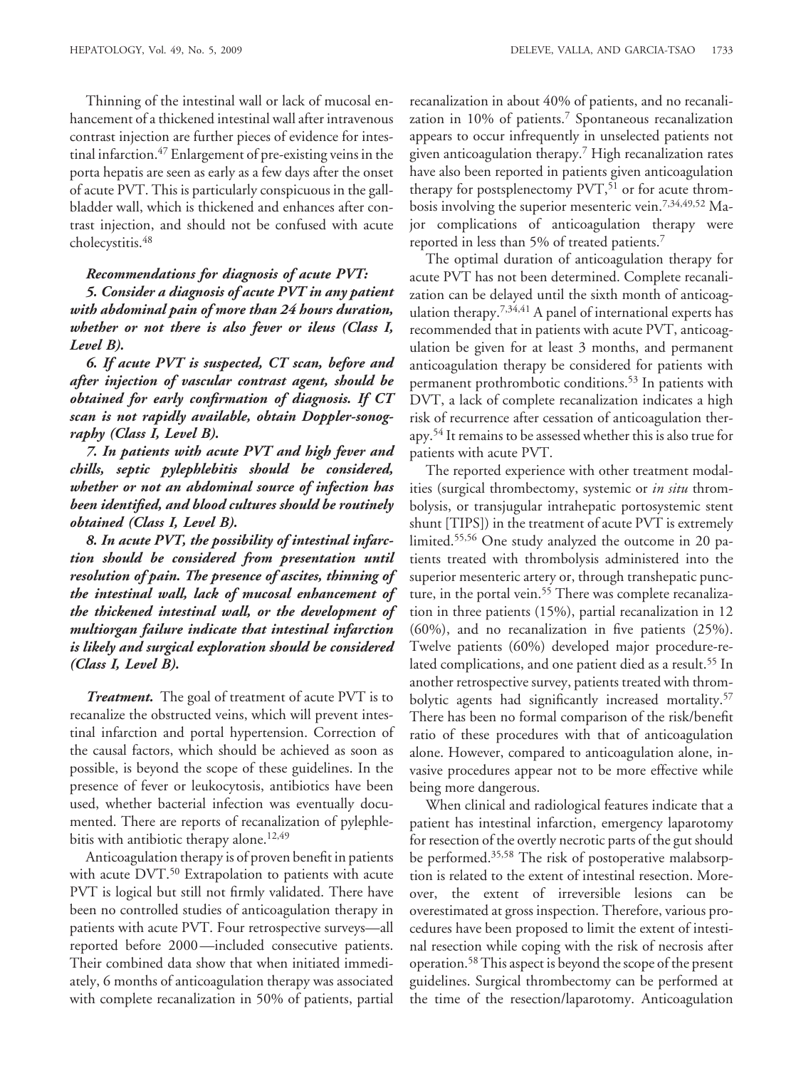Thinning of the intestinal wall or lack of mucosal enhancement of a thickened intestinal wall after intravenous contrast injection are further pieces of evidence for intestinal infarction.[47] Enlargement of pre-existing veins in the porta hepatis are seen as early as a few days after the onset of acute PVT. This is particularly conspicuous in the gallbladder wall, which is thickened and enhances after contrast injection, and should not be confused with acute cholecystitis.[48]

***Recommendations for diagnosis of acute PVT:***

***5. Consider a diagnosis of acute PVT in any patient with abdominal pain of more than 24 hours duration, whether or not there is also fever or ileus (Class I, Level B).***

***6. If acute PVT is suspected, CT scan, before and after injection of vascular contrast agent, should be obtained for early confirmation of diagnosis. If CT scan is not rapidly available, obtain Doppler-sonography (Class I, Level B).***

***7. In patients with acute PVT and high fever and chills, septic pylephlebitis should be considered, whether or not an abdominal source of infection has been identified, and blood cultures should be routinely obtained (Class I, Level B).***

***8. In acute PVT, the possibility of intestinal infarction should be considered from presentation until resolution of pain. The presence of ascites, thinning of the intestinal wall, lack of mucosal enhancement of the thickened intestinal wall, or the development of multiorgan failure indicate that intestinal infarction is likely and surgical exploration should be considered (Class I, Level B).***

***Treatment.*** The goal of treatment of acute PVT is to recanalize the obstructed veins, which will prevent intestinal infarction and portal hypertension. Correction of the causal factors, which should be achieved as soon as possible, is beyond the scope of these guidelines. In the presence of fever or leukocytosis, antibiotics have been used, whether bacterial infection was eventually documented. There are reports of recanalization of pylephlebitis with antibiotic therapy alone.[12,49]

Anticoagulation therapy is of proven benefit in patients with acute DVT.[50] Extrapolation to patients with acute PVT is logical but still not firmly validated. There have been no controlled studies of anticoagulation therapy in patients with acute PVT. Four retrospective surveys—all reported before 2000—included consecutive patients. Their combined data show that when initiated immediately, 6 months of anticoagulation therapy was associated with complete recanalization in 50% of patients, partial recanalization in about 40% of patients, and no recanalization in 10% of patients.[7] Spontaneous recanalization appears to occur infrequently in unselected patients not given anticoagulation therapy.[7] High recanalization rates have also been reported in patients given anticoagulation therapy for postsplenectomy PVT,[51] or for acute thrombosis involving the superior mesenteric vein.[7,34,49,52] Major complications of anticoagulation therapy were reported in less than 5% of treated patients.[7]

The optimal duration of anticoagulation therapy for acute PVT has not been determined. Complete recanalization can be delayed until the sixth month of anticoagulation therapy.[7,34,41] A panel of international experts has recommended that in patients with acute PVT, anticoagulation be given for at least 3 months, and permanent anticoagulation therapy be considered for patients with permanent prothrombotic conditions.[53] In patients with DVT, a lack of complete recanalization indicates a high risk of recurrence after cessation of anticoagulation therapy.[54] It remains to be assessed whether this is also true for patients with acute PVT.

The reported experience with other treatment modalities (surgical thrombectomy, systemic or *in situ* thrombolysis, or transjugular intrahepatic portosystemic stent shunt [TIPS]) in the treatment of acute PVT is extremely limited.[55,56] One study analyzed the outcome in 20 patients treated with thrombolysis administered into the superior mesenteric artery or, through transhepatic puncture, in the portal vein.[55] There was complete recanalization in three patients (15%), partial recanalization in 12 (60%), and no recanalization in five patients (25%). Twelve patients (60%) developed major procedure-related complications, and one patient died as a result.[55] In another retrospective survey, patients treated with thrombolytic agents had significantly increased mortality.[57] There has been no formal comparison of the risk/benefit ratio of these procedures with that of anticoagulation alone. However, compared to anticoagulation alone, invasive procedures appear not to be more effective while being more dangerous.

When clinical and radiological features indicate that a patient has intestinal infarction, emergency laparotomy for resection of the overtly necrotic parts of the gut should be performed.[35,58] The risk of postoperative malabsorption is related to the extent of intestinal resection. Moreover, the extent of irreversible lesions can be overestimated at gross inspection. Therefore, various procedures have been proposed to limit the extent of intestinal resection while coping with the risk of necrosis after operation.[58] This aspect is beyond the scope of the present guidelines. Surgical thrombectomy can be performed at the time of the resection/laparotomy. Anticoagulation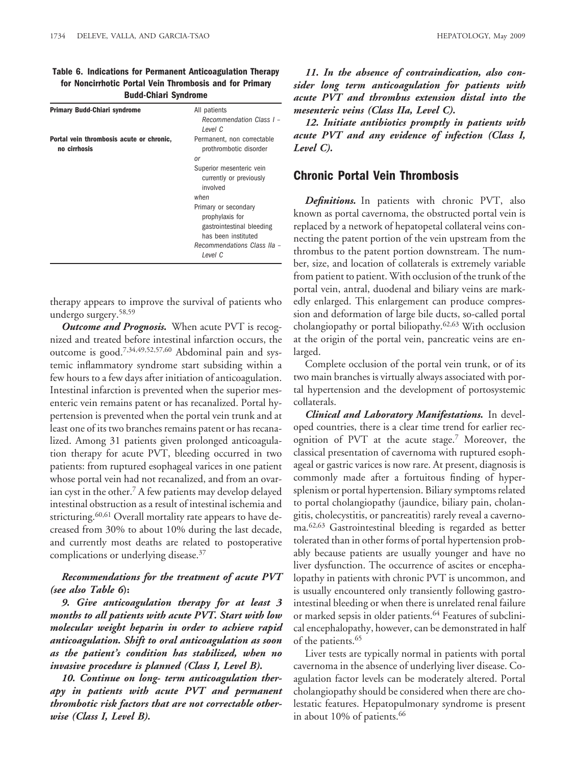**Table 6. Indications for Permanent Anticoagulation Therapy for Noncirrhotic Portal Vein Thrombosis and for Primary Budd-Chiari Syndrome**

| | |
|---|---|
| **Primary Budd-Chiari syndrome** | All patients *Recommendation Class I – Level C* |
| **Portal vein thrombosis acute or chronic, no cirrhosis** | Permanent, non correctable prothrombotic disorder *or* Superior mesenteric vein currently or previously involved *when* Primary or secondary prophylaxis for gastrointestinal bleeding has been instituted *Recommendations Class IIa – Level C* |

therapy appears to improve the survival of patients who undergo surgery.[58,59]

***Outcome and Prognosis.*** When acute PVT is recognized and treated before intestinal infarction occurs, the outcome is good.[7,34,49,52,57,60] Abdominal pain and systemic inflammatory syndrome start subsiding within a few hours to a few days after initiation of anticoagulation. Intestinal infarction is prevented when the superior mesenteric vein remains patent or has recanalized. Portal hypertension is prevented when the portal vein trunk and at least one of its two branches remains patent or has recanalized. Among 31 patients given prolonged anticoagulation therapy for acute PVT, bleeding occurred in two patients: from ruptured esophageal varices in one patient whose portal vein had not recanalized, and from an ovarian cyst in the other.[7] A few patients may develop delayed intestinal obstruction as a result of intestinal ischemia and stricturing.[60,61] Overall mortality rate appears to have decreased from 30% to about 10% during the last decade, and currently most deaths are related to postoperative complications or underlying disease.[37]

***Recommendations for the treatment of acute PVT (see also Table 6):***

***9. Give anticoagulation therapy for at least 3 months to all patients with acute PVT. Start with low molecular weight heparin in order to achieve rapid anticoagulation. Shift to oral anticoagulation as soon as the patient's condition has stabilized, when no invasive procedure is planned (Class I, Level B).***

***10. Continue on long- term anticoagulation therapy in patients with acute PVT and permanent thrombotic risk factors that are not correctable otherwise (Class I, Level B).***

***11. In the absence of contraindication, also consider long term anticoagulation for patients with acute PVT and thrombus extension distal into the mesenteric veins (Class IIa, Level C).***

***12. Initiate antibiotics promptly in patients with acute PVT and any evidence of infection (Class I, Level C).***

## Chronic Portal Vein Thrombosis

***Definitions.*** In patients with chronic PVT, also known as portal cavernoma, the obstructed portal vein is replaced by a network of hepatopetal collateral veins connecting the patent portion of the vein upstream from the thrombus to the patent portion downstream. The number, size, and location of collaterals is extremely variable from patient to patient. With occlusion of the trunk of the portal vein, antral, duodenal and biliary veins are markedly enlarged. This enlargement can produce compression and deformation of large bile ducts, so-called portal cholangiopathy or portal biliopathy.[62,63] With occlusion at the origin of the portal vein, pancreatic veins are enlarged.

Complete occlusion of the portal vein trunk, or of its two main branches is virtually always associated with portal hypertension and the development of portosystemic collaterals.

***Clinical and Laboratory Manifestations.*** In developed countries, there is a clear time trend for earlier recognition of PVT at the acute stage.[7] Moreover, the classical presentation of cavernoma with ruptured esophageal or gastric varices is now rare. At present, diagnosis is commonly made after a fortuitous finding of hypersplenism or portal hypertension. Biliary symptoms related to portal cholangiopathy (jaundice, biliary pain, cholangitis, cholecystitis, or pancreatitis) rarely reveal a cavernoma.[62,63] Gastrointestinal bleeding is regarded as better tolerated than in other forms of portal hypertension probably because patients are usually younger and have no liver dysfunction. The occurrence of ascites or encephalopathy in patients with chronic PVT is uncommon, and is usually encountered only transiently following gastrointestinal bleeding or when there is unrelated renal failure or marked sepsis in older patients.[64] Features of subclinical encephalopathy, however, can be demonstrated in half of the patients.[65]

Liver tests are typically normal in patients with portal cavernoma in the absence of underlying liver disease. Coagulation factor levels can be moderately altered. Portal cholangiopathy should be considered when there are cholestatic features. Hepatopulmonary syndrome is present in about 10% of patients.[66]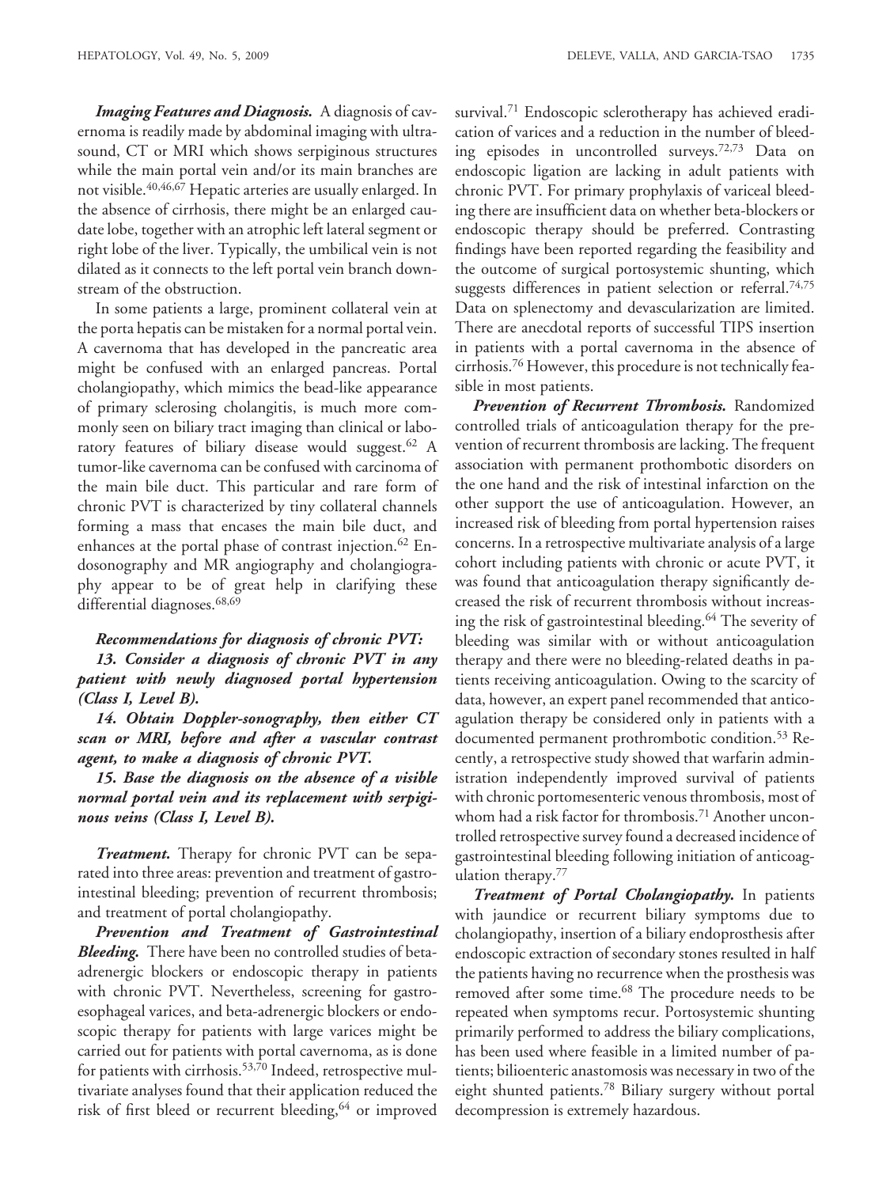***Imaging Features and Diagnosis.*** A diagnosis of cavernoma is readily made by abdominal imaging with ultrasound, CT or MRI which shows serpiginous structures while the main portal vein and/or its main branches are not visible.[40,46,67] Hepatic arteries are usually enlarged. In the absence of cirrhosis, there might be an enlarged caudate lobe, together with an atrophic left lateral segment or right lobe of the liver. Typically, the umbilical vein is not dilated as it connects to the left portal vein branch downstream of the obstruction.

In some patients a large, prominent collateral vein at the porta hepatis can be mistaken for a normal portal vein. A cavernoma that has developed in the pancreatic area might be confused with an enlarged pancreas. Portal cholangiopathy, which mimics the bead-like appearance of primary sclerosing cholangitis, is much more commonly seen on biliary tract imaging than clinical or laboratory features of biliary disease would suggest.[62] A tumor-like cavernoma can be confused with carcinoma of the main bile duct. This particular and rare form of chronic PVT is characterized by tiny collateral channels forming a mass that encases the main bile duct, and enhances at the portal phase of contrast injection.[62] Endosonography and MR angiography and cholangiography appear to be of great help in clarifying these differential diagnoses.[68,69]

***Recommendations for diagnosis of chronic PVT:***

***13. Consider a diagnosis of chronic PVT in any patient with newly diagnosed portal hypertension (Class I, Level B).***

***14. Obtain Doppler-sonography, then either CT scan or MRI, before and after a vascular contrast agent, to make a diagnosis of chronic PVT.***

***15. Base the diagnosis on the absence of a visible normal portal vein and its replacement with serpiginous veins (Class I, Level B).***

***Treatment.*** Therapy for chronic PVT can be separated into three areas: prevention and treatment of gastrointestinal bleeding; prevention of recurrent thrombosis; and treatment of portal cholangiopathy.

***Prevention and Treatment of Gastrointestinal Bleeding.*** There have been no controlled studies of beta-adrenergic blockers or endoscopic therapy in patients with chronic PVT. Nevertheless, screening for gastroesophageal varices, and beta-adrenergic blockers or endoscopic therapy for patients with large varices might be carried out for patients with portal cavernoma, as is done for patients with cirrhosis.[53,70] Indeed, retrospective multivariate analyses found that their application reduced the risk of first bleed or recurrent bleeding,[64] or improved survival.[71] Endoscopic sclerotherapy has achieved eradication of varices and a reduction in the number of bleeding episodes in uncontrolled surveys.[72,73] Data on endoscopic ligation are lacking in adult patients with chronic PVT. For primary prophylaxis of variceal bleeding there are insufficient data on whether beta-blockers or endoscopic therapy should be preferred. Contrasting findings have been reported regarding the feasibility and the outcome of surgical portosystemic shunting, which suggests differences in patient selection or referral.[74,75] Data on splenectomy and devascularization are limited. There are anecdotal reports of successful TIPS insertion in patients with a portal cavernoma in the absence of cirrhosis.[76] However, this procedure is not technically feasible in most patients.

***Prevention of Recurrent Thrombosis.*** Randomized controlled trials of anticoagulation therapy for the prevention of recurrent thrombosis are lacking. The frequent association with permanent prothombotic disorders on the one hand and the risk of intestinal infarction on the other support the use of anticoagulation. However, an increased risk of bleeding from portal hypertension raises concerns. In a retrospective multivariate analysis of a large cohort including patients with chronic or acute PVT, it was found that anticoagulation therapy significantly decreased the risk of recurrent thrombosis without increasing the risk of gastrointestinal bleeding.[64] The severity of bleeding was similar with or without anticoagulation therapy and there were no bleeding-related deaths in patients receiving anticoagulation. Owing to the scarcity of data, however, an expert panel recommended that anticoagulation therapy be considered only in patients with a documented permanent prothrombotic condition.[53] Recently, a retrospective study showed that warfarin administration independently improved survival of patients with chronic portomesenteric venous thrombosis, most of whom had a risk factor for thrombosis.[71] Another uncontrolled retrospective survey found a decreased incidence of gastrointestinal bleeding following initiation of anticoagulation therapy.[77]

***Treatment of Portal Cholangiopathy.*** In patients with jaundice or recurrent biliary symptoms due to cholangiopathy, insertion of a biliary endoprosthesis after endoscopic extraction of secondary stones resulted in half the patients having no recurrence when the prosthesis was removed after some time.[68] The procedure needs to be repeated when symptoms recur. Portosystemic shunting primarily performed to address the biliary complications, has been used where feasible in a limited number of patients; bilioenteric anastomosis was necessary in two of the eight shunted patients.[78] Biliary surgery without portal decompression is extremely hazardous.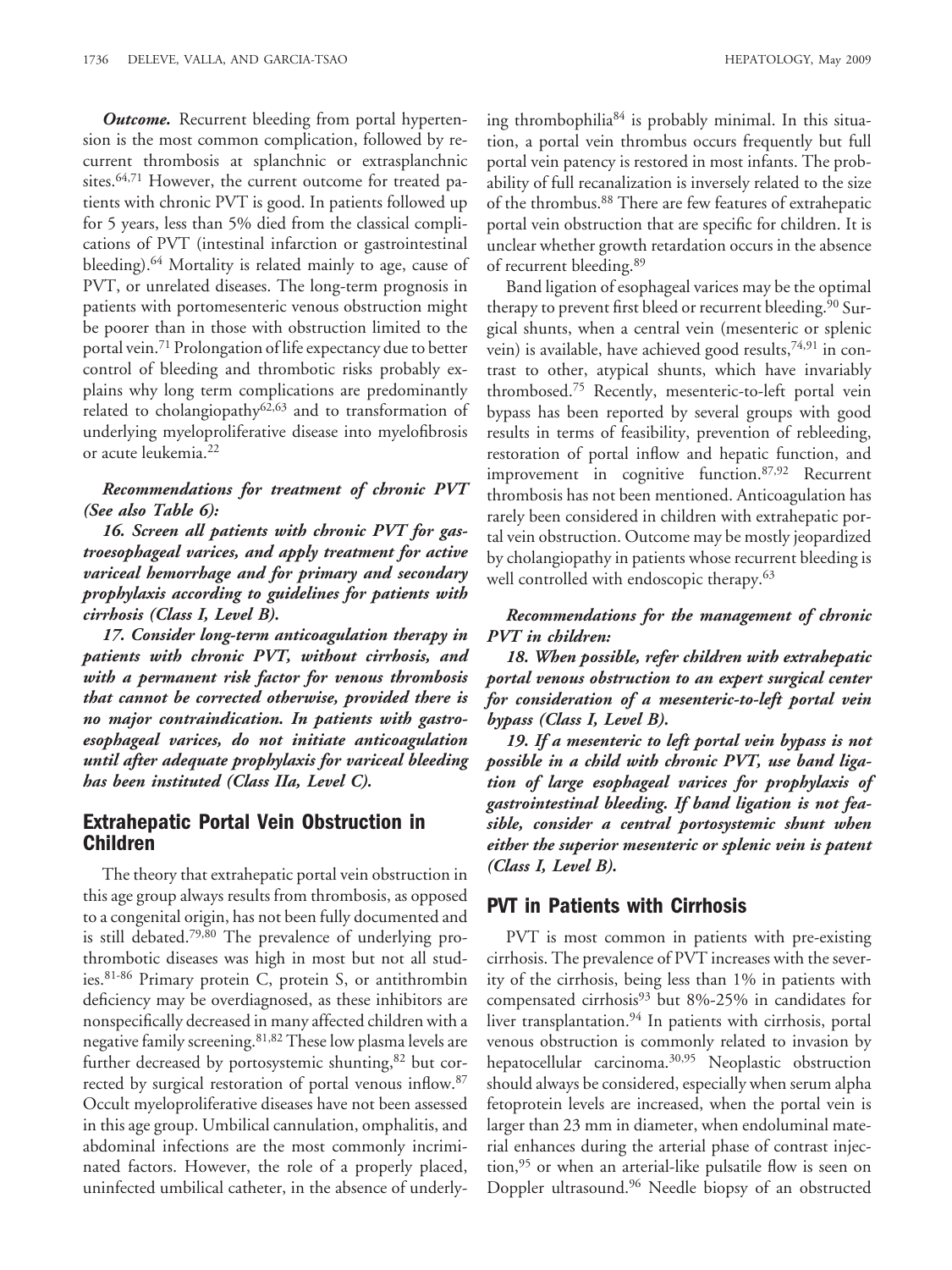***Outcome.*** Recurrent bleeding from portal hypertension is the most common complication, followed by recurrent thrombosis at splanchnic or extrasplanchnic sites.[64,71] However, the current outcome for treated patients with chronic PVT is good. In patients followed up for 5 years, less than 5% died from the classical complications of PVT (intestinal infarction or gastrointestinal bleeding).[64] Mortality is related mainly to age, cause of PVT, or unrelated diseases. The long-term prognosis in patients with portomesenteric venous obstruction might be poorer than in those with obstruction limited to the portal vein.[71] Prolongation of life expectancy due to better control of bleeding and thrombotic risks probably explains why long term complications are predominantly related to cholangiopathy[62,63] and to transformation of underlying myeloproliferative disease into myelofibrosis or acute leukemia.[22]

***Recommendations for treatment of chronic PVT (See also Table 6):***

***16. Screen all patients with chronic PVT for gastroesophageal varices, and apply treatment for active variceal hemorrhage and for primary and secondary prophylaxis according to guidelines for patients with cirrhosis (Class I, Level B).***

***17. Consider long-term anticoagulation therapy in patients with chronic PVT, without cirrhosis, and with a permanent risk factor for venous thrombosis that cannot be corrected otherwise, provided there is no major contraindication. In patients with gastroesophageal varices, do not initiate anticoagulation until after adequate prophylaxis for variceal bleeding has been instituted (Class IIa, Level C).***

## Extrahepatic Portal Vein Obstruction in Children

The theory that extrahepatic portal vein obstruction in this age group always results from thrombosis, as opposed to a congenital origin, has not been fully documented and is still debated.[79,80] The prevalence of underlying prothrombotic diseases was high in most but not all studies.[81-86] Primary protein C, protein S, or antithrombin deficiency may be overdiagnosed, as these inhibitors are nonspecifically decreased in many affected children with a negative family screening.[81,82] These low plasma levels are further decreased by portosystemic shunting,[82] but corrected by surgical restoration of portal venous inflow.[87] Occult myeloproliferative diseases have not been assessed in this age group. Umbilical cannulation, omphalitis, and abdominal infections are the most commonly incriminated factors. However, the role of a properly placed, uninfected umbilical catheter, in the absence of underlying thrombophilia[84] is probably minimal. In this situation, a portal vein thrombus occurs frequently but full portal vein patency is restored in most infants. The probability of full recanalization is inversely related to the size of the thrombus.[88] There are few features of extrahepatic portal vein obstruction that are specific for children. It is unclear whether growth retardation occurs in the absence of recurrent bleeding.[89]

Band ligation of esophageal varices may be the optimal therapy to prevent first bleed or recurrent bleeding.[90] Surgical shunts, when a central vein (mesenteric or splenic vein) is available, have achieved good results,[74,91] in contrast to other, atypical shunts, which have invariably thrombosed.[75] Recently, mesenteric-to-left portal vein bypass has been reported by several groups with good results in terms of feasibility, prevention of rebleeding, restoration of portal inflow and hepatic function, and improvement in cognitive function.[87,92] Recurrent thrombosis has not been mentioned. Anticoagulation has rarely been considered in children with extrahepatic portal vein obstruction. Outcome may be mostly jeopardized by cholangiopathy in patients whose recurrent bleeding is well controlled with endoscopic therapy.[63]

***Recommendations for the management of chronic PVT in children:***

***18. When possible, refer children with extrahepatic portal venous obstruction to an expert surgical center for consideration of a mesenteric-to-left portal vein bypass (Class I, Level B).***

***19. If a mesenteric to left portal vein bypass is not possible in a child with chronic PVT, use band ligation of large esophageal varices for prophylaxis of gastrointestinal bleeding. If band ligation is not feasible, consider a central portosystemic shunt when either the superior mesenteric or splenic vein is patent (Class I, Level B).***

## PVT in Patients with Cirrhosis

PVT is most common in patients with pre-existing cirrhosis. The prevalence of PVT increases with the severity of the cirrhosis, being less than 1% in patients with compensated cirrhosis[93] but 8%-25% in candidates for liver transplantation.[94] In patients with cirrhosis, portal venous obstruction is commonly related to invasion by hepatocellular carcinoma.[30,95] Neoplastic obstruction should always be considered, especially when serum alpha fetoprotein levels are increased, when the portal vein is larger than 23 mm in diameter, when endoluminal material enhances during the arterial phase of contrast injection,[95] or when an arterial-like pulsatile flow is seen on Doppler ultrasound.[96] Needle biopsy of an obstructed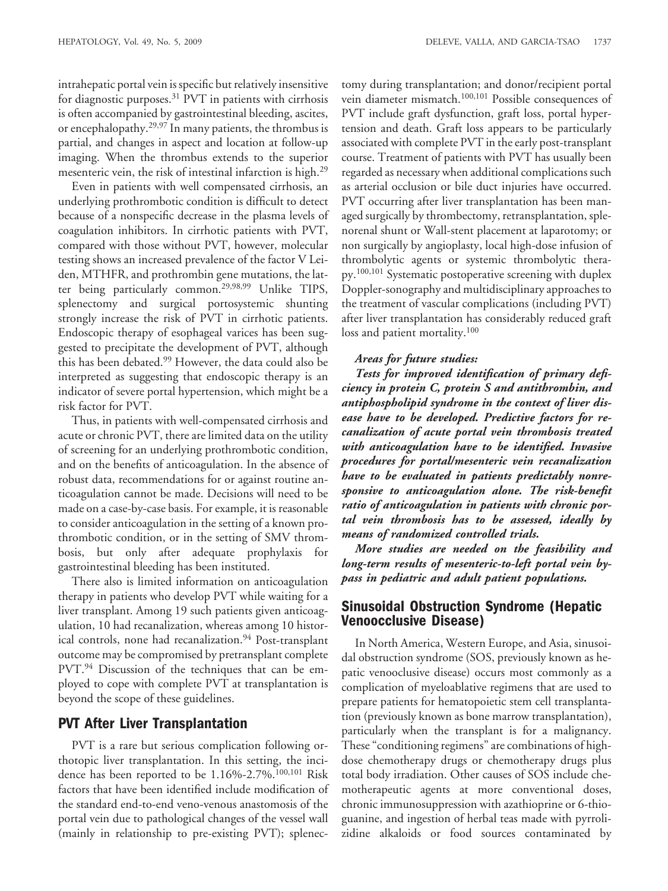intrahepatic portal vein is specific but relatively insensitive for diagnostic purposes.[31] PVT in patients with cirrhosis is often accompanied by gastrointestinal bleeding, ascites, or encephalopathy.[29,97] In many patients, the thrombus is partial, and changes in aspect and location at follow-up imaging. When the thrombus extends to the superior mesenteric vein, the risk of intestinal infarction is high.[29]

Even in patients with well compensated cirrhosis, an underlying prothrombotic condition is difficult to detect because of a nonspecific decrease in the plasma levels of coagulation inhibitors. In cirrhotic patients with PVT, compared with those without PVT, however, molecular testing shows an increased prevalence of the factor V Leiden, MTHFR, and prothrombin gene mutations, the latter being particularly common.[29,98,99] Unlike TIPS, splenectomy and surgical portosystemic shunting strongly increase the risk of PVT in cirrhotic patients. Endoscopic therapy of esophageal varices has been suggested to precipitate the development of PVT, although this has been debated.[99] However, the data could also be interpreted as suggesting that endoscopic therapy is an indicator of severe portal hypertension, which might be a risk factor for PVT.

Thus, in patients with well-compensated cirrhosis and acute or chronic PVT, there are limited data on the utility of screening for an underlying prothrombotic condition, and on the benefits of anticoagulation. In the absence of robust data, recommendations for or against routine anticoagulation cannot be made. Decisions will need to be made on a case-by-case basis. For example, it is reasonable to consider anticoagulation in the setting of a known prothrombotic condition, or in the setting of SMV thrombosis, but only after adequate prophylaxis for gastrointestinal bleeding has been instituted.

There also is limited information on anticoagulation therapy in patients who develop PVT while waiting for a liver transplant. Among 19 such patients given anticoagulation, 10 had recanalization, whereas among 10 historical controls, none had recanalization.[94] Post-transplant outcome may be compromised by pretransplant complete PVT.[94] Discussion of the techniques that can be employed to cope with complete PVT at transplantation is beyond the scope of these guidelines.

## PVT After Liver Transplantation

PVT is a rare but serious complication following orthotopic liver transplantation. In this setting, the incidence has been reported to be 1.16%-2.7%.[100,101] Risk factors that have been identified include modification of the standard end-to-end veno-venous anastomosis of the portal vein due to pathological changes of the vessel wall (mainly in relationship to pre-existing PVT); splenectomy during transplantation; and donor/recipient portal vein diameter mismatch.[100,101] Possible consequences of PVT include graft dysfunction, graft loss, portal hypertension and death. Graft loss appears to be particularly associated with complete PVT in the early post-transplant course. Treatment of patients with PVT has usually been regarded as necessary when additional complications such as arterial occlusion or bile duct injuries have occurred. PVT occurring after liver transplantation has been managed surgically by thrombectomy, retransplantation, splenorenal shunt or Wall-stent placement at laparotomy; or non surgically by angioplasty, local high-dose infusion of thrombolytic agents or systemic thrombolytic therapy.[100,101] Systematic postoperative screening with duplex Doppler-sonography and multidisciplinary approaches to the treatment of vascular complications (including PVT) after liver transplantation has considerably reduced graft loss and patient mortality.[100]

***Areas for future studies:***

***Tests for improved identification of primary deficiency in protein C, protein S and antithrombin, and antiphospholipid syndrome in the context of liver disease have to be developed. Predictive factors for recanalization of acute portal vein thrombosis treated with anticoagulation have to be identified. Invasive procedures for portal/mesenteric vein recanalization have to be evaluated in patients predictably nonresponsive to anticoagulation alone. The risk-benefit ratio of anticoagulation in patients with chronic portal vein thrombosis has to be assessed, ideally by means of randomized controlled trials.***

***More studies are needed on the feasibility and long-term results of mesenteric-to-left portal vein bypass in pediatric and adult patient populations.***

## Sinusoidal Obstruction Syndrome (Hepatic Venoocclusive Disease)

In North America, Western Europe, and Asia, sinusoidal obstruction syndrome (SOS, previously known as hepatic venoocclusive disease) occurs most commonly as a complication of myeloablative regimens that are used to prepare patients for hematopoietic stem cell transplantation (previously known as bone marrow transplantation), particularly when the transplant is for a malignancy. These "conditioning regimens" are combinations of high-dose chemotherapy drugs or chemotherapy drugs plus total body irradiation. Other causes of SOS include chemotherapeutic agents at more conventional doses, chronic immunosuppression with azathioprine or 6-thioguanine, and ingestion of herbal teas made with pyrrolizidine alkaloids or food sources contaminated by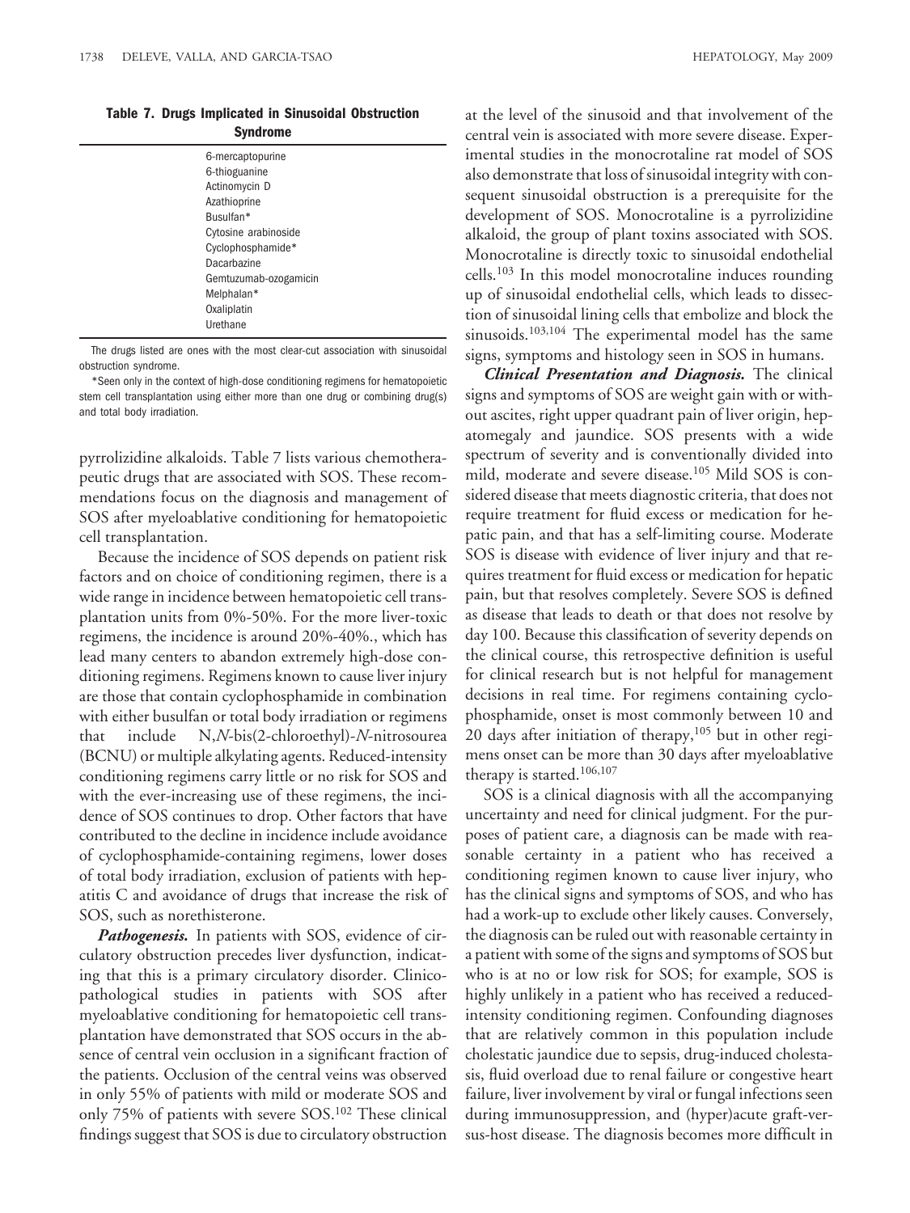**Table 7. Drugs Implicated in Sinusoidal Obstruction Syndrome**

| |
|---|
| 6-mercaptopurine |
| 6-thioguanine |
| Actinomycin D |
| Azathioprine |
| Busulfan* |
| Cytosine arabinoside |
| Cyclophosphamide* |
| Dacarbazine |
| Gemtuzumab-ozogamicin |
| Melphalan* |
| Oxaliplatin |
| Urethane |

The drugs listed are ones with the most clear-cut association with sinusoidal obstruction syndrome.

*Seen only in the context of high-dose conditioning regimens for hematopoietic stem cell transplantation using either more than one drug or combining drug(s) and total body irradiation.

pyrrolizidine alkaloids. Table 7 lists various chemotherapeutic drugs that are associated with SOS. These recommendations focus on the diagnosis and management of SOS after myeloablative conditioning for hematopoietic cell transplantation.

Because the incidence of SOS depends on patient risk factors and on choice of conditioning regimen, there is a wide range in incidence between hematopoietic cell transplantation units from 0%-50%. For the more liver-toxic regimens, the incidence is around 20%-40%., which has lead many centers to abandon extremely high-dose conditioning regimens. Regimens known to cause liver injury are those that contain cyclophosphamide in combination with either busulfan or total body irradiation or regimens that include N,*N*-bis(2-chloroethyl)-*N*-nitrosourea (BCNU) or multiple alkylating agents. Reduced-intensity conditioning regimens carry little or no risk for SOS and with the ever-increasing use of these regimens, the incidence of SOS continues to drop. Other factors that have contributed to the decline in incidence include avoidance of cyclophosphamide-containing regimens, lower doses of total body irradiation, exclusion of patients with hepatitis C and avoidance of drugs that increase the risk of SOS, such as norethisterone.

***Pathogenesis.*** In patients with SOS, evidence of circulatory obstruction precedes liver dysfunction, indicating that this is a primary circulatory disorder. Clinicopathological studies in patients with SOS after myeloablative conditioning for hematopoietic cell transplantation have demonstrated that SOS occurs in the absence of central vein occlusion in a significant fraction of the patients. Occlusion of the central veins was observed in only 55% of patients with mild or moderate SOS and only 75% of patients with severe SOS.[102] These clinical findings suggest that SOS is due to circulatory obstruction at the level of the sinusoid and that involvement of the central vein is associated with more severe disease. Experimental studies in the monocrotaline rat model of SOS also demonstrate that loss of sinusoidal integrity with consequent sinusoidal obstruction is a prerequisite for the development of SOS. Monocrotaline is a pyrrolizidine alkaloid, the group of plant toxins associated with SOS. Monocrotaline is directly toxic to sinusoidal endothelial cells.[103] In this model monocrotaline induces rounding up of sinusoidal endothelial cells, which leads to dissection of sinusoidal lining cells that embolize and block the sinusoids.[103,104] The experimental model has the same signs, symptoms and histology seen in SOS in humans.

***Clinical Presentation and Diagnosis.*** The clinical signs and symptoms of SOS are weight gain with or without ascites, right upper quadrant pain of liver origin, hepatomegaly and jaundice. SOS presents with a wide spectrum of severity and is conventionally divided into mild, moderate and severe disease.[105] Mild SOS is considered disease that meets diagnostic criteria, that does not require treatment for fluid excess or medication for hepatic pain, and that has a self-limiting course. Moderate SOS is disease with evidence of liver injury and that requires treatment for fluid excess or medication for hepatic pain, but that resolves completely. Severe SOS is defined as disease that leads to death or that does not resolve by day 100. Because this classification of severity depends on the clinical course, this retrospective definition is useful for clinical research but is not helpful for management decisions in real time. For regimens containing cyclophosphamide, onset is most commonly between 10 and 20 days after initiation of therapy,[105] but in other regimens onset can be more than 30 days after myeloablative therapy is started.[106,107]

SOS is a clinical diagnosis with all the accompanying uncertainty and need for clinical judgment. For the purposes of patient care, a diagnosis can be made with reasonable certainty in a patient who has received a conditioning regimen known to cause liver injury, who has the clinical signs and symptoms of SOS, and who has had a work-up to exclude other likely causes. Conversely, the diagnosis can be ruled out with reasonable certainty in a patient with some of the signs and symptoms of SOS but who is at no or low risk for SOS; for example, SOS is highly unlikely in a patient who has received a reduced-intensity conditioning regimen. Confounding diagnoses that are relatively common in this population include cholestatic jaundice due to sepsis, drug-induced cholestasis, fluid overload due to renal failure or congestive heart failure, liver involvement by viral or fungal infections seen during immunosuppression, and (hyper)acute graft-versus-host disease. The diagnosis becomes more difficult in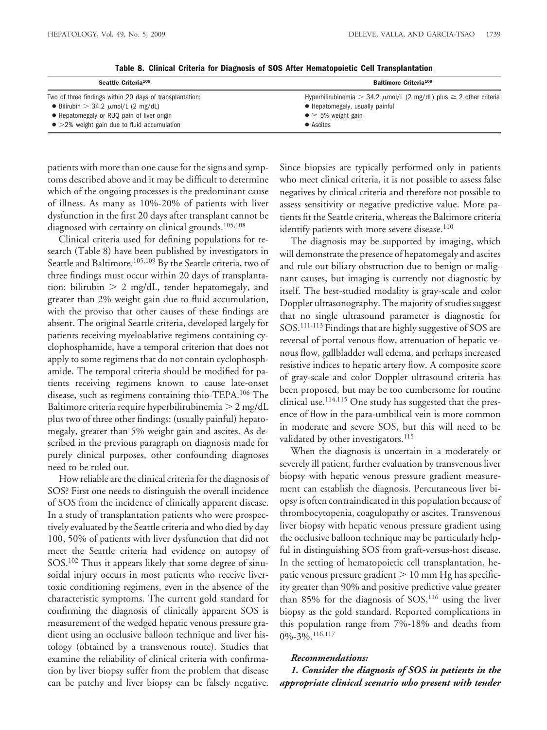**Table 8. Clinical Criteria for Diagnosis of SOS After Hematopoietic Cell Transplantation**

| Seattle Criteria[105] | Baltimore Criteria[109] |
| --- | --- |
| Two of three findings within 20 days of transplantation: | Hyperbilirubinemia > 34.2 μmol/L (2 mg/dL) plus ≥ 2 other criteria |
| • Bilirubin > 34.2 μmol/L (2 mg/dL) | • Hepatomegaly, usually painful |
| • Hepatomegaly or RUQ pain of liver origin | • ≥ 5% weight gain |
| • >2% weight gain due to fluid accumulation | • Ascites |

patients with more than one cause for the signs and symptoms described above and it may be difficult to determine which of the ongoing processes is the predominant cause of illness. As many as 10%-20% of patients with liver dysfunction in the first 20 days after transplant cannot be diagnosed with certainty on clinical grounds.[105,108]

Clinical criteria used for defining populations for research (Table 8) have been published by investigators in Seattle and Baltimore.[105,109] By the Seattle criteria, two of three findings must occur within 20 days of transplantation: bilirubin > 2 mg/dL, tender hepatomegaly, and greater than 2% weight gain due to fluid accumulation, with the proviso that other causes of these findings are absent. The original Seattle criteria, developed largely for patients receiving myeloablative regimens containing cyclophosphamide, have a temporal criterion that does not apply to some regimens that do not contain cyclophosphamide. The temporal criteria should be modified for patients receiving regimens known to cause late-onset disease, such as regimens containing thio-TEPA.[106] The Baltimore criteria require hyperbilirubinemia > 2 mg/dL plus two of three other findings: (usually painful) hepatomegaly, greater than 5% weight gain and ascites. As described in the previous paragraph on diagnosis made for purely clinical purposes, other confounding diagnoses need to be ruled out.

How reliable are the clinical criteria for the diagnosis of SOS? First one needs to distinguish the overall incidence of SOS from the incidence of clinically apparent disease. In a study of transplantation patients who were prospectively evaluated by the Seattle criteria and who died by day 100, 50% of patients with liver dysfunction that did not meet the Seattle criteria had evidence on autopsy of SOS.[102] Thus it appears likely that some degree of sinusoidal injury occurs in most patients who receive liver-toxic conditioning regimens, even in the absence of the characteristic symptoms. The current gold standard for confirming the diagnosis of clinically apparent SOS is measurement of the wedged hepatic venous pressure gradient using an occlusive balloon technique and liver histology (obtained by a transvenous route). Studies that examine the reliability of clinical criteria with confirmation by liver biopsy suffer from the problem that disease can be patchy and liver biopsy can be falsely negative. Since biopsies are typically performed only in patients who meet clinical criteria, it is not possible to assess false negatives by clinical criteria and therefore not possible to assess sensitivity or negative predictive value. More patients fit the Seattle criteria, whereas the Baltimore criteria identify patients with more severe disease.[110]

The diagnosis may be supported by imaging, which will demonstrate the presence of hepatomegaly and ascites and rule out biliary obstruction due to benign or malignant causes, but imaging is currently not diagnostic by itself. The best-studied modality is gray-scale and color Doppler ultrasonography. The majority of studies suggest that no single ultrasound parameter is diagnostic for SOS.[111-113] Findings that are highly suggestive of SOS are reversal of portal venous flow, attenuation of hepatic venous flow, gallbladder wall edema, and perhaps increased resistive indices to hepatic artery flow. A composite score of gray-scale and color Doppler ultrasound criteria has been proposed, but may be too cumbersome for routine clinical use.[114,115] One study has suggested that the presence of flow in the para-umbilical vein is more common in moderate and severe SOS, but this will need to be validated by other investigators.[115]

When the diagnosis is uncertain in a moderately or severely ill patient, further evaluation by transvenous liver biopsy with hepatic venous pressure gradient measurement can establish the diagnosis. Percutaneous liver biopsy is often contraindicated in this population because of thrombocytopenia, coagulopathy or ascites. Transvenous liver biopsy with hepatic venous pressure gradient using the occlusive balloon technique may be particularly helpful in distinguishing SOS from graft-versus-host disease. In the setting of hematopoietic cell transplantation, hepatic venous pressure gradient > 10 mm Hg has specificity greater than 90% and positive predictive value greater than 85% for the diagnosis of SOS,[116] using the liver biopsy as the gold standard. Reported complications in this population range from 7%-18% and deaths from 0%-3%.[116,117]

***Recommendations:***

***1. Consider the diagnosis of SOS in patients in the appropriate clinical scenario who present with tender***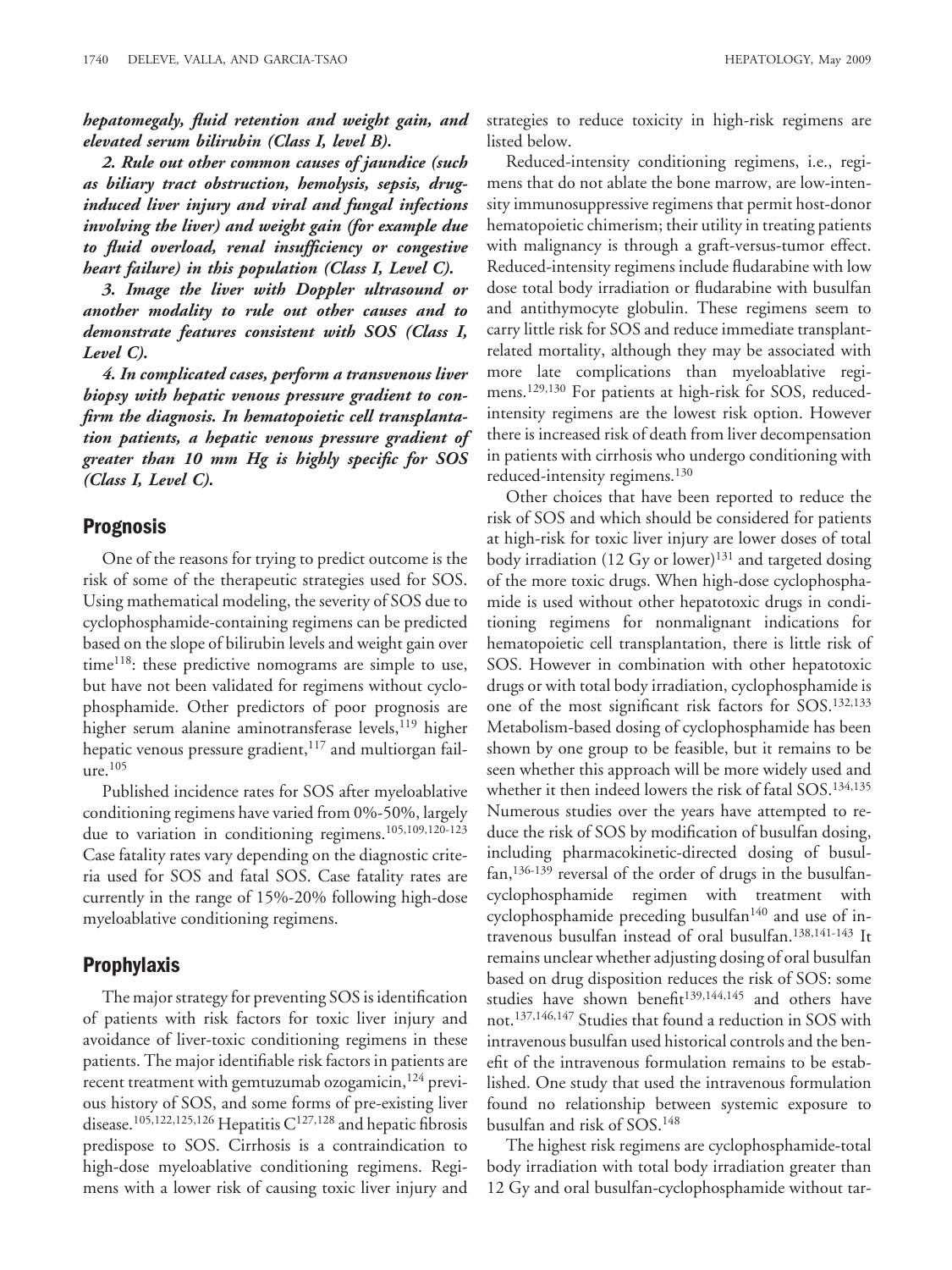***hepatomegaly, fluid retention and weight gain, and elevated serum bilirubin (Class I, level B).***

***2. Rule out other common causes of jaundice (such as biliary tract obstruction, hemolysis, sepsis, drug-induced liver injury and viral and fungal infections involving the liver) and weight gain (for example due to fluid overload, renal insufficiency or congestive heart failure) in this population (Class I, Level C).***

***3. Image the liver with Doppler ultrasound or another modality to rule out other causes and to demonstrate features consistent with SOS (Class I, Level C).***

***4. In complicated cases, perform a transvenous liver biopsy with hepatic venous pressure gradient to confirm the diagnosis. In hematopoietic cell transplantation patients, a hepatic venous pressure gradient of greater than 10 mm Hg is highly specific for SOS (Class I, Level C).***

## Prognosis

One of the reasons for trying to predict outcome is the risk of some of the therapeutic strategies used for SOS. Using mathematical modeling, the severity of SOS due to cyclophosphamide-containing regimens can be predicted based on the slope of bilirubin levels and weight gain over time[118]: these predictive nomograms are simple to use, but have not been validated for regimens without cyclophosphamide. Other predictors of poor prognosis are higher serum alanine aminotransferase levels,[119] higher hepatic venous pressure gradient,[117] and multiorgan failure.[105]

Published incidence rates for SOS after myeloablative conditioning regimens have varied from 0%-50%, largely due to variation in conditioning regimens.[105,109,120-123] Case fatality rates vary depending on the diagnostic criteria used for SOS and fatal SOS. Case fatality rates are currently in the range of 15%-20% following high-dose myeloablative conditioning regimens.

## Prophylaxis

The major strategy for preventing SOS is identification of patients with risk factors for toxic liver injury and avoidance of liver-toxic conditioning regimens in these patients. The major identifiable risk factors in patients are recent treatment with gemtuzumab ozogamicin,[124] previous history of SOS, and some forms of pre-existing liver disease.[105,122,125,126] Hepatitis C[127,128] and hepatic fibrosis predispose to SOS. Cirrhosis is a contraindication to high-dose myeloablative conditioning regimens. Regimens with a lower risk of causing toxic liver injury and strategies to reduce toxicity in high-risk regimens are listed below.

Reduced-intensity conditioning regimens, i.e., regimens that do not ablate the bone marrow, are low-intensity immunosuppressive regimens that permit host-donor hematopoietic chimerism; their utility in treating patients with malignancy is through a graft-versus-tumor effect. Reduced-intensity regimens include fludarabine with low dose total body irradiation or fludarabine with busulfan and antithymocyte globulin. These regimens seem to carry little risk for SOS and reduce immediate transplant-related mortality, although they may be associated with more late complications than myeloablative regimens.[129,130] For patients at high-risk for SOS, reduced-intensity regimens are the lowest risk option. However there is increased risk of death from liver decompensation in patients with cirrhosis who undergo conditioning with reduced-intensity regimens.[130]

Other choices that have been reported to reduce the risk of SOS and which should be considered for patients at high-risk for toxic liver injury are lower doses of total body irradiation (12 Gy or lower)[131] and targeted dosing of the more toxic drugs. When high-dose cyclophosphamide is used without other hepatotoxic drugs in conditioning regimens for nonmalignant indications for hematopoietic cell transplantation, there is little risk of SOS. However in combination with other hepatotoxic drugs or with total body irradiation, cyclophosphamide is one of the most significant risk factors for SOS.[132,133] Metabolism-based dosing of cyclophosphamide has been shown by one group to be feasible, but it remains to be seen whether this approach will be more widely used and whether it then indeed lowers the risk of fatal SOS.[134,135] Numerous studies over the years have attempted to reduce the risk of SOS by modification of busulfan dosing, including pharmacokinetic-directed dosing of busulfan,[136-139] reversal of the order of drugs in the busulfan-cyclophosphamide regimen with treatment with cyclophosphamide preceding busulfan[140] and use of intravenous busulfan instead of oral busulfan.[138,141-143] It remains unclear whether adjusting dosing of oral busulfan based on drug disposition reduces the risk of SOS: some studies have shown benefit[139,144,145] and others have not.[137,146,147] Studies that found a reduction in SOS with intravenous busulfan used historical controls and the benefit of the intravenous formulation remains to be established. One study that used the intravenous formulation found no relationship between systemic exposure to busulfan and risk of SOS.[148]

The highest risk regimens are cyclophosphamide-total body irradiation with total body irradiation greater than 12 Gy and oral busulfan-cyclophosphamide without tar-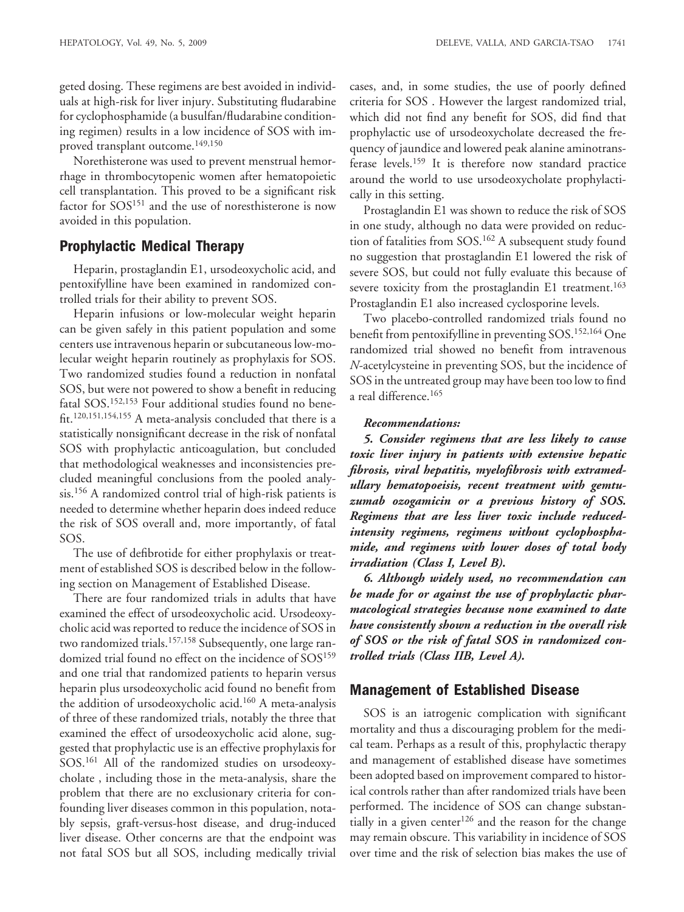geted dosing. These regimens are best avoided in individuals at high-risk for liver injury. Substituting fludarabine for cyclophosphamide (a busulfan/fludarabine conditioning regimen) results in a low incidence of SOS with improved transplant outcome.[149,150]

Norethisterone was used to prevent menstrual hemorrhage in thrombocytopenic women after hematopoietic cell transplantation. This proved to be a significant risk factor for SOS[151] and the use of noresthisterone is now avoided in this population.

## Prophylactic Medical Therapy

Heparin, prostaglandin E1, ursodeoxycholic acid, and pentoxifylline have been examined in randomized controlled trials for their ability to prevent SOS.

Heparin infusions or low-molecular weight heparin can be given safely in this patient population and some centers use intravenous heparin or subcutaneous low-molecular weight heparin routinely as prophylaxis for SOS. Two randomized studies found a reduction in nonfatal SOS, but were not powered to show a benefit in reducing fatal SOS.[152,153] Four additional studies found no benefit.[120,151,154,155] A meta-analysis concluded that there is a statistically nonsignificant decrease in the risk of nonfatal SOS with prophylactic anticoagulation, but concluded that methodological weaknesses and inconsistencies precluded meaningful conclusions from the pooled analysis.[156] A randomized control trial of high-risk patients is needed to determine whether heparin does indeed reduce the risk of SOS overall and, more importantly, of fatal SOS.

The use of defibrotide for either prophylaxis or treatment of established SOS is described below in the following section on Management of Established Disease.

There are four randomized trials in adults that have examined the effect of ursodeoxycholic acid. Ursodeoxycholic acid was reported to reduce the incidence of SOS in two randomized trials.[157,158] Subsequently, one large randomized trial found no effect on the incidence of SOS[159] and one trial that randomized patients to heparin versus heparin plus ursodeoxycholic acid found no benefit from the addition of ursodeoxycholic acid.[160] A meta-analysis of three of these randomized trials, notably the three that examined the effect of ursodeoxycholic acid alone, suggested that prophylactic use is an effective prophylaxis for SOS.[161] All of the randomized studies on ursodeoxycholate , including those in the meta-analysis, share the problem that there are no exclusionary criteria for confounding liver diseases common in this population, notably sepsis, graft-versus-host disease, and drug-induced liver disease. Other concerns are that the endpoint was not fatal SOS but all SOS, including medically trivial cases, and, in some studies, the use of poorly defined criteria for SOS . However the largest randomized trial, which did not find any benefit for SOS, did find that prophylactic use of ursodeoxycholate decreased the frequency of jaundice and lowered peak alanine aminotransferase levels.[159] It is therefore now standard practice around the world to use ursodeoxycholate prophylactically in this setting.

Prostaglandin E1 was shown to reduce the risk of SOS in one study, although no data were provided on reduction of fatalities from SOS.[162] A subsequent study found no suggestion that prostaglandin E1 lowered the risk of severe SOS, but could not fully evaluate this because of severe toxicity from the prostaglandin E1 treatment.[163] Prostaglandin E1 also increased cyclosporine levels.

Two placebo-controlled randomized trials found no benefit from pentoxifylline in preventing SOS.[152,164] One randomized trial showed no benefit from intravenous *N*-acetylcysteine in preventing SOS, but the incidence of SOS in the untreated group may have been too low to find a real difference.[165]

***Recommendations:***

***5. Consider regimens that are less likely to cause toxic liver injury in patients with extensive hepatic fibrosis, viral hepatitis, myelofibrosis with extramedullary hematopoeisis, recent treatment with gemtuzumab ozogamicin or a previous history of SOS. Regimens that are less liver toxic include reduced-intensity regimens, regimens without cyclophosphamide, and regimens with lower doses of total body irradiation (Class I, Level B).***

***6. Although widely used, no recommendation can be made for or against the use of prophylactic pharmacological strategies because none examined to date have consistently shown a reduction in the overall risk of SOS or the risk of fatal SOS in randomized controlled trials (Class IIB, Level A).***

## Management of Established Disease

SOS is an iatrogenic complication with significant mortality and thus a discouraging problem for the medical team. Perhaps as a result of this, prophylactic therapy and management of established disease have sometimes been adopted based on improvement compared to historical controls rather than after randomized trials have been performed. The incidence of SOS can change substantially in a given center[126] and the reason for the change may remain obscure. This variability in incidence of SOS over time and the risk of selection bias makes the use of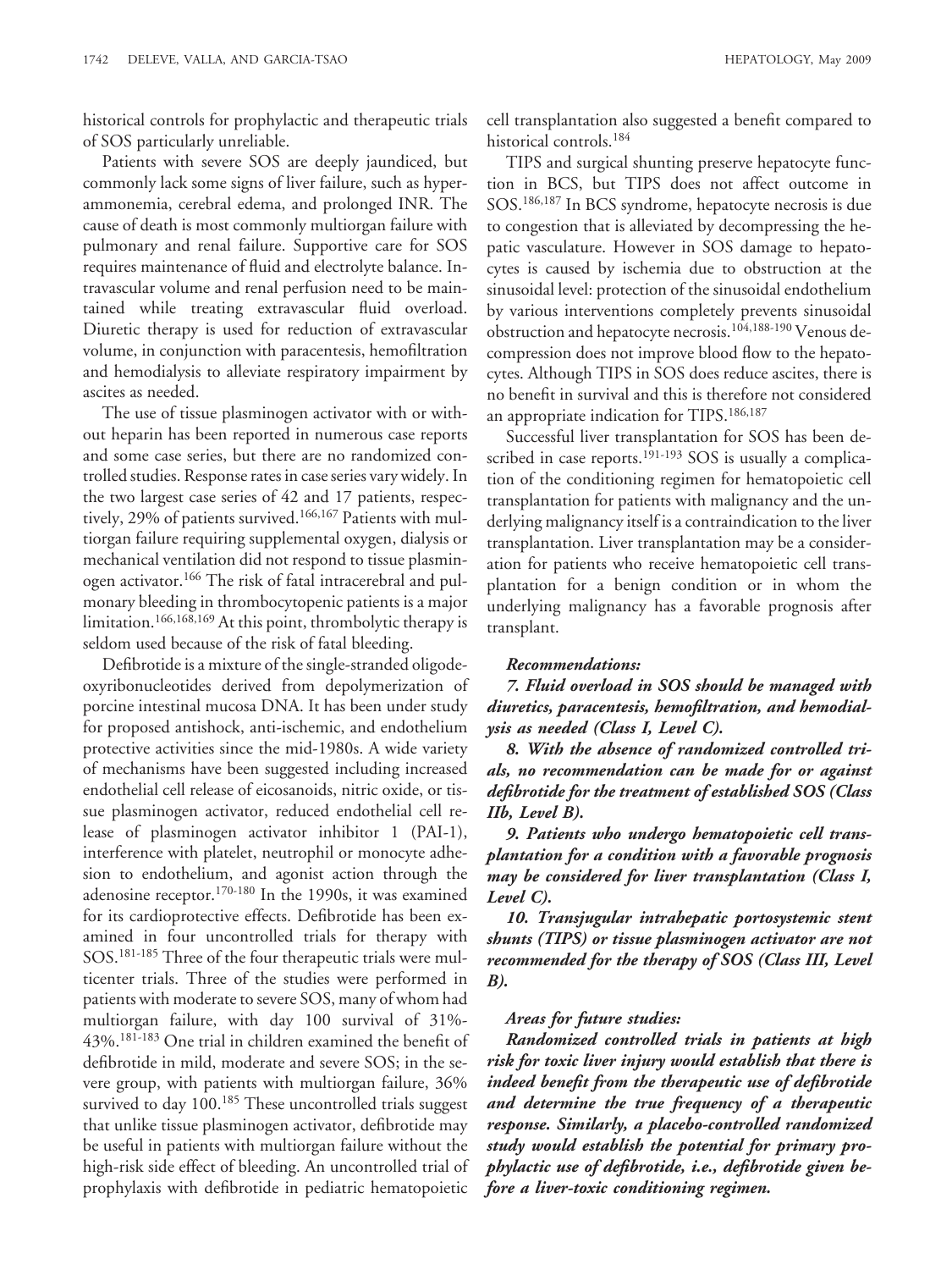historical controls for prophylactic and therapeutic trials of SOS particularly unreliable.

Patients with severe SOS are deeply jaundiced, but commonly lack some signs of liver failure, such as hyperammonemia, cerebral edema, and prolonged INR. The cause of death is most commonly multiorgan failure with pulmonary and renal failure. Supportive care for SOS requires maintenance of fluid and electrolyte balance. Intravascular volume and renal perfusion need to be maintained while treating extravascular fluid overload. Diuretic therapy is used for reduction of extravascular volume, in conjunction with paracentesis, hemofiltration and hemodialysis to alleviate respiratory impairment by ascites as needed.

The use of tissue plasminogen activator with or without heparin has been reported in numerous case reports and some case series, but there are no randomized controlled studies. Response rates in case series vary widely. In the two largest case series of 42 and 17 patients, respectively, 29% of patients survived.[166,167] Patients with multiorgan failure requiring supplemental oxygen, dialysis or mechanical ventilation did not respond to tissue plasminogen activator.[166] The risk of fatal intracerebral and pulmonary bleeding in thrombocytopenic patients is a major limitation.[166,168,169] At this point, thrombolytic therapy is seldom used because of the risk of fatal bleeding.

Defibrotide is a mixture of the single-stranded oligodeoxyribonucleotides derived from depolymerization of porcine intestinal mucosa DNA. It has been under study for proposed antishock, anti-ischemic, and endothelium protective activities since the mid-1980s. A wide variety of mechanisms have been suggested including increased endothelial cell release of eicosanoids, nitric oxide, or tissue plasminogen activator, reduced endothelial cell release of plasminogen activator inhibitor 1 (PAI-1), interference with platelet, neutrophil or monocyte adhesion to endothelium, and agonist action through the adenosine receptor.[170-180] In the 1990s, it was examined for its cardioprotective effects. Defibrotide has been examined in four uncontrolled trials for therapy with SOS.[181-185] Three of the four therapeutic trials were multicenter trials. Three of the studies were performed in patients with moderate to severe SOS, many of whom had multiorgan failure, with day 100 survival of 31%-43%.[181-183] One trial in children examined the benefit of defibrotide in mild, moderate and severe SOS; in the severe group, with patients with multiorgan failure, 36% survived to day 100.[185] These uncontrolled trials suggest that unlike tissue plasminogen activator, defibrotide may be useful in patients with multiorgan failure without the high-risk side effect of bleeding. An uncontrolled trial of prophylaxis with defibrotide in pediatric hematopoietic cell transplantation also suggested a benefit compared to historical controls.[184]

TIPS and surgical shunting preserve hepatocyte function in BCS, but TIPS does not affect outcome in SOS.[186,187] In BCS syndrome, hepatocyte necrosis is due to congestion that is alleviated by decompressing the hepatic vasculature. However in SOS damage to hepatocytes is caused by ischemia due to obstruction at the sinusoidal level: protection of the sinusoidal endothelium by various interventions completely prevents sinusoidal obstruction and hepatocyte necrosis.[104,188-190] Venous decompression does not improve blood flow to the hepatocytes. Although TIPS in SOS does reduce ascites, there is no benefit in survival and this is therefore not considered an appropriate indication for TIPS.[186,187]

Successful liver transplantation for SOS has been described in case reports.[191-193] SOS is usually a complication of the conditioning regimen for hematopoietic cell transplantation for patients with malignancy and the underlying malignancy itself is a contraindication to the liver transplantation. Liver transplantation may be a consideration for patients who receive hematopoietic cell transplantation for a benign condition or in whom the underlying malignancy has a favorable prognosis after transplant.

***Recommendations:***

***7. Fluid overload in SOS should be managed with diuretics, paracentesis, hemofiltration, and hemodialysis as needed (Class I, Level C).***

***8. With the absence of randomized controlled trials, no recommendation can be made for or against defibrotide for the treatment of established SOS (Class IIb, Level B).***

***9. Patients who undergo hematopoietic cell transplantation for a condition with a favorable prognosis may be considered for liver transplantation (Class I, Level C).***

***10. Transjugular intrahepatic portosystemic stent shunts (TIPS) or tissue plasminogen activator are not recommended for the therapy of SOS (Class III, Level B).***

***Areas for future studies:***

***Randomized controlled trials in patients at high risk for toxic liver injury would establish that there is indeed benefit from the therapeutic use of defibrotide and determine the true frequency of a therapeutic response. Similarly, a placebo-controlled randomized study would establish the potential for primary prophylactic use of defibrotide, i.e., defibrotide given before a liver-toxic conditioning regimen.***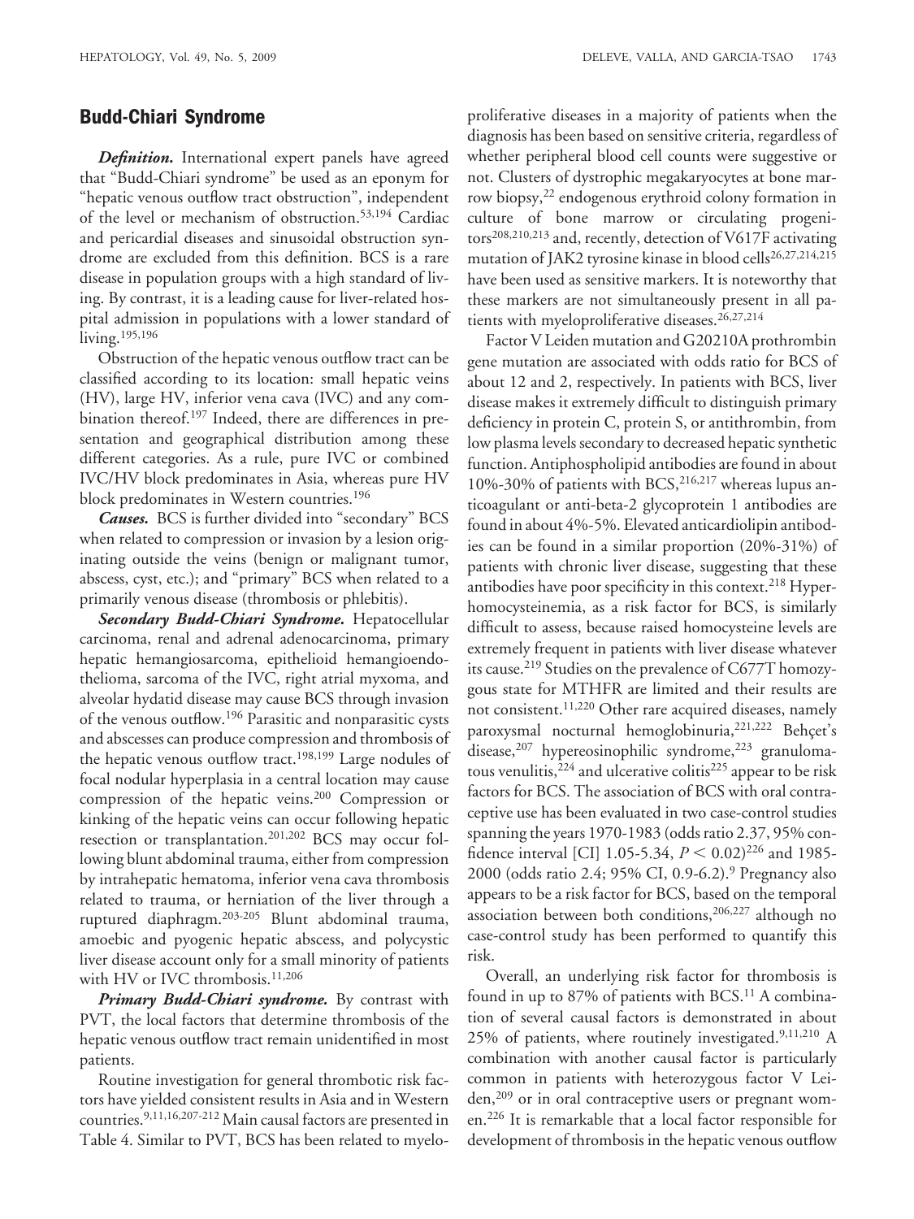## Budd-Chiari Syndrome

***Definition.*** International expert panels have agreed that "Budd-Chiari syndrome" be used as an eponym for "hepatic venous outflow tract obstruction", independent of the level or mechanism of obstruction.[53,194] Cardiac and pericardial diseases and sinusoidal obstruction syndrome are excluded from this definition. BCS is a rare disease in population groups with a high standard of living. By contrast, it is a leading cause for liver-related hospital admission in populations with a lower standard of living.[195,196]

Obstruction of the hepatic venous outflow tract can be classified according to its location: small hepatic veins (HV), large HV, inferior vena cava (IVC) and any combination thereof.[197] Indeed, there are differences in presentation and geographical distribution among these different categories. As a rule, pure IVC or combined IVC/HV block predominates in Asia, whereas pure HV block predominates in Western countries.[196]

***Causes.*** BCS is further divided into "secondary" BCS when related to compression or invasion by a lesion originating outside the veins (benign or malignant tumor, abscess, cyst, etc.); and "primary" BCS when related to a primarily venous disease (thrombosis or phlebitis).

***Secondary Budd-Chiari Syndrome.*** Hepatocellular carcinoma, renal and adrenal adenocarcinoma, primary hepatic hemangiosarcoma, epithelioid hemangioendothelioma, sarcoma of the IVC, right atrial myxoma, and alveolar hydatid disease may cause BCS through invasion of the venous outflow.[196] Parasitic and nonparasitic cysts and abscesses can produce compression and thrombosis of the hepatic venous outflow tract.[198,199] Large nodules of focal nodular hyperplasia in a central location may cause compression of the hepatic veins.[200] Compression or kinking of the hepatic veins can occur following hepatic resection or transplantation.[201,202] BCS may occur following blunt abdominal trauma, either from compression by intrahepatic hematoma, inferior vena cava thrombosis related to trauma, or herniation of the liver through a ruptured diaphragm.[203-205] Blunt abdominal trauma, amoebic and pyogenic hepatic abscess, and polycystic liver disease account only for a small minority of patients with HV or IVC thrombosis.[11,206]

***Primary Budd-Chiari syndrome.*** By contrast with PVT, the local factors that determine thrombosis of the hepatic venous outflow tract remain unidentified in most patients.

Routine investigation for general thrombotic risk factors have yielded consistent results in Asia and in Western countries.[9,11,16,207-212] Main causal factors are presented in Table 4. Similar to PVT, BCS has been related to myeloproliferative diseases in a majority of patients when the diagnosis has been based on sensitive criteria, regardless of whether peripheral blood cell counts were suggestive or not. Clusters of dystrophic megakaryocytes at bone marrow biopsy,[22] endogenous erythroid colony formation in culture of bone marrow or circulating progenitors[208,210,213] and, recently, detection of V617F activating mutation of JAK2 tyrosine kinase in blood cells[26,27,214,215] have been used as sensitive markers. It is noteworthy that these markers are not simultaneously present in all patients with myeloproliferative diseases.[26,27,214]

Factor V Leiden mutation and G20210A prothrombin gene mutation are associated with odds ratio for BCS of about 12 and 2, respectively. In patients with BCS, liver disease makes it extremely difficult to distinguish primary deficiency in protein C, protein S, or antithrombin, from low plasma levels secondary to decreased hepatic synthetic function. Antiphospholipid antibodies are found in about 10%-30% of patients with BCS,[216,217] whereas lupus anticoagulant or anti-beta-2 glycoprotein 1 antibodies are found in about 4%-5%. Elevated anticardiolipin antibodies can be found in a similar proportion (20%-31%) of patients with chronic liver disease, suggesting that these antibodies have poor specificity in this context.[218] Hyperhomocysteinemia, as a risk factor for BCS, is similarly difficult to assess, because raised homocysteine levels are extremely frequent in patients with liver disease whatever its cause.[219] Studies on the prevalence of C677T homozygous state for MTHFR are limited and their results are not consistent.[11,220] Other rare acquired diseases, namely paroxysmal nocturnal hemoglobinuria,[221,222] Behçet's disease,[207] hypereosinophilic syndrome,[223] granulomatous venulitis,[224] and ulcerative colitis[225] appear to be risk factors for BCS. The association of BCS with oral contraceptive use has been evaluated in two case-control studies spanning the years 1970-1983 (odds ratio 2.37, 95% confidence interval [CI] 1.05-5.34, $P < 0.02$)[226] and 1985-2000 (odds ratio 2.4; 95% CI, 0.9-6.2).[9] Pregnancy also appears to be a risk factor for BCS, based on the temporal association between both conditions,[206,227] although no case-control study has been performed to quantify this risk.

Overall, an underlying risk factor for thrombosis is found in up to 87% of patients with BCS.[11] A combination of several causal factors is demonstrated in about 25% of patients, where routinely investigated.[9,11,210] A combination with another causal factor is particularly common in patients with heterozygous factor V Leiden,[209] or in oral contraceptive users or pregnant women.[226] It is remarkable that a local factor responsible for development of thrombosis in the hepatic venous outflow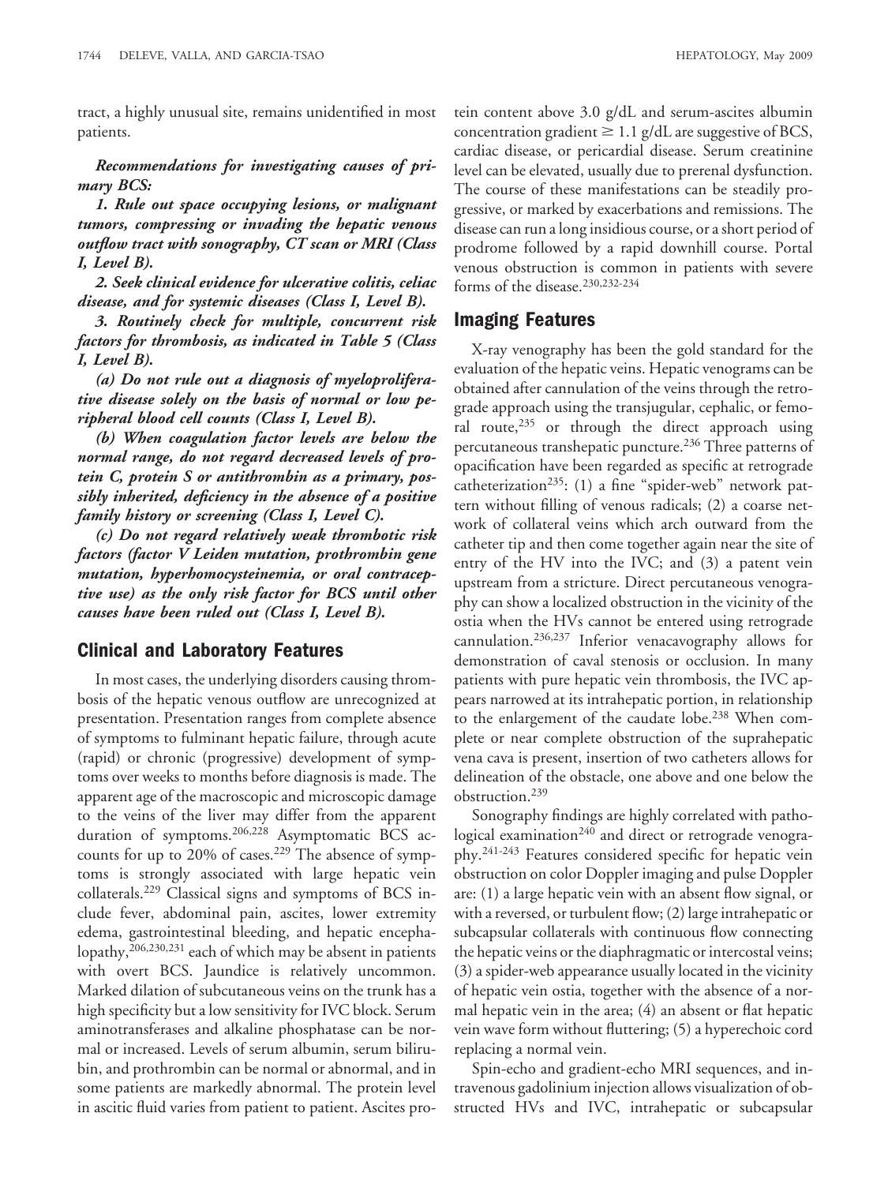tract, a highly unusual site, remains unidentified in most patients.

***Recommendations for investigating causes of primary BCS:***

***1. Rule out space occupying lesions, or malignant tumors, compressing or invading the hepatic venous outflow tract with sonography, CT scan or MRI (Class I, Level B).***

***2. Seek clinical evidence for ulcerative colitis, celiac disease, and for systemic diseases (Class I, Level B).***

***3. Routinely check for multiple, concurrent risk factors for thrombosis, as indicated in Table 5 (Class I, Level B).***

***(a) Do not rule out a diagnosis of myeloproliferative disease solely on the basis of normal or low peripheral blood cell counts (Class I, Level B).***

***(b) When coagulation factor levels are below the normal range, do not regard decreased levels of protein C, protein S or antithrombin as a primary, possibly inherited, deficiency in the absence of a positive family history or screening (Class I, Level C).***

***(c) Do not regard relatively weak thrombotic risk factors (factor V Leiden mutation, prothrombin gene mutation, hyperhomocysteinemia, or oral contraceptive use) as the only risk factor for BCS until other causes have been ruled out (Class I, Level B).***

## Clinical and Laboratory Features

In most cases, the underlying disorders causing thrombosis of the hepatic venous outflow are unrecognized at presentation. Presentation ranges from complete absence of symptoms to fulminant hepatic failure, through acute (rapid) or chronic (progressive) development of symptoms over weeks to months before diagnosis is made. The apparent age of the macroscopic and microscopic damage to the veins of the liver may differ from the apparent duration of symptoms.[206,228] Asymptomatic BCS accounts for up to 20% of cases.[229] The absence of symptoms is strongly associated with large hepatic vein collaterals.[229] Classical signs and symptoms of BCS include fever, abdominal pain, ascites, lower extremity edema, gastrointestinal bleeding, and hepatic encephalopathy,[206,230,231] each of which may be absent in patients with overt BCS. Jaundice is relatively uncommon. Marked dilation of subcutaneous veins on the trunk has a high specificity but a low sensitivity for IVC block. Serum aminotransferases and alkaline phosphatase can be normal or increased. Levels of serum albumin, serum bilirubin, and prothrombin can be normal or abnormal, and in some patients are markedly abnormal. The protein level in ascitic fluid varies from patient to patient. Ascites protein content above 3.0 g/dL and serum-ascites albumin concentration gradient $\geq$ 1.1 g/dL are suggestive of BCS, cardiac disease, or pericardial disease. Serum creatinine level can be elevated, usually due to prerenal dysfunction. The course of these manifestations can be steadily progressive, or marked by exacerbations and remissions. The disease can run a long insidious course, or a short period of prodrome followed by a rapid downhill course. Portal venous obstruction is common in patients with severe forms of the disease.[230,232-234]

## Imaging Features

X-ray venography has been the gold standard for the evaluation of the hepatic veins. Hepatic venograms can be obtained after cannulation of the veins through the retrograde approach using the transjugular, cephalic, or femoral route,[235] or through the direct approach using percutaneous transhepatic puncture.[236] Three patterns of opacification have been regarded as specific at retrograde catheterization[235]: (1) a fine "spider-web" network pattern without filling of venous radicals; (2) a coarse network of collateral veins which arch outward from the catheter tip and then come together again near the site of entry of the HV into the IVC; and (3) a patent vein upstream from a stricture. Direct percutaneous venography can show a localized obstruction in the vicinity of the ostia when the HVs cannot be entered using retrograde cannulation.[236,237] Inferior venacavography allows for demonstration of caval stenosis or occlusion. In many patients with pure hepatic vein thrombosis, the IVC appears narrowed at its intrahepatic portion, in relationship to the enlargement of the caudate lobe.[238] When complete or near complete obstruction of the suprahepatic vena cava is present, insertion of two catheters allows for delineation of the obstacle, one above and one below the obstruction.[239]

Sonography findings are highly correlated with pathological examination[240] and direct or retrograde venography.[241-243] Features considered specific for hepatic vein obstruction on color Doppler imaging and pulse Doppler are: (1) a large hepatic vein with an absent flow signal, or with a reversed, or turbulent flow; (2) large intrahepatic or subcapsular collaterals with continuous flow connecting the hepatic veins or the diaphragmatic or intercostal veins; (3) a spider-web appearance usually located in the vicinity of hepatic vein ostia, together with the absence of a normal hepatic vein in the area; (4) an absent or flat hepatic vein wave form without fluttering; (5) a hyperechoic cord replacing a normal vein.

Spin-echo and gradient-echo MRI sequences, and intravenous gadolinium injection allows visualization of obstructed HVs and IVC, intrahepatic or subcapsular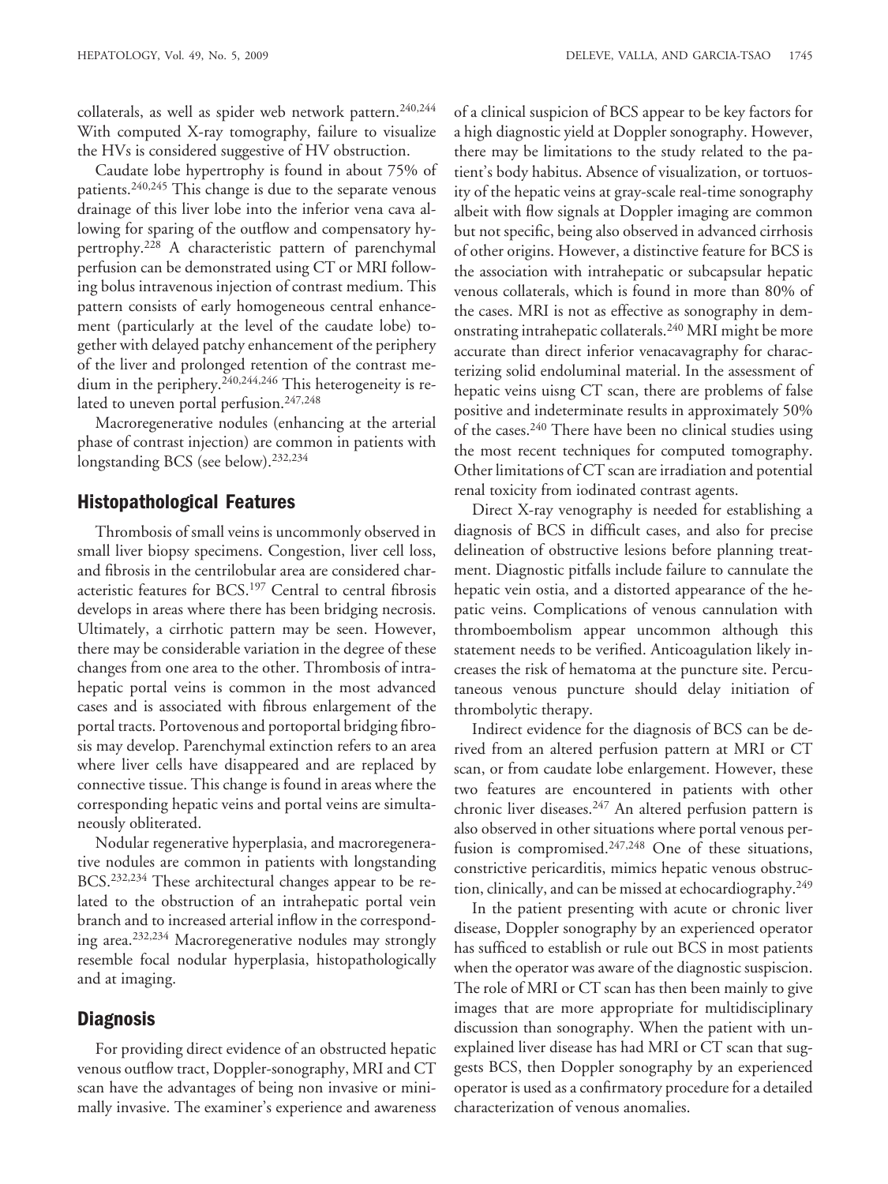collaterals, as well as spider web network pattern.[240,244] With computed X-ray tomography, failure to visualize the HVs is considered suggestive of HV obstruction.

Caudate lobe hypertrophy is found in about 75% of patients.[240,245] This change is due to the separate venous drainage of this liver lobe into the inferior vena cava allowing for sparing of the outflow and compensatory hypertrophy.[228] A characteristic pattern of parenchymal perfusion can be demonstrated using CT or MRI following bolus intravenous injection of contrast medium. This pattern consists of early homogeneous central enhancement (particularly at the level of the caudate lobe) together with delayed patchy enhancement of the periphery of the liver and prolonged retention of the contrast medium in the periphery.[240,244,246] This heterogeneity is related to uneven portal perfusion.[247,248]

Macroregenerative nodules (enhancing at the arterial phase of contrast injection) are common in patients with longstanding BCS (see below).[232,234]

## Histopathological Features

Thrombosis of small veins is uncommonly observed in small liver biopsy specimens. Congestion, liver cell loss, and fibrosis in the centrilobular area are considered characteristic features for BCS.[197] Central to central fibrosis develops in areas where there has been bridging necrosis. Ultimately, a cirrhotic pattern may be seen. However, there may be considerable variation in the degree of these changes from one area to the other. Thrombosis of intrahepatic portal veins is common in the most advanced cases and is associated with fibrous enlargement of the portal tracts. Portovenous and portoportal bridging fibrosis may develop. Parenchymal extinction refers to an area where liver cells have disappeared and are replaced by connective tissue. This change is found in areas where the corresponding hepatic veins and portal veins are simultaneously obliterated.

Nodular regenerative hyperplasia, and macroregenerative nodules are common in patients with longstanding BCS.[232,234] These architectural changes appear to be related to the obstruction of an intrahepatic portal vein branch and to increased arterial inflow in the corresponding area.[232,234] Macroregenerative nodules may strongly resemble focal nodular hyperplasia, histopathologically and at imaging.

## Diagnosis

For providing direct evidence of an obstructed hepatic venous outflow tract, Doppler-sonography, MRI and CT scan have the advantages of being non invasive or minimally invasive. The examiner's experience and awareness of a clinical suspicion of BCS appear to be key factors for a high diagnostic yield at Doppler sonography. However, there may be limitations to the study related to the patient's body habitus. Absence of visualization, or tortuosity of the hepatic veins at gray-scale real-time sonography albeit with flow signals at Doppler imaging are common but not specific, being also observed in advanced cirrhosis of other origins. However, a distinctive feature for BCS is the association with intrahepatic or subcapsular hepatic venous collaterals, which is found in more than 80% of the cases. MRI is not as effective as sonography in demonstrating intrahepatic collaterals.[240] MRI might be more accurate than direct inferior venacavagraphy for characterizing solid endoluminal material. In the assessment of hepatic veins uisng CT scan, there are problems of false positive and indeterminate results in approximately 50% of the cases.[240] There have been no clinical studies using the most recent techniques for computed tomography. Other limitations of CT scan are irradiation and potential renal toxicity from iodinated contrast agents.

Direct X-ray venography is needed for establishing a diagnosis of BCS in difficult cases, and also for precise delineation of obstructive lesions before planning treatment. Diagnostic pitfalls include failure to cannulate the hepatic vein ostia, and a distorted appearance of the hepatic veins. Complications of venous cannulation with thromboembolism appear uncommon although this statement needs to be verified. Anticoagulation likely increases the risk of hematoma at the puncture site. Percutaneous venous puncture should delay initiation of thrombolytic therapy.

Indirect evidence for the diagnosis of BCS can be derived from an altered perfusion pattern at MRI or CT scan, or from caudate lobe enlargement. However, these two features are encountered in patients with other chronic liver diseases.[247] An altered perfusion pattern is also observed in other situations where portal venous perfusion is compromised.[247,248] One of these situations, constrictive pericarditis, mimics hepatic venous obstruction, clinically, and can be missed at echocardiography.[249]

In the patient presenting with acute or chronic liver disease, Doppler sonography by an experienced operator has sufficed to establish or rule out BCS in most patients when the operator was aware of the diagnostic suspicion. The role of MRI or CT scan has then been mainly to give images that are more appropriate for multidisciplinary discussion than sonography. When the patient with unexplained liver disease has had MRI or CT scan that suggests BCS, then Doppler sonography by an experienced operator is used as a confirmatory procedure for a detailed characterization of venous anomalies.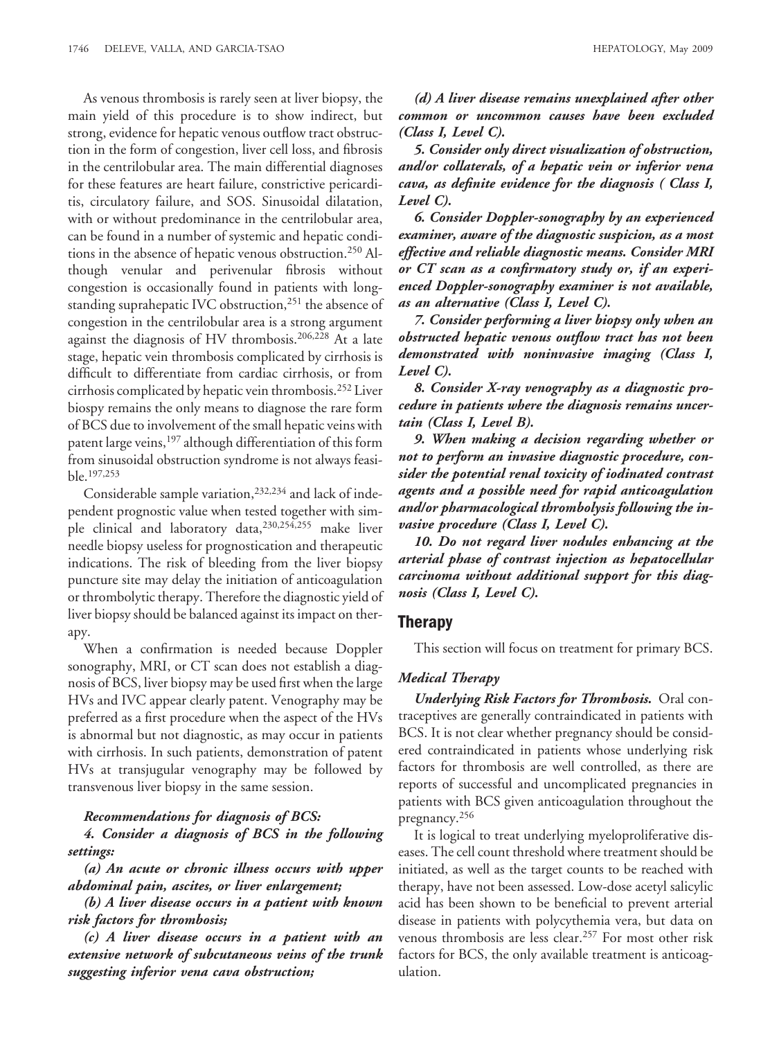As venous thrombosis is rarely seen at liver biopsy, the main yield of this procedure is to show indirect, but strong, evidence for hepatic venous outflow tract obstruction in the form of congestion, liver cell loss, and fibrosis in the centrilobular area. The main differential diagnoses for these features are heart failure, constrictive pericarditis, circulatory failure, and SOS. Sinusoidal dilatation, with or without predominance in the centrilobular area, can be found in a number of systemic and hepatic conditions in the absence of hepatic venous obstruction.[250] Although venular and perivenular fibrosis without congestion is occasionally found in patients with longstanding suprahepatic IVC obstruction,[251] the absence of congestion in the centrilobular area is a strong argument against the diagnosis of HV thrombosis.[206,228] At a late stage, hepatic vein thrombosis complicated by cirrhosis is difficult to differentiate from cardiac cirrhosis, or from cirrhosis complicated by hepatic vein thrombosis.[252] Liver biospy remains the only means to diagnose the rare form of BCS due to involvement of the small hepatic veins with patent large veins,[197] although differentiation of this form from sinusoidal obstruction syndrome is not always feasible.[197,253]

Considerable sample variation,[232,234] and lack of independent prognostic value when tested together with simple clinical and laboratory data,[230,254,255] make liver needle biopsy useless for prognostication and therapeutic indications. The risk of bleeding from the liver biopsy puncture site may delay the initiation of anticoagulation or thrombolytic therapy. Therefore the diagnostic yield of liver biopsy should be balanced against its impact on therapy.

When a confirmation is needed because Doppler sonography, MRI, or CT scan does not establish a diagnosis of BCS, liver biopsy may be used first when the large HVs and IVC appear clearly patent. Venography may be preferred as a first procedure when the aspect of the HVs is abnormal but not diagnostic, as may occur in patients with cirrhosis. In such patients, demonstration of patent HVs at transjugular venography may be followed by transvenous liver biopsy in the same session.

***Recommendations for diagnosis of BCS:***

***4. Consider a diagnosis of BCS in the following settings:***

***(a) An acute or chronic illness occurs with upper abdominal pain, ascites, or liver enlargement;***

***(b) A liver disease occurs in a patient with known risk factors for thrombosis;***

***(c) A liver disease occurs in a patient with an extensive network of subcutaneous veins of the trunk suggesting inferior vena cava obstruction;***

***(d) A liver disease remains unexplained after other common or uncommon causes have been excluded (Class I, Level C).***

***5. Consider only direct visualization of obstruction, and/or collaterals, of a hepatic vein or inferior vena cava, as definite evidence for the diagnosis ( Class I, Level C).***

***6. Consider Doppler-sonography by an experienced examiner, aware of the diagnostic suspicion, as a most effective and reliable diagnostic means. Consider MRI or CT scan as a confirmatory study or, if an experienced Doppler-sonography examiner is not available, as an alternative (Class I, Level C).***

***7. Consider performing a liver biopsy only when an obstructed hepatic venous outflow tract has not been demonstrated with noninvasive imaging (Class I, Level C).***

***8. Consider X-ray venography as a diagnostic procedure in patients where the diagnosis remains uncertain (Class I, Level B).***

***9. When making a decision regarding whether or not to perform an invasive diagnostic procedure, consider the potential renal toxicity of iodinated contrast agents and a possible need for rapid anticoagulation and/or pharmacological thrombolysis following the invasive procedure (Class I, Level C).***

***10. Do not regard liver nodules enhancing at the arterial phase of contrast injection as hepatocellular carcinoma without additional support for this diagnosis (Class I, Level C).***

## Therapy

This section will focus on treatment for primary BCS.

### *Medical Therapy*

***Underlying Risk Factors for Thrombosis.*** Oral contraceptives are generally contraindicated in patients with BCS. It is not clear whether pregnancy should be considered contraindicated in patients whose underlying risk factors for thrombosis are well controlled, as there are reports of successful and uncomplicated pregnancies in patients with BCS given anticoagulation throughout the pregnancy.[256]

It is logical to treat underlying myeloproliferative diseases. The cell count threshold where treatment should be initiated, as well as the target counts to be reached with therapy, have not been assessed. Low-dose acetyl salicylic acid has been shown to be beneficial to prevent arterial disease in patients with polycythemia vera, but data on venous thrombosis are less clear.[257] For most other risk factors for BCS, the only available treatment is anticoagulation.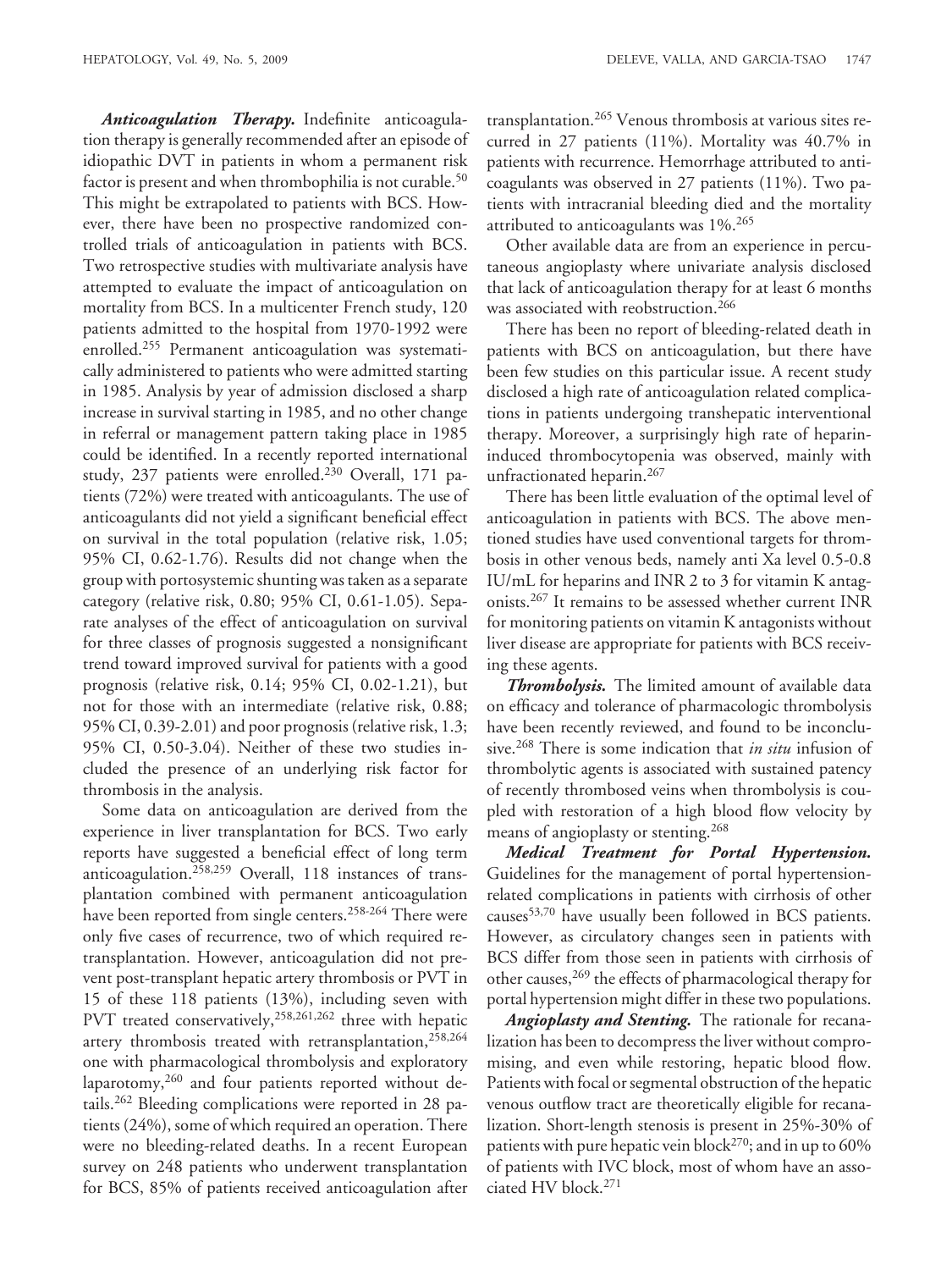***Anticoagulation Therapy.*** Indefinite anticoagulation therapy is generally recommended after an episode of idiopathic DVT in patients in whom a permanent risk factor is present and when thrombophilia is not curable.[50] This might be extrapolated to patients with BCS. However, there have been no prospective randomized controlled trials of anticoagulation in patients with BCS. Two retrospective studies with multivariate analysis have attempted to evaluate the impact of anticoagulation on mortality from BCS. In a multicenter French study, 120 patients admitted to the hospital from 1970-1992 were enrolled.[255] Permanent anticoagulation was systematically administered to patients who were admitted starting in 1985. Analysis by year of admission disclosed a sharp increase in survival starting in 1985, and no other change in referral or management pattern taking place in 1985 could be identified. In a recently reported international study, 237 patients were enrolled.[230] Overall, 171 patients (72%) were treated with anticoagulants. The use of anticoagulants did not yield a significant beneficial effect on survival in the total population (relative risk, 1.05; 95% CI, 0.62-1.76). Results did not change when the group with portosystemic shunting was taken as a separate category (relative risk, 0.80; 95% CI, 0.61-1.05). Separate analyses of the effect of anticoagulation on survival for three classes of prognosis suggested a nonsignificant trend toward improved survival for patients with a good prognosis (relative risk, 0.14; 95% CI, 0.02-1.21), but not for those with an intermediate (relative risk, 0.88; 95% CI, 0.39-2.01) and poor prognosis (relative risk, 1.3; 95% CI, 0.50-3.04). Neither of these two studies included the presence of an underlying risk factor for thrombosis in the analysis.

Some data on anticoagulation are derived from the experience in liver transplantation for BCS. Two early reports have suggested a beneficial effect of long term anticoagulation.[258,259] Overall, 118 instances of transplantation combined with permanent anticoagulation have been reported from single centers.[258-264] There were only five cases of recurrence, two of which required retransplantation. However, anticoagulation did not prevent post-transplant hepatic artery thrombosis or PVT in 15 of these 118 patients (13%), including seven with PVT treated conservatively,[258,261,262] three with hepatic artery thrombosis treated with retransplantation,[258,264] one with pharmacological thrombolysis and exploratory laparotomy,[260] and four patients reported without details.[262] Bleeding complications were reported in 28 patients (24%), some of which required an operation. There were no bleeding-related deaths. In a recent European survey on 248 patients who underwent transplantation for BCS, 85% of patients received anticoagulation after transplantation.[265] Venous thrombosis at various sites recurred in 27 patients (11%). Mortality was 40.7% in patients with recurrence. Hemorrhage attributed to anticoagulants was observed in 27 patients (11%). Two patients with intracranial bleeding died and the mortality attributed to anticoagulants was 1%.[265]

Other available data are from an experience in percutaneous angioplasty where univariate analysis disclosed that lack of anticoagulation therapy for at least 6 months was associated with reobstruction.[266]

There has been no report of bleeding-related death in patients with BCS on anticoagulation, but there have been few studies on this particular issue. A recent study disclosed a high rate of anticoagulation related complications in patients undergoing transhepatic interventional therapy. Moreover, a surprisingly high rate of heparin-induced thrombocytopenia was observed, mainly with unfractionated heparin.[267]

There has been little evaluation of the optimal level of anticoagulation in patients with BCS. The above mentioned studies have used conventional targets for thrombosis in other venous beds, namely anti Xa level 0.5-0.8 IU/mL for heparins and INR 2 to 3 for vitamin K antagonists.[267] It remains to be assessed whether current INR for monitoring patients on vitamin K antagonists without liver disease are appropriate for patients with BCS receiving these agents.

***Thrombolysis.*** The limited amount of available data on efficacy and tolerance of pharmacologic thrombolysis have been recently reviewed, and found to be inconclusive.[268] There is some indication that *in situ* infusion of thrombolytic agents is associated with sustained patency of recently thrombosed veins when thrombolysis is coupled with restoration of a high blood flow velocity by means of angioplasty or stenting.[268]

***Medical Treatment for Portal Hypertension.*** Guidelines for the management of portal hypertension-related complications in patients with cirrhosis of other causes[53,70] have usually been followed in BCS patients. However, as circulatory changes seen in patients with BCS differ from those seen in patients with cirrhosis of other causes,[269] the effects of pharmacological therapy for portal hypertension might differ in these two populations.

***Angioplasty and Stenting.*** The rationale for recanalization has been to decompress the liver without compromising, and even while restoring, hepatic blood flow. Patients with focal or segmental obstruction of the hepatic venous outflow tract are theoretically eligible for recanalization. Short-length stenosis is present in 25%-30% of patients with pure hepatic vein block[270]; and in up to 60% of patients with IVC block, most of whom have an associated HV block.[271]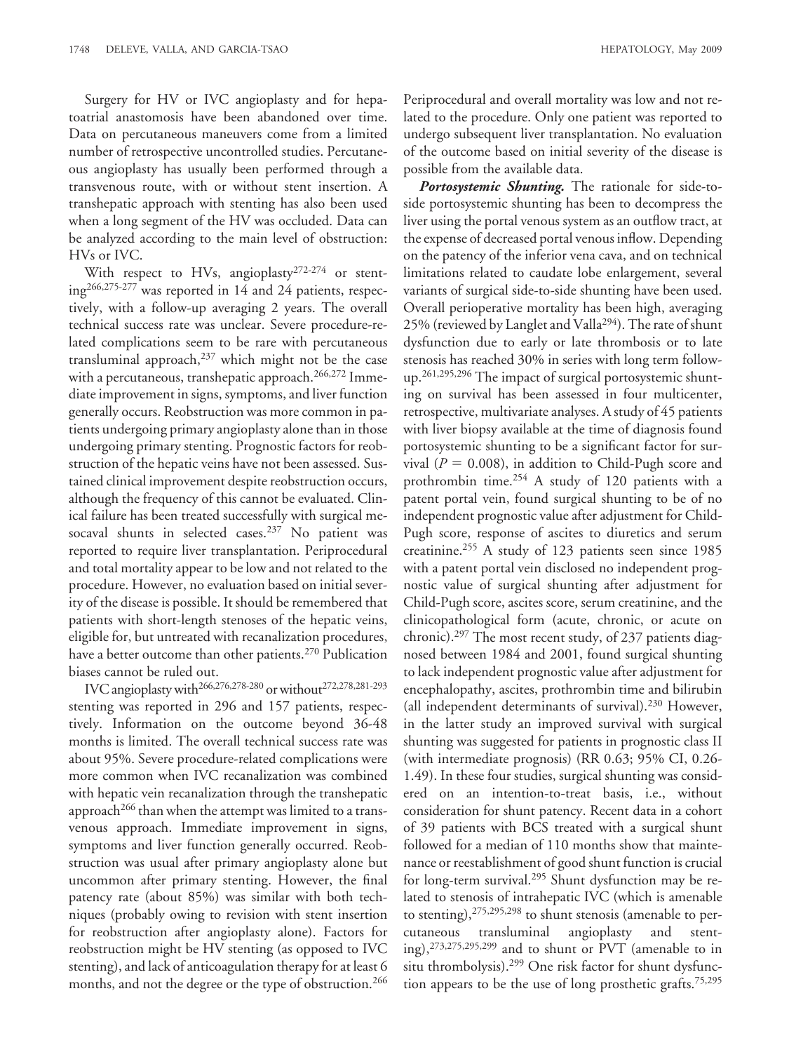Surgery for HV or IVC angioplasty and for hepatoatrial anastomosis have been abandoned over time. Data on percutaneous maneuvers come from a limited number of retrospective uncontrolled studies. Percutaneous angioplasty has usually been performed through a transvenous route, with or without stent insertion. A transhepatic approach with stenting has also been used when a long segment of the HV was occluded. Data can be analyzed according to the main level of obstruction: HVs or IVC.

With respect to HVs, angioplasty[272-274] or stenting[266,275-277] was reported in 14 and 24 patients, respectively, with a follow-up averaging 2 years. The overall technical success rate was unclear. Severe procedure-related complications seem to be rare with percutaneous transluminal approach,[237] which might not be the case with a percutaneous, transhepatic approach.[266,272] Immediate improvement in signs, symptoms, and liver function generally occurs. Reobstruction was more common in patients undergoing primary angioplasty alone than in those undergoing primary stenting. Prognostic factors for reobstruction of the hepatic veins have not been assessed. Sustained clinical improvement despite reobstruction occurs, although the frequency of this cannot be evaluated. Clinical failure has been treated successfully with surgical mesocaval shunts in selected cases.[237] No patient was reported to require liver transplantation. Periprocedural and total mortality appear to be low and not related to the procedure. However, no evaluation based on initial severity of the disease is possible. It should be remembered that patients with short-length stenoses of the hepatic veins, eligible for, but untreated with recanalization procedures, have a better outcome than other patients.[270] Publication biases cannot be ruled out.

IVC angioplasty with[266,276,278-280] or without[272,278,281-293] stenting was reported in 296 and 157 patients, respectively. Information on the outcome beyond 36-48 months is limited. The overall technical success rate was about 95%. Severe procedure-related complications were more common when IVC recanalization was combined with hepatic vein recanalization through the transhepatic approach[266] than when the attempt was limited to a transvenous approach. Immediate improvement in signs, symptoms and liver function generally occurred. Reobstruction was usual after primary angioplasty alone but uncommon after primary stenting. However, the final patency rate (about 85%) was similar with both techniques (probably owing to revision with stent insertion for reobstruction after angioplasty alone). Factors for reobstruction might be HV stenting (as opposed to IVC stenting), and lack of anticoagulation therapy for at least 6 months, and not the degree or the type of obstruction.[266] Periprocedural and overall mortality was low and not related to the procedure. Only one patient was reported to undergo subsequent liver transplantation. No evaluation of the outcome based on initial severity of the disease is possible from the available data.

***Portosystemic Shunting.*** The rationale for side-to-side portosystemic shunting has been to decompress the liver using the portal venous system as an outflow tract, at the expense of decreased portal venous inflow. Depending on the patency of the inferior vena cava, and on technical limitations related to caudate lobe enlargement, several variants of surgical side-to-side shunting have been used. Overall perioperative mortality has been high, averaging 25% (reviewed by Langlet and Valla[294]). The rate of shunt dysfunction due to early or late thrombosis or to late stenosis has reached 30% in series with long term follow-up.[261,295,296] The impact of surgical portosystemic shunting on survival has been assessed in four multicenter, retrospective, multivariate analyses. A study of 45 patients with liver biopsy available at the time of diagnosis found portosystemic shunting to be a significant factor for survival ($P = 0.008$), in addition to Child-Pugh score and prothrombin time.[254] A study of 120 patients with a patent portal vein, found surgical shunting to be of no independent prognostic value after adjustment for Child-Pugh score, response of ascites to diuretics and serum creatinine.[255] A study of 123 patients seen since 1985 with a patent portal vein disclosed no independent prognostic value of surgical shunting after adjustment for Child-Pugh score, ascites score, serum creatinine, and the clinicopathological form (acute, chronic, or acute on chronic).[297] The most recent study, of 237 patients diagnosed between 1984 and 2001, found surgical shunting to lack independent prognostic value after adjustment for encephalopathy, ascites, prothrombin time and bilirubin (all independent determinants of survival).[230] However, in the latter study an improved survival with surgical shunting was suggested for patients in prognostic class II (with intermediate prognosis) (RR 0.63; 95% CI, 0.26-1.49). In these four studies, surgical shunting was considered on an intention-to-treat basis, i.e., without consideration for shunt patency. Recent data in a cohort of 39 patients with BCS treated with a surgical shunt followed for a median of 110 months show that maintenance or reestablishment of good shunt function is crucial for long-term survival.[295] Shunt dysfunction may be related to stenosis of intrahepatic IVC (which is amenable to stenting),[275,295,298] to shunt stenosis (amenable to percutaneous transluminal angioplasty and stenting),[273,275,295,299] and to shunt or PVT (amenable to in situ thrombolysis).[299] One risk factor for shunt dysfunction appears to be the use of long prosthetic grafts.[75,295]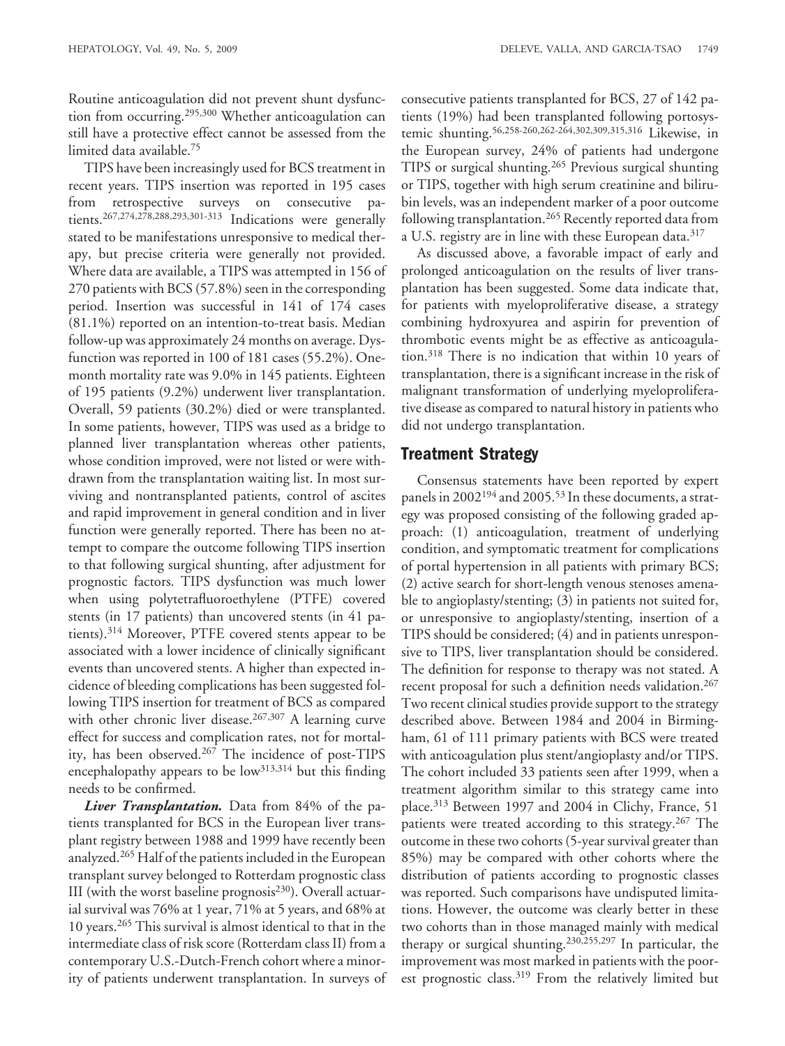Routine anticoagulation did not prevent shunt dysfunction from occurring.[295,300] Whether anticoagulation can still have a protective effect cannot be assessed from the limited data available.[75]

TIPS have been increasingly used for BCS treatment in recent years. TIPS insertion was reported in 195 cases from retrospective surveys on consecutive patients.[267,274,278,288,293,301-313] Indications were generally stated to be manifestations unresponsive to medical therapy, but precise criteria were generally not provided. Where data are available, a TIPS was attempted in 156 of 270 patients with BCS (57.8%) seen in the corresponding period. Insertion was successful in 141 of 174 cases (81.1%) reported on an intention-to-treat basis. Median follow-up was approximately 24 months on average. Dysfunction was reported in 100 of 181 cases (55.2%). One-month mortality rate was 9.0% in 145 patients. Eighteen of 195 patients (9.2%) underwent liver transplantation. Overall, 59 patients (30.2%) died or were transplanted. In some patients, however, TIPS was used as a bridge to planned liver transplantation whereas other patients, whose condition improved, were not listed or were withdrawn from the transplantation waiting list. In most surviving and nontransplanted patients, control of ascites and rapid improvement in general condition and in liver function were generally reported. There has been no attempt to compare the outcome following TIPS insertion to that following surgical shunting, after adjustment for prognostic factors. TIPS dysfunction was much lower when using polytetrafluoroethylene (PTFE) covered stents (in 17 patients) than uncovered stents (in 41 patients).[314] Moreover, PTFE covered stents appear to be associated with a lower incidence of clinically significant events than uncovered stents. A higher than expected incidence of bleeding complications has been suggested following TIPS insertion for treatment of BCS as compared with other chronic liver disease.[267,307] A learning curve effect for success and complication rates, not for mortality, has been observed.[267] The incidence of post-TIPS encephalopathy appears to be low[313,314] but this finding needs to be confirmed.

***Liver Transplantation.*** Data from 84% of the patients transplanted for BCS in the European liver transplant registry between 1988 and 1999 have recently been analyzed.[265] Half of the patients included in the European transplant survey belonged to Rotterdam prognostic class III (with the worst baseline prognosis[230]). Overall actuarial survival was 76% at 1 year, 71% at 5 years, and 68% at 10 years.[265] This survival is almost identical to that in the intermediate class of risk score (Rotterdam class II) from a contemporary U.S.-Dutch-French cohort where a minority of patients underwent transplantation. In surveys of consecutive patients transplanted for BCS, 27 of 142 patients (19%) had been transplanted following portosystemic shunting.[56,258-260,262-264,302,309,315,316] Likewise, in the European survey, 24% of patients had undergone TIPS or surgical shunting.[265] Previous surgical shunting or TIPS, together with high serum creatinine and bilirubin levels, was an independent marker of a poor outcome following transplantation.[265] Recently reported data from a U.S. registry are in line with these European data.[317]

As discussed above, a favorable impact of early and prolonged anticoagulation on the results of liver transplantation has been suggested. Some data indicate that, for patients with myeloproliferative disease, a strategy combining hydroxyurea and aspirin for prevention of thrombotic events might be as effective as anticoagulation.[318] There is no indication that within 10 years of transplantation, there is a significant increase in the risk of malignant transformation of underlying myeloproliferative disease as compared to natural history in patients who did not undergo transplantation.

## Treatment Strategy

Consensus statements have been reported by expert panels in 2002[194] and 2005.[53] In these documents, a strategy was proposed consisting of the following graded approach: (1) anticoagulation, treatment of underlying condition, and symptomatic treatment for complications of portal hypertension in all patients with primary BCS; (2) active search for short-length venous stenoses amenable to angioplasty/stenting; (3) in patients not suited for, or unresponsive to angioplasty/stenting, insertion of a TIPS should be considered; (4) and in patients unresponsive to TIPS, liver transplantation should be considered. The definition for response to therapy was not stated. A recent proposal for such a definition needs validation.[267] Two recent clinical studies provide support to the strategy described above. Between 1984 and 2004 in Birmingham, 61 of 111 primary patients with BCS were treated with anticoagulation plus stent/angioplasty and/or TIPS. The cohort included 33 patients seen after 1999, when a treatment algorithm similar to this strategy came into place.[313] Between 1997 and 2004 in Clichy, France, 51 patients were treated according to this strategy.[267] The outcome in these two cohorts (5-year survival greater than 85%) may be compared with other cohorts where the distribution of patients according to prognostic classes was reported. Such comparisons have undisputed limitations. However, the outcome was clearly better in these two cohorts than in those managed mainly with medical therapy or surgical shunting.[230,255,297] In particular, the improvement was most marked in patients with the poorest prognostic class.[319] From the relatively limited but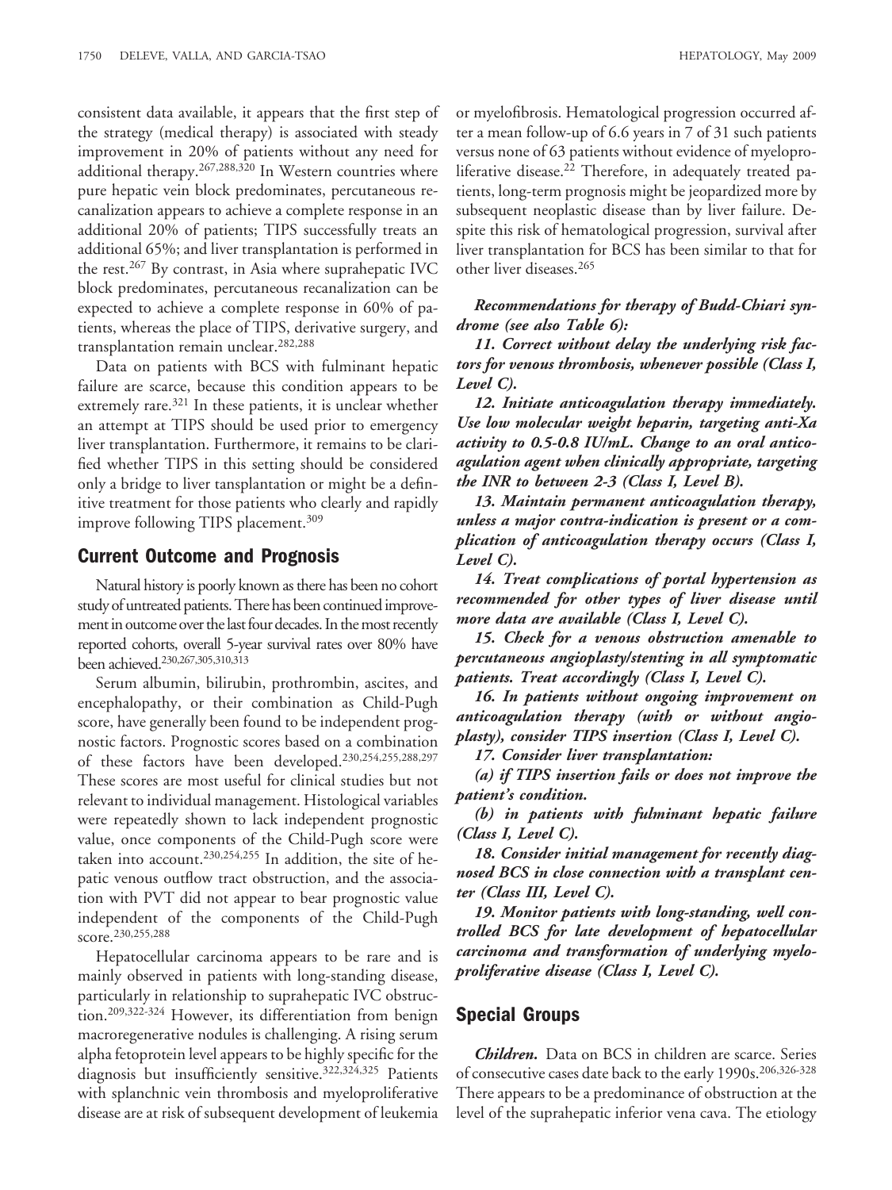consistent data available, it appears that the first step of the strategy (medical therapy) is associated with steady improvement in 20% of patients without any need for additional therapy.[267,288,320] In Western countries where pure hepatic vein block predominates, percutaneous recanalization appears to achieve a complete response in an additional 20% of patients; TIPS successfully treats an additional 65%; and liver transplantation is performed in the rest.[267] By contrast, in Asia where suprahepatic IVC block predominates, percutaneous recanalization can be expected to achieve a complete response in 60% of patients, whereas the place of TIPS, derivative surgery, and transplantation remain unclear.[282,288]

Data on patients with BCS with fulminant hepatic failure are scarce, because this condition appears to be extremely rare.[321] In these patients, it is unclear whether an attempt at TIPS should be used prior to emergency liver transplantation. Furthermore, it remains to be clarified whether TIPS in this setting should be considered only a bridge to liver tansplantation or might be a definitive treatment for those patients who clearly and rapidly improve following TIPS placement.[309]

## Current Outcome and Prognosis

Natural history is poorly known as there has been no cohort study of untreated patients. There has been continued improvement in outcome over the last four decades. In the most recently reported cohorts, overall 5-year survival rates over 80% have been achieved.[230,267,305,310,313]

Serum albumin, bilirubin, prothrombin, ascites, and encephalopathy, or their combination as Child-Pugh score, have generally been found to be independent prognostic factors. Prognostic scores based on a combination of these factors have been developed.[230,254,255,288,297] These scores are most useful for clinical studies but not relevant to individual management. Histological variables were repeatedly shown to lack independent prognostic value, once components of the Child-Pugh score were taken into account.[230,254,255] In addition, the site of hepatic venous outflow tract obstruction, and the association with PVT did not appear to bear prognostic value independent of the components of the Child-Pugh score.[230,255,288]

Hepatocellular carcinoma appears to be rare and is mainly observed in patients with long-standing disease, particularly in relationship to suprahepatic IVC obstruction.[209,322-324] However, its differentiation from benign macroregenerative nodules is challenging. A rising serum alpha fetoprotein level appears to be highly specific for the diagnosis but insufficiently sensitive.[322,324,325] Patients with splanchnic vein thrombosis and myeloproliferative disease are at risk of subsequent development of leukemia or myelofibrosis. Hematological progression occurred after a mean follow-up of 6.6 years in 7 of 31 such patients versus none of 63 patients without evidence of myeloproliferative disease.[22] Therefore, in adequately treated patients, long-term prognosis might be jeopardized more by subsequent neoplastic disease than by liver failure. Despite this risk of hematological progression, survival after liver transplantation for BCS has been similar to that for other liver diseases.[265]

***Recommendations for therapy of Budd-Chiari syndrome (see also Table 6):***

***11. Correct without delay the underlying risk factors for venous thrombosis, whenever possible (Class I, Level C).***

***12. Initiate anticoagulation therapy immediately. Use low molecular weight heparin, targeting anti-Xa activity to 0.5-0.8 IU/mL. Change to an oral anticoagulation agent when clinically appropriate, targeting the INR to between 2-3 (Class I, Level B).***

***13. Maintain permanent anticoagulation therapy, unless a major contra-indication is present or a complication of anticoagulation therapy occurs (Class I, Level C).***

***14. Treat complications of portal hypertension as recommended for other types of liver disease until more data are available (Class I, Level C).***

***15. Check for a venous obstruction amenable to percutaneous angioplasty/stenting in all symptomatic patients. Treat accordingly (Class I, Level C).***

***16. In patients without ongoing improvement on anticoagulation therapy (with or without angioplasty), consider TIPS insertion (Class I, Level C).***

***17. Consider liver transplantation:***

***(a) if TIPS insertion fails or does not improve the patient's condition.***

***(b) in patients with fulminant hepatic failure (Class I, Level C).***

***18. Consider initial management for recently diagnosed BCS in close connection with a transplant center (Class III, Level C).***

***19. Monitor patients with long-standing, well controlled BCS for late development of hepatocellular carcinoma and transformation of underlying myeloproliferative disease (Class I, Level C).***

## Special Groups

***Children.*** Data on BCS in children are scarce. Series of consecutive cases date back to the early 1990s.[206,326-328] There appears to be a predominance of obstruction at the level of the suprahepatic inferior vena cava. The etiology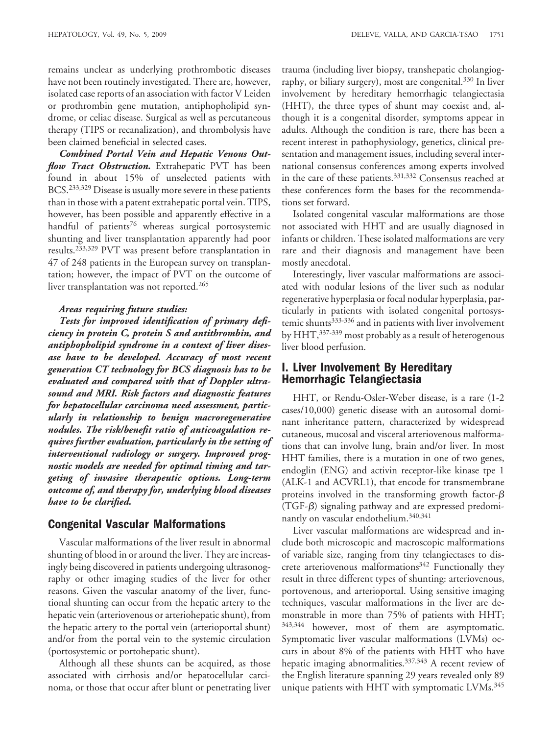remains unclear as underlying prothrombotic diseases have not been routinely investigated. There are, however, isolated case reports of an association with factor V Leiden or prothrombin gene mutation, antiphopholipid syndrome, or celiac disease. Surgical as well as percutaneous therapy (TIPS or recanalization), and thrombolysis have been claimed beneficial in selected cases.

***Combined Portal Vein and Hepatic Venous Outflow Tract Obstruction.*** Extrahepatic PVT has been found in about 15% of unselected patients with BCS.[233,329] Disease is usually more severe in these patients than in those with a patent extrahepatic portal vein. TIPS, however, has been possible and apparently effective in a handful of patients[76] whereas surgical portosystemic shunting and liver transplantation apparently had poor results.[233,329] PVT was present before transplantation in 47 of 248 patients in the European survey on transplantation; however, the impact of PVT on the outcome of liver transplantation was not reported.[265]

***Areas requiring future studies:***

***Tests for improved identification of primary deficiency in protein C, protein S and antithrombin, and antiphopholipid syndrome in a context of liver disease have to be developed. Accuracy of most recent generation CT technology for BCS diagnosis has to be evaluated and compared with that of Doppler ultrasound and MRI. Risk factors and diagnostic features for hepatocellular carcinoma need assessment, particularly in relationship to benign macroregenerative nodules. The risk/benefit ratio of anticoagulation requires further evaluation, particularly in the setting of interventional radiology or surgery. Improved prognostic models are needed for optimal timing and targeting of invasive therapeutic options. Long-term outcome of, and therapy for, underlying blood diseases have to be clarified.***

## Congenital Vascular Malformations

Vascular malformations of the liver result in abnormal shunting of blood in or around the liver. They are increasingly being discovered in patients undergoing ultrasonography or other imaging studies of the liver for other reasons. Given the vascular anatomy of the liver, functional shunting can occur from the hepatic artery to the hepatic vein (arteriovenous or arteriohepatic shunt), from the hepatic artery to the portal vein (arterioportal shunt) and/or from the portal vein to the systemic circulation (portosystemic or portohepatic shunt).

Although all these shunts can be acquired, as those associated with cirrhosis and/or hepatocellular carcinoma, or those that occur after blunt or penetrating liver trauma (including liver biopsy, transhepatic cholangiography, or biliary surgery), most are congenital.[330] In liver involvement by hereditary hemorrhagic telangiectasia (HHT), the three types of shunt may coexist and, although it is a congenital disorder, symptoms appear in adults. Although the condition is rare, there has been a recent interest in pathophysiology, genetics, clinical presentation and management issues, including several international consensus conferences among experts involved in the care of these patients.[331,332] Consensus reached at these conferences form the bases for the recommendations set forward.

Isolated congenital vascular malformations are those not associated with HHT and are usually diagnosed in infants or children. These isolated malformations are very rare and their diagnosis and management have been mostly anecdotal.

Interestingly, liver vascular malformations are associated with nodular lesions of the liver such as nodular regenerative hyperplasia or focal nodular hyperplasia, particularly in patients with isolated congenital portosystemic shunts[333-336] and in patients with liver involvement by HHT,[337-339] most probably as a result of heterogenous liver blood perfusion.

## I. Liver Involvement By Hereditary Hemorrhagic Telangiectasia

HHT, or Rendu-Osler-Weber disease, is a rare (1-2 cases/10,000) genetic disease with an autosomal dominant inheritance pattern, characterized by widespread cutaneous, mucosal and visceral arteriovenous malformations that can involve lung, brain and/or liver. In most HHT families, there is a mutation in one of two genes, endoglin (ENG) and activin receptor-like kinase tpe 1 (ALK-1 and ACVRL1), that encode for transmembrane proteins involved in the transforming growth factor-$\beta$ (TGF-$\beta$) signaling pathway and are expressed predominantly on vascular endothelium.[340,341]

Liver vascular malformations are widespread and include both microscopic and macroscopic malformations of variable size, ranging from tiny telangiectases to discrete arteriovenous malformations[342] Functionally they result in three different types of shunting: arteriovenous, portovenous, and arterioportal. Using sensitive imaging techniques, vascular malformations in the liver are demonstrable in more than 75% of patients with HHT; [343,344] however, most of them are asymptomatic. Symptomatic liver vascular malformations (LVMs) occurs in about 8% of the patients with HHT who have hepatic imaging abnormalities.[337,343] A recent review of the English literature spanning 29 years revealed only 89 unique patients with HHT with symptomatic LVMs.[345]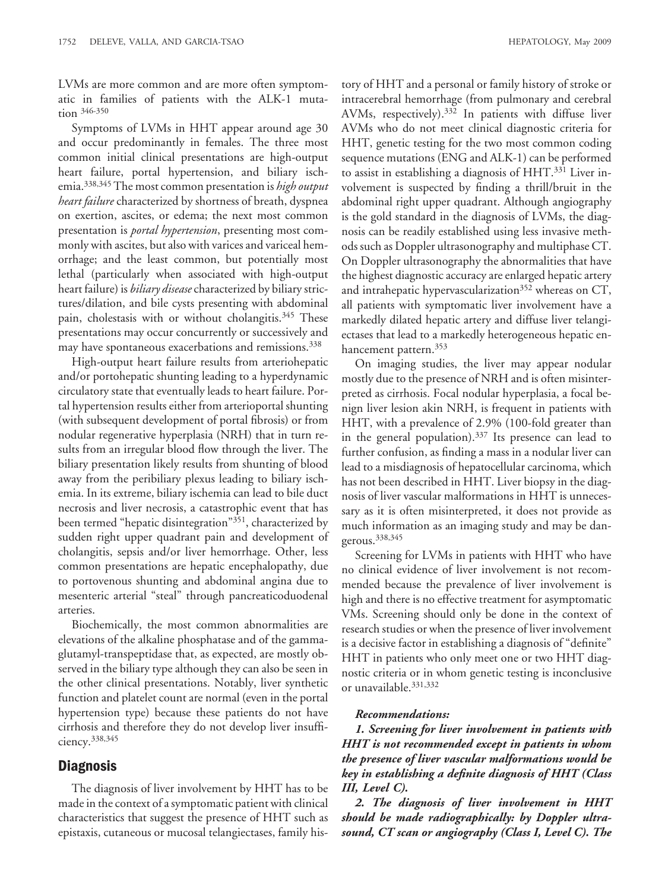LVMs are more common and are more often symptomatic in families of patients with the ALK-1 mutation [346-350]

Symptoms of LVMs in HHT appear around age 30 and occur predominantly in females. The three most common initial clinical presentations are high-output heart failure, portal hypertension, and biliary ischemia.[338,345] The most common presentation is *high output heart failure* characterized by shortness of breath, dyspnea on exertion, ascites, or edema; the next most common presentation is *portal hypertension*, presenting most commonly with ascites, but also with varices and variceal hemorrhage; and the least common, but potentially most lethal (particularly when associated with high-output heart failure) is *biliary disease* characterized by biliary strictures/dilation, and bile cysts presenting with abdominal pain, cholestasis with or without cholangitis.[345] These presentations may occur concurrently or successively and may have spontaneous exacerbations and remissions.[338]

High-output heart failure results from arteriohepatic and/or portohepatic shunting leading to a hyperdynamic circulatory state that eventually leads to heart failure. Portal hypertension results either from arterioportal shunting (with subsequent development of portal fibrosis) or from nodular regenerative hyperplasia (NRH) that in turn results from an irregular blood flow through the liver. The biliary presentation likely results from shunting of blood away from the peribiliary plexus leading to biliary ischemia. In its extreme, biliary ischemia can lead to bile duct necrosis and liver necrosis, a catastrophic event that has been termed "hepatic disintegration"[351], characterized by sudden right upper quadrant pain and development of cholangitis, sepsis and/or liver hemorrhage. Other, less common presentations are hepatic encephalopathy, due to portovenous shunting and abdominal angina due to mesenteric arterial "steal" through pancreaticoduodenal arteries.

Biochemically, the most common abnormalities are elevations of the alkaline phosphatase and of the gamma-glutamyl-transpeptidase that, as expected, are mostly observed in the biliary type although they can also be seen in the other clinical presentations. Notably, liver synthetic function and platelet count are normal (even in the portal hypertension type) because these patients do not have cirrhosis and therefore they do not develop liver insufficiency.[338,345]

## Diagnosis

The diagnosis of liver involvement by HHT has to be made in the context of a symptomatic patient with clinical characteristics that suggest the presence of HHT such as epistaxis, cutaneous or mucosal telangiectases, family history of HHT and a personal or family history of stroke or intracerebral hemorrhage (from pulmonary and cerebral AVMs, respectively).[332] In patients with diffuse liver AVMs who do not meet clinical diagnostic criteria for HHT, genetic testing for the two most common coding sequence mutations (ENG and ALK-1) can be performed to assist in establishing a diagnosis of HHT.[331] Liver involvement is suspected by finding a thrill/bruit in the abdominal right upper quadrant. Although angiography is the gold standard in the diagnosis of LVMs, the diagnosis can be readily established using less invasive methods such as Doppler ultrasonography and multiphase CT. On Doppler ultrasonography the abnormalities that have the highest diagnostic accuracy are enlarged hepatic artery and intrahepatic hypervascularization[352] whereas on CT, all patients with symptomatic liver involvement have a markedly dilated hepatic artery and diffuse liver telangiectases that lead to a markedly heterogeneous hepatic enhancement pattern.[353]

On imaging studies, the liver may appear nodular mostly due to the presence of NRH and is often misinterpreted as cirrhosis. Focal nodular hyperplasia, a focal benign liver lesion akin NRH, is frequent in patients with HHT, with a prevalence of 2.9% (100-fold greater than in the general population).[337] Its presence can lead to further confusion, as finding a mass in a nodular liver can lead to a misdiagnosis of hepatocellular carcinoma, which has not been described in HHT. Liver biopsy in the diagnosis of liver vascular malformations in HHT is unnecessary as it is often misinterpreted, it does not provide as much information as an imaging study and may be dangerous.[338,345]

Screening for LVMs in patients with HHT who have no clinical evidence of liver involvement is not recommended because the prevalence of liver involvement is high and there is no effective treatment for asymptomatic VMs. Screening should only be done in the context of research studies or when the presence of liver involvement is a decisive factor in establishing a diagnosis of "definite" HHT in patients who only meet one or two HHT diagnostic criteria or in whom genetic testing is inconclusive or unavailable.[331,332]

***Recommendations:***

***1. Screening for liver involvement in patients with HHT is not recommended except in patients in whom the presence of liver vascular malformations would be key in establishing a definite diagnosis of HHT (Class III, Level C).***

***2. The diagnosis of liver involvement in HHT should be made radiographically: by Doppler ultrasound, CT scan or angiography (Class I, Level C). The***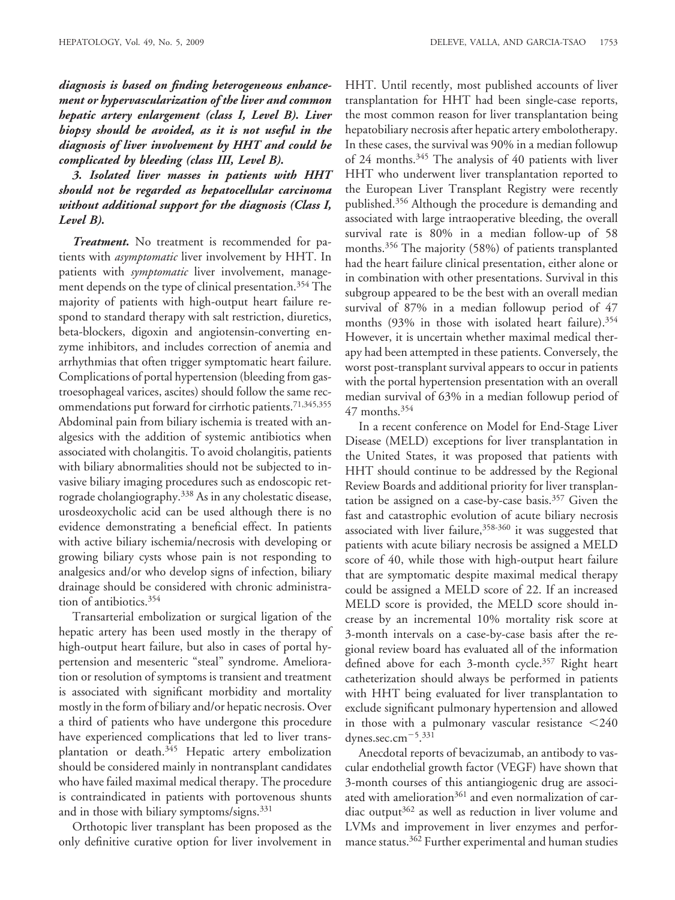***diagnosis is based on finding heterogeneous enhancement or hypervascularization of the liver and common hepatic artery enlargement (class I, Level B). Liver biopsy should be avoided, as it is not useful in the diagnosis of liver involvement by HHT and could be complicated by bleeding (class III, Level B).***

***3. Isolated liver masses in patients with HHT should not be regarded as hepatocellular carcinoma without additional support for the diagnosis (Class I, Level B).***

***Treatment.*** No treatment is recommended for patients with *asymptomatic* liver involvement by HHT. In patients with *symptomatic* liver involvement, management depends on the type of clinical presentation.[354] The majority of patients with high-output heart failure respond to standard therapy with salt restriction, diuretics, beta-blockers, digoxin and angiotensin-converting enzyme inhibitors, and includes correction of anemia and arrhythmias that often trigger symptomatic heart failure. Complications of portal hypertension (bleeding from gastroesophageal varices, ascites) should follow the same recommendations put forward for cirrhotic patients.[71,345,355] Abdominal pain from biliary ischemia is treated with analgesics with the addition of systemic antibiotics when associated with cholangitis. To avoid cholangitis, patients with biliary abnormalities should not be subjected to invasive biliary imaging procedures such as endoscopic retrograde cholangiography.[338] As in any cholestatic disease, urosdeoxycholic acid can be used although there is no evidence demonstrating a beneficial effect. In patients with active biliary ischemia/necrosis with developing or growing biliary cysts whose pain is not responding to analgesics and/or who develop signs of infection, biliary drainage should be considered with chronic administration of antibiotics.[354]

Transarterial embolization or surgical ligation of the hepatic artery has been used mostly in the therapy of high-output heart failure, but also in cases of portal hypertension and mesenteric "steal" syndrome. Amelioration or resolution of symptoms is transient and treatment is associated with significant morbidity and mortality mostly in the form of biliary and/or hepatic necrosis. Over a third of patients who have undergone this procedure have experienced complications that led to liver transplantation or death.[345] Hepatic artery embolization should be considered mainly in nontransplant candidates who have failed maximal medical therapy. The procedure is contraindicated in patients with portovenous shunts and in those with biliary symptoms/signs.[331]

Orthotopic liver transplant has been proposed as the only definitive curative option for liver involvement in HHT. Until recently, most published accounts of liver transplantation for HHT had been single-case reports, the most common reason for liver transplantation being hepatobiliary necrosis after hepatic artery embolotherapy. In these cases, the survival was 90% in a median followup of 24 months.[345] The analysis of 40 patients with liver HHT who underwent liver transplantation reported to the European Liver Transplant Registry were recently published.[356] Although the procedure is demanding and associated with large intraoperative bleeding, the overall survival rate is 80% in a median follow-up of 58 months.[356] The majority (58%) of patients transplanted had the heart failure clinical presentation, either alone or in combination with other presentations. Survival in this subgroup appeared to be the best with an overall median survival of 87% in a median followup period of 47 months (93% in those with isolated heart failure).[354] However, it is uncertain whether maximal medical therapy had been attempted in these patients. Conversely, the worst post-transplant survival appears to occur in patients with the portal hypertension presentation with an overall median survival of 63% in a median followup period of 47 months.[354]

In a recent conference on Model for End-Stage Liver Disease (MELD) exceptions for liver transplantation in the United States, it was proposed that patients with HHT should continue to be addressed by the Regional Review Boards and additional priority for liver transplantation be assigned on a case-by-case basis.[357] Given the fast and catastrophic evolution of acute biliary necrosis associated with liver failure,[358-360] it was suggested that patients with acute biliary necrosis be assigned a MELD score of 40, while those with high-output heart failure that are symptomatic despite maximal medical therapy could be assigned a MELD score of 22. If an increased MELD score is provided, the MELD score should increase by an incremental 10% mortality risk score at 3-month intervals on a case-by-case basis after the regional review board has evaluated all of the information defined above for each 3-month cycle.[357] Right heart catheterization should always be performed in patients with HHT being evaluated for liver transplantation to exclude significant pulmonary hypertension and allowed in those with a pulmonary vascular resistance $<240$ dynes.sec.cm$^{-5}$.[331]

Anecdotal reports of bevacizumab, an antibody to vascular endothelial growth factor (VEGF) have shown that 3-month courses of this antiangiogenic drug are associated with amelioration[361] and even normalization of cardiac output[362] as well as reduction in liver volume and LVMs and improvement in liver enzymes and performance status.[362] Further experimental and human studies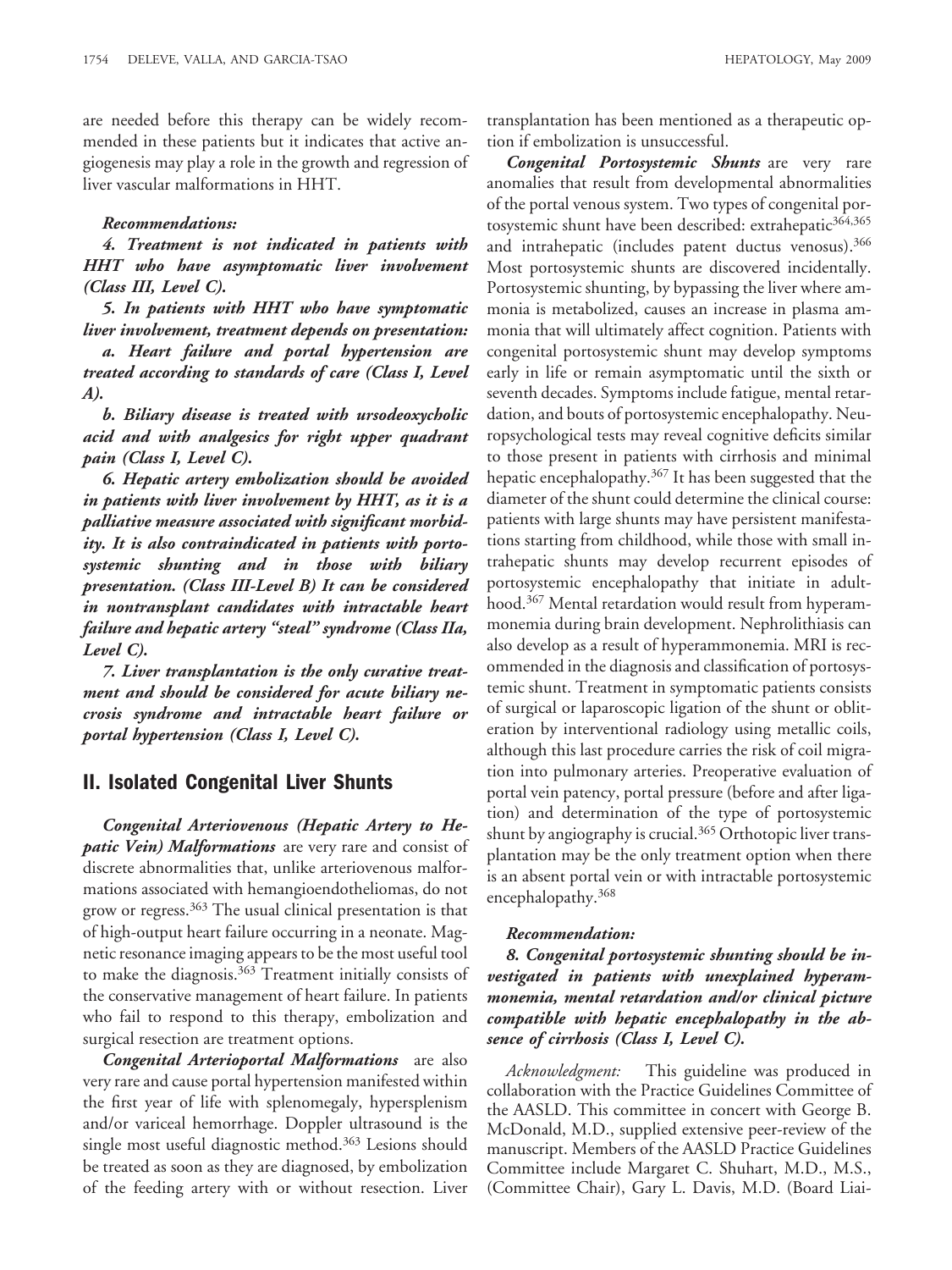are needed before this therapy can be widely recommended in these patients but it indicates that active angiogenesis may play a role in the growth and regression of liver vascular malformations in HHT.

***Recommendations:***

***4. Treatment is not indicated in patients with HHT who have asymptomatic liver involvement (Class III, Level C).***

***5. In patients with HHT who have symptomatic liver involvement, treatment depends on presentation:***

***a. Heart failure and portal hypertension are treated according to standards of care (Class I, Level A).***

***b. Biliary disease is treated with ursodeoxycholic acid and with analgesics for right upper quadrant pain (Class I, Level C).***

***6. Hepatic artery embolization should be avoided in patients with liver involvement by HHT, as it is a palliative measure associated with significant morbidity. It is also contraindicated in patients with portosystemic shunting and in those with biliary presentation. (Class III-Level B) It can be considered in nontransplant candidates with intractable heart failure and hepatic artery "steal" syndrome (Class IIa, Level C).***

***7. Liver transplantation is the only curative treatment and should be considered for acute biliary necrosis syndrome and intractable heart failure or portal hypertension (Class I, Level C).***

## II. Isolated Congenital Liver Shunts

***Congenital Arteriovenous (Hepatic Artery to Hepatic Vein) Malformations*** are very rare and consist of discrete abnormalities that, unlike arteriovenous malformations associated with hemangioendotheliomas, do not grow or regress.[363] The usual clinical presentation is that of high-output heart failure occurring in a neonate. Magnetic resonance imaging appears to be the most useful tool to make the diagnosis.[363] Treatment initially consists of the conservative management of heart failure. In patients who fail to respond to this therapy, embolization and surgical resection are treatment options.

***Congenital Arterioportal Malformations*** are also very rare and cause portal hypertension manifested within the first year of life with splenomegaly, hypersplenism and/or variceal hemorrhage. Doppler ultrasound is the single most useful diagnostic method.[363] Lesions should be treated as soon as they are diagnosed, by embolization of the feeding artery with or without resection. Liver transplantation has been mentioned as a therapeutic option if embolization is unsuccessful.

***Congenital Portosystemic Shunts*** are very rare anomalies that result from developmental abnormalities of the portal venous system. Two types of congenital portosystemic shunt have been described: extrahepatic[364,365] and intrahepatic (includes patent ductus venosus).[366] Most portosystemic shunts are discovered incidentally. Portosystemic shunting, by bypassing the liver where ammonia is metabolized, causes an increase in plasma ammonia that will ultimately affect cognition. Patients with congenital portosystemic shunt may develop symptoms early in life or remain asymptomatic until the sixth or seventh decades. Symptoms include fatigue, mental retardation, and bouts of portosystemic encephalopathy. Neuropsychological tests may reveal cognitive deficits similar to those present in patients with cirrhosis and minimal hepatic encephalopathy.[367] It has been suggested that the diameter of the shunt could determine the clinical course: patients with large shunts may have persistent manifestations starting from childhood, while those with small intrahepatic shunts may develop recurrent episodes of portosystemic encephalopathy that initiate in adulthood.[367] Mental retardation would result from hyperammonemia during brain development. Nephrolithiasis can also develop as a result of hyperammonemia. MRI is recommended in the diagnosis and classification of portosystemic shunt. Treatment in symptomatic patients consists of surgical or laparoscopic ligation of the shunt or obliteration by interventional radiology using metallic coils, although this last procedure carries the risk of coil migration into pulmonary arteries. Preoperative evaluation of portal vein patency, portal pressure (before and after ligation) and determination of the type of portosystemic shunt by angiography is crucial.[365] Orthotopic liver transplantation may be the only treatment option when there is an absent portal vein or with intractable portosystemic encephalopathy.[368]

***Recommendation:***

***8. Congenital portosystemic shunting should be investigated in patients with unexplained hyperammonemia, mental retardation and/or clinical picture compatible with hepatic encephalopathy in the absence of cirrhosis (Class I, Level C).***

*Acknowledgment:* This guideline was produced in collaboration with the Practice Guidelines Committee of the AASLD. This committee in concert with George B. McDonald, M.D., supplied extensive peer-review of the manuscript. Members of the AASLD Practice Guidelines Committee include Margaret C. Shuhart, M.D., M.S., (Committee Chair), Gary L. Davis, M.D. (Board Liai-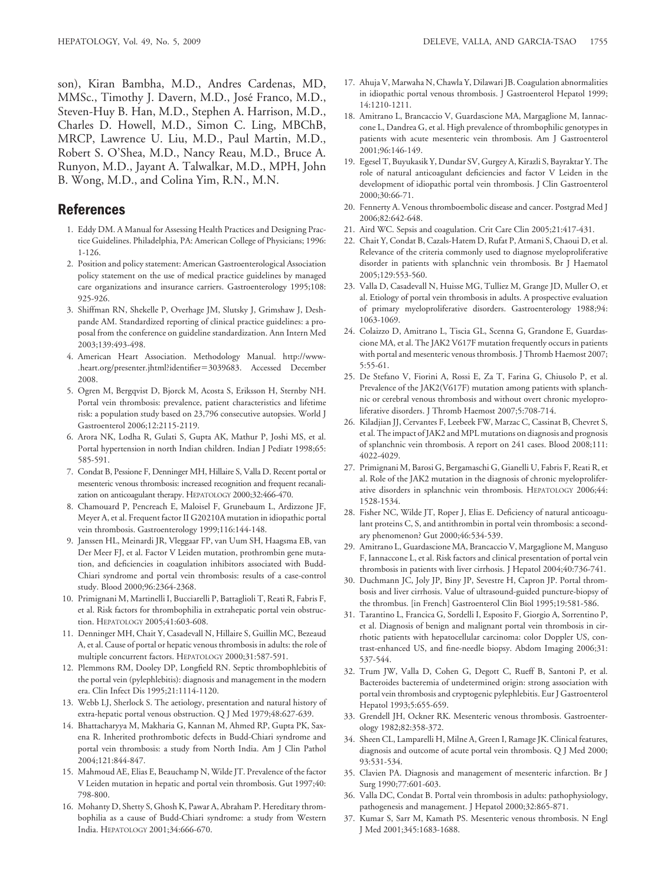son), Kiran Bambha, M.D., Andres Cardenas, MD, MMSc., Timothy J. Davern, M.D., José Franco, M.D., Steven-Huy B. Han, M.D., Stephen A. Harrison, M.D., Charles D. Howell, M.D., Simon C. Ling, MBChB, MRCP, Lawrence U. Liu, M.D., Paul Martin, M.D., Robert S. O'Shea, M.D., Nancy Reau, M.D., Bruce A. Runyon, M.D., Jayant A. Talwalkar, M.D., MPH, John B. Wong, M.D., and Colina Yim, R.N., M.N.

## References

1. Eddy DM. A Manual for Assessing Health Practices and Designing Practice Guidelines. Philadelphia, PA: American College of Physicians; 1996: 1-126.
2. Position and policy statement: American Gastroenterological Association policy statement on the use of medical practice guidelines by managed care organizations and insurance carriers. Gastroenterology 1995;108: 925-926.
3. Shiffman RN, Shekelle P, Overhage JM, Slutsky J, Grimshaw J, Deshpande AM. Standardized reporting of clinical practice guidelines: a proposal from the conference on guideline standardization. Ann Intern Med 2003;139:493-498.
4. American Heart Association. Methodology Manual. http://www-.heart.org/presenter.jhtml?identifier=3039683. Accessed December 2008.
5. Ogren M, Bergqvist D, Bjorck M, Acosta S, Eriksson H, Sternby NH. Portal vein thrombosis: prevalence, patient characteristics and lifetime risk: a population study based on 23,796 consecutive autopsies. World J Gastroenterol 2006;12:2115-2119.
6. Arora NK, Lodha R, Gulati S, Gupta AK, Mathur P, Joshi MS, et al. Portal hypertension in north Indian children. Indian J Pediatr 1998;65: 585-591.
7. Condat B, Pessione F, Denninger MH, Hillaire S, Valla D. Recent portal or mesenteric venous thrombosis: increased recognition and frequent recanalization on anticoagulant therapy. HEPATOLOGY 2000;32:466-470.
8. Chamouard P, Pencreach E, Maloisel F, Grunebaum L, Ardizzone JF, Meyer A, et al. Frequent factor II G20210A mutation in idiopathic portal vein thrombosis. Gastroenterology 1999;116:144-148.
9. Janssen HL, Meinardi JR, Vleggaar FP, van Uum SH, Haagsma EB, van Der Meer FJ, et al. Factor V Leiden mutation, prothrombin gene mutation, and deficiencies in coagulation inhibitors associated with Budd-Chiari syndrome and portal vein thrombosis: results of a case-control study. Blood 2000;96:2364-2368.
10. Primignani M, Martinelli I, Bucciarelli P, Battaglioli T, Reati R, Fabris F, et al. Risk factors for thrombophilia in extrahepatic portal vein obstruction. HEPATOLOGY 2005;41:603-608.
11. Denninger MH, Chait Y, Casadevall N, Hillaire S, Guillin MC, Bezeaud A, et al. Cause of portal or hepatic venous thrombosis in adults: the role of multiple concurrent factors. HEPATOLOGY 2000;31:587-591.
12. Plemmons RM, Dooley DP, Longfield RN. Septic thrombophlebitis of the portal vein (pylephlebitis): diagnosis and management in the modern era. Clin Infect Dis 1995;21:1114-1120.
13. Webb LJ, Sherlock S. The aetiology, presentation and natural history of extra-hepatic portal venous obstruction. Q J Med 1979;48:627-639.
14. Bhattacharyya M, Makharia G, Kannan M, Ahmed RP, Gupta PK, Saxena R. Inherited prothrombotic defects in Budd-Chiari syndrome and portal vein thrombosis: a study from North India. Am J Clin Pathol 2004;121:844-847.
15. Mahmoud AE, Elias E, Beauchamp N, Wilde JT. Prevalence of the factor V Leiden mutation in hepatic and portal vein thrombosis. Gut 1997;40: 798-800.
16. Mohanty D, Shetty S, Ghosh K, Pawar A, Abraham P. Hereditary thrombophilia as a cause of Budd-Chiari syndrome: a study from Western India. HEPATOLOGY 2001;34:666-670.
17. Ahuja V, Marwaha N, Chawla Y, Dilawari JB. Coagulation abnormalities in idiopathic portal venous thrombosis. J Gastroenterol Hepatol 1999; 14:1210-1211.
18. Amitrano L, Brancaccio V, Guardascione MA, Margaglione M, Iannaccone L, Dandrea G, et al. High prevalence of thrombophilic genotypes in patients with acute mesenteric vein thrombosis. Am J Gastroenterol 2001;96:146-149.
19. Egesel T, Buyukasik Y, Dundar SV, Gurgey A, Kirazli S, Bayraktar Y. The role of natural anticoagulant deficiencies and factor V Leiden in the development of idiopathic portal vein thrombosis. J Clin Gastroenterol 2000;30:66-71.
20. Fennerty A. Venous thromboembolic disease and cancer. Postgrad Med J 2006;82:642-648.
21. Aird WC. Sepsis and coagulation. Crit Care Clin 2005;21:417-431.
22. Chait Y, Condat B, Cazals-Hatem D, Rufat P, Atmani S, Chaoui D, et al. Relevance of the criteria commonly used to diagnose myeloproliferative disorder in patients with splanchnic vein thrombosis. Br J Haematol 2005;129:553-560.
23. Valla D, Casadevall N, Huisse MG, Tulliez M, Grange JD, Muller O, et al. Etiology of portal vein thrombosis in adults. A prospective evaluation of primary myeloproliferative disorders. Gastroenterology 1988;94: 1063-1069.
24. Colaizzo D, Amitrano L, Tiscia GL, Scenna G, Grandone E, Guardascione MA, et al. The JAK2 V617F mutation frequently occurs in patients with portal and mesenteric venous thrombosis. J Thromb Haemost 2007; 5:55-61.
25. De Stefano V, Fiorini A, Rossi E, Za T, Farina G, Chiusolo P, et al. Prevalence of the JAK2(V617F) mutation among patients with splanchnic or cerebral venous thrombosis and without overt chronic myeloproliferative disorders. J Thromb Haemost 2007;5:708-714.
26. Kiladjian JJ, Cervantes F, Leebeek FW, Marzac C, Cassinat B, Chevret S, et al. The impact of JAK2 and MPL mutations on diagnosis and prognosis of splanchnic vein thrombosis. A report on 241 cases. Blood 2008;111: 4022-4029.
27. Primignani M, Barosi G, Bergamaschi G, Gianelli U, Fabris F, Reati R, et al. Role of the JAK2 mutation in the diagnosis of chronic myeloproliferative disorders in splanchnic vein thrombosis. HEPATOLOGY 2006;44: 1528-1534.
28. Fisher NC, Wilde JT, Roper J, Elias E. Deficiency of natural anticoagulant proteins C, S, and antithrombin in portal vein thrombosis: a secondary phenomenon? Gut 2000;46:534-539.
29. Amitrano L, Guardascione MA, Brancaccio V, Margaglione M, Manguso F, Iannaccone L, et al. Risk factors and clinical presentation of portal vein thrombosis in patients with liver cirrhosis. J Hepatol 2004;40:736-741.
30. Duchmann JC, Joly JP, Biny JP, Sevestre H, Capron JP. Portal thrombosis and liver cirrhosis. Value of ultrasound-guided puncture-biopsy of the thrombus. [in French] Gastroenterol Clin Biol 1995;19:581-586.
31. Tarantino L, Francica G, Sordelli I, Esposito F, Giorgio A, Sorrentino P, et al. Diagnosis of benign and malignant portal vein thrombosis in cirrhotic patients with hepatocellular carcinoma: color Doppler US, contrast-enhanced US, and fine-needle biopsy. Abdom Imaging 2006;31: 537-544.
32. Trum JW, Valla D, Cohen G, Degott C, Rueff B, Santoni P, et al. Bacteroides bacteremia of undetermined origin: strong association with portal vein thrombosis and cryptogenic pylephlebitis. Eur J Gastroenterol Hepatol 1993;5:655-659.
33. Grendell JH, Ockner RK. Mesenteric venous thrombosis. Gastroenterology 1982;82:358-372.
34. Sheen CL, Lamparelli H, Milne A, Green I, Ramage JK. Clinical features, diagnosis and outcome of acute portal vein thrombosis. Q J Med 2000; 93:531-534.
35. Clavien PA. Diagnosis and management of mesenteric infarction. Br J Surg 1990;77:601-603.
36. Valla DC, Condat B. Portal vein thrombosis in adults: pathophysiology, pathogenesis and management. J Hepatol 2000;32:865-871.
37. Kumar S, Sarr M, Kamath PS. Mesenteric venous thrombosis. N Engl J Med 2001;345:1683-1688.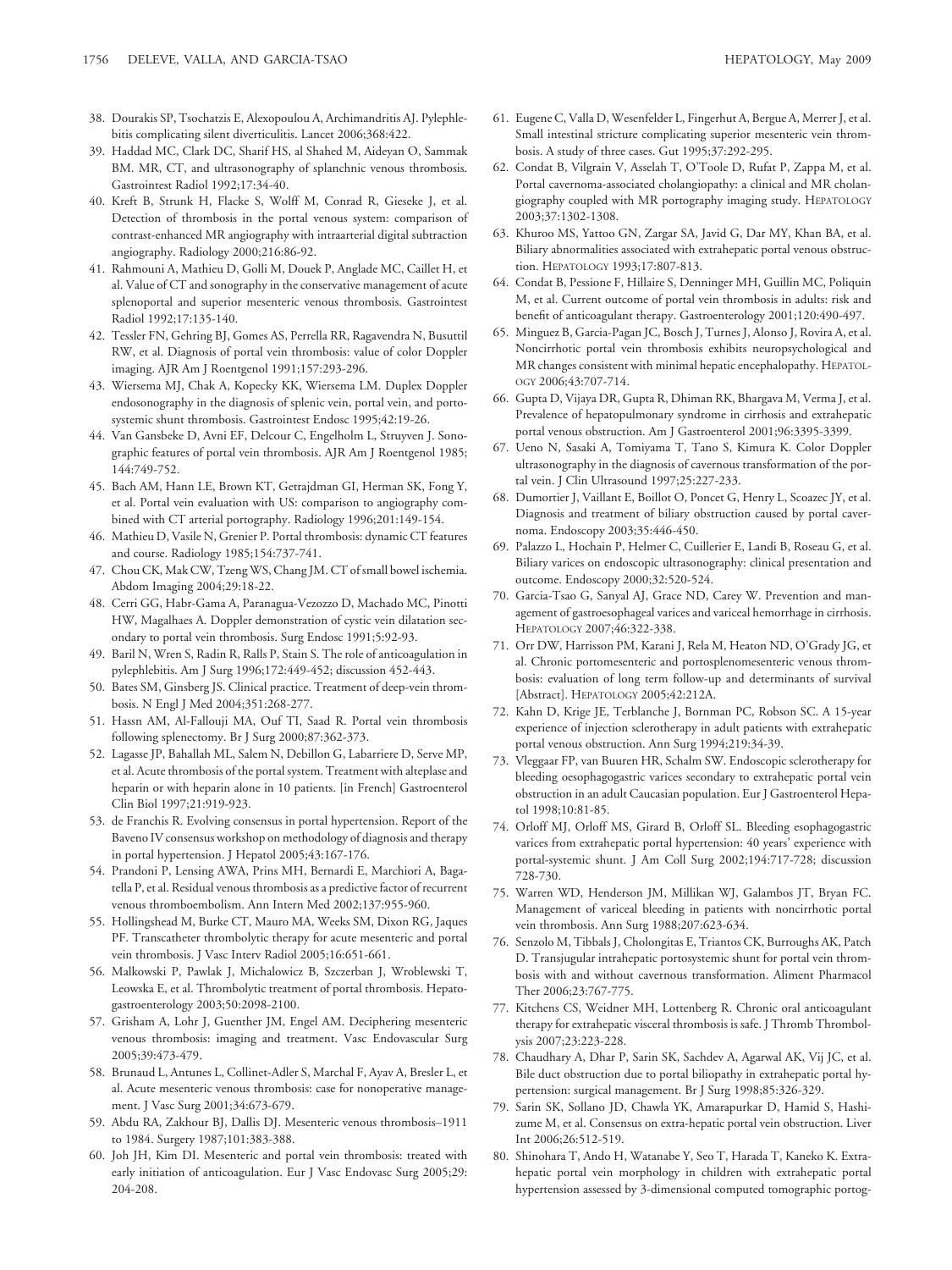38. Dourakis SP, Tsochatzis E, Alexopoulou A, Archimandritis AJ. Pylephlebitis complicating silent diverticulitis. Lancet 2006;368:422.
39. Haddad MC, Clark DC, Sharif HS, al Shahed M, Aideyan O, Sammak BM. MR, CT, and ultrasonography of splanchnic venous thrombosis. Gastrointest Radiol 1992;17:34-40.
40. Kreft B, Strunk H, Flacke S, Wolff M, Conrad R, Gieseke J, et al. Detection of thrombosis in the portal venous system: comparison of contrast-enhanced MR angiography with intraarterial digital subtraction angiography. Radiology 2000;216:86-92.
41. Rahmouni A, Mathieu D, Golli M, Douek P, Anglade MC, Caillet H, et al. Value of CT and sonography in the conservative management of acute splenoportal and superior mesenteric venous thrombosis. Gastrointest Radiol 1992;17:135-140.
42. Tessler FN, Gehring BJ, Gomes AS, Perrella RR, Ragavendra N, Busuttil RW, et al. Diagnosis of portal vein thrombosis: value of color Doppler imaging. AJR Am J Roentgenol 1991;157:293-296.
43. Wiersema MJ, Chak A, Kopecky KK, Wiersema LM. Duplex Doppler endosonography in the diagnosis of splenic vein, portal vein, and portosystemic shunt thrombosis. Gastrointest Endosc 1995;42:19-26.
44. Van Gansbeke D, Avni EF, Delcour C, Engelholm L, Struyven J. Sonographic features of portal vein thrombosis. AJR Am J Roentgenol 1985; 144:749-752.
45. Bach AM, Hann LE, Brown KT, Getrajdman GI, Herman SK, Fong Y, et al. Portal vein evaluation with US: comparison to angiography combined with CT arterial portography. Radiology 1996;201:149-154.
46. Mathieu D, Vasile N, Grenier P. Portal thrombosis: dynamic CT features and course. Radiology 1985;154:737-741.
47. Chou CK, Mak CW, Tzeng WS, Chang JM. CT of small bowel ischemia. Abdom Imaging 2004;29:18-22.
48. Cerri GG, Habr-Gama A, Paranagua-Vezozzo D, Machado MC, Pinotti HW, Magalhaes A. Doppler demonstration of cystic vein dilatation secondary to portal vein thrombosis. Surg Endosc 1991;5:92-93.
49. Baril N, Wren S, Radin R, Ralls P, Stain S. The role of anticoagulation in pylephlebitis. Am J Surg 1996;172:449-452; discussion 452-443.
50. Bates SM, Ginsberg JS. Clinical practice. Treatment of deep-vein thrombosis. N Engl J Med 2004;351:268-277.
51. Hassn AM, Al-Fallouji MA, Ouf TI, Saad R. Portal vein thrombosis following splenectomy. Br J Surg 2000;87:362-373.
52. Lagasse JP, Bahallah ML, Salem N, Debillon G, Labarriere D, Serve MP, et al. Acute thrombosis of the portal system. Treatment with alteplase and heparin or with heparin alone in 10 patients. [in French] Gastroenterol Clin Biol 1997;21:919-923.
53. de Franchis R. Evolving consensus in portal hypertension. Report of the Baveno IV consensus workshop on methodology of diagnosis and therapy in portal hypertension. J Hepatol 2005;43:167-176.
54. Prandoni P, Lensing AWA, Prins MH, Bernardi E, Marchiori A, Bagatella P, et al. Residual venous thrombosis as a predictive factor of recurrent venous thromboembolism. Ann Intern Med 2002;137:955-960.
55. Hollingshead M, Burke CT, Mauro MA, Weeks SM, Dixon RG, Jaques PF. Transcatheter thrombolytic therapy for acute mesenteric and portal vein thrombosis. J Vasc Interv Radiol 2005;16:651-661.
56. Malkowski P, Pawlak J, Michalowicz B, Szczerban J, Wroblewski T, Leowska E, et al. Thrombolytic treatment of portal thrombosis. Hepatogastroenterology 2003;50:2098-2100.
57. Grisham A, Lohr J, Guenther JM, Engel AM. Deciphering mesenteric venous thrombosis: imaging and treatment. Vasc Endovascular Surg 2005;39:473-479.
58. Brunaud L, Antunes L, Collinet-Adler S, Marchal F, Ayav A, Bresler L, et al. Acute mesenteric venous thrombosis: case for nonoperative management. J Vasc Surg 2001;34:673-679.
59. Abdu RA, Zakhour BJ, Dallis DJ. Mesenteric venous thrombosis–1911 to 1984. Surgery 1987;101:383-388.
60. Joh JH, Kim DI. Mesenteric and portal vein thrombosis: treated with early initiation of anticoagulation. Eur J Vasc Endovasc Surg 2005;29: 204-208.
61. Eugene C, Valla D, Wesenfelder L, Fingerhut A, Bergue A, Merrer J, et al. Small intestinal stricture complicating superior mesenteric vein thrombosis. A study of three cases. Gut 1995;37:292-295.
62. Condat B, Vilgrain V, Asselah T, O'Toole D, Rufat P, Zappa M, et al. Portal cavernoma-associated cholangiopathy: a clinical and MR cholangiography coupled with MR portography imaging study. HEPATOLOGY 2003;37:1302-1308.
63. Khuroo MS, Yattoo GN, Zargar SA, Javid G, Dar MY, Khan BA, et al. Biliary abnormalities associated with extrahepatic portal venous obstruction. HEPATOLOGY 1993;17:807-813.
64. Condat B, Pessione F, Hillaire S, Denninger MH, Guillin MC, Poliquin M, et al. Current outcome of portal vein thrombosis in adults: risk and benefit of anticoagulant therapy. Gastroenterology 2001;120:490-497.
65. Minguez B, Garcia-Pagan JC, Bosch J, Turnes J, Alonso J, Rovira A, et al. Noncirrhotic portal vein thrombosis exhibits neuropsychological and MR changes consistent with minimal hepatic encephalopathy. HEPATOLOGY 2006;43:707-714.
66. Gupta D, Vijaya DR, Gupta R, Dhiman RK, Bhargava M, Verma J, et al. Prevalence of hepatopulmonary syndrome in cirrhosis and extrahepatic portal venous obstruction. Am J Gastroenterol 2001;96:3395-3399.
67. Ueno N, Sasaki A, Tomiyama T, Tano S, Kimura K. Color Doppler ultrasonography in the diagnosis of cavernous transformation of the portal vein. J Clin Ultrasound 1997;25:227-233.
68. Dumortier J, Vaillant E, Boillot O, Poncet G, Henry L, Scoazec JY, et al. Diagnosis and treatment of biliary obstruction caused by portal cavernoma. Endoscopy 2003;35:446-450.
69. Palazzo L, Hochain P, Helmer C, Cuillerier E, Landi B, Roseau G, et al. Biliary varices on endoscopic ultrasonography: clinical presentation and outcome. Endoscopy 2000;32:520-524.
70. Garcia-Tsao G, Sanyal AJ, Grace ND, Carey W. Prevention and management of gastroesophageal varices and variceal hemorrhage in cirrhosis. HEPATOLOGY 2007;46:322-338.
71. Orr DW, Harrisson PM, Karani J, Rela M, Heaton ND, O'Grady JG, et al. Chronic portomesenteric and portosplenomesenteric venous thrombosis: evaluation of long term follow-up and determinants of survival [Abstract]. HEPATOLOGY 2005;42:212A.
72. Kahn D, Krige JE, Terblanche J, Bornman PC, Robson SC. A 15-year experience of injection sclerotherapy in adult patients with extrahepatic portal venous obstruction. Ann Surg 1994;219:34-39.
73. Vleggaar FP, van Buuren HR, Schalm SW. Endoscopic sclerotherapy for bleeding oesophagogastric varices secondary to extrahepatic portal vein obstruction in an adult Caucasian population. Eur J Gastroenterol Hepatol 1998;10:81-85.
74. Orloff MJ, Orloff MS, Girard B, Orloff SL. Bleeding esophagogastric varices from extrahepatic portal hypertension: 40 years' experience with portal-systemic shunt. J Am Coll Surg 2002;194:717-728; discussion 728-730.
75. Warren WD, Henderson JM, Millikan WJ, Galambos JT, Bryan FC. Management of variceal bleeding in patients with noncirrhotic portal vein thrombosis. Ann Surg 1988;207:623-634.
76. Senzolo M, Tibbals J, Cholongitas E, Triantos CK, Burroughs AK, Patch D. Transjugular intrahepatic portosystemic shunt for portal vein thrombosis with and without cavernous transformation. Aliment Pharmacol Ther 2006;23:767-775.
77. Kitchens CS, Weidner MH, Lottenberg R. Chronic oral anticoagulant therapy for extrahepatic visceral thrombosis is safe. J Thromb Thrombolysis 2007;23:223-228.
78. Chaudhary A, Dhar P, Sarin SK, Sachdev A, Agarwal AK, Vij JC, et al. Bile duct obstruction due to portal biliopathy in extrahepatic portal hypertension: surgical management. Br J Surg 1998;85:326-329.
79. Sarin SK, Sollano JD, Chawla YK, Amarapurkar D, Hamid S, Hashizume M, et al. Consensus on extra-hepatic portal vein obstruction. Liver Int 2006;26:512-519.
80. Shinohara T, Ando H, Watanabe Y, Seo T, Harada T, Kaneko K. Extrahepatic portal vein morphology in children with extrahepatic portal hypertension assessed by 3-dimensional computed tomographic portog-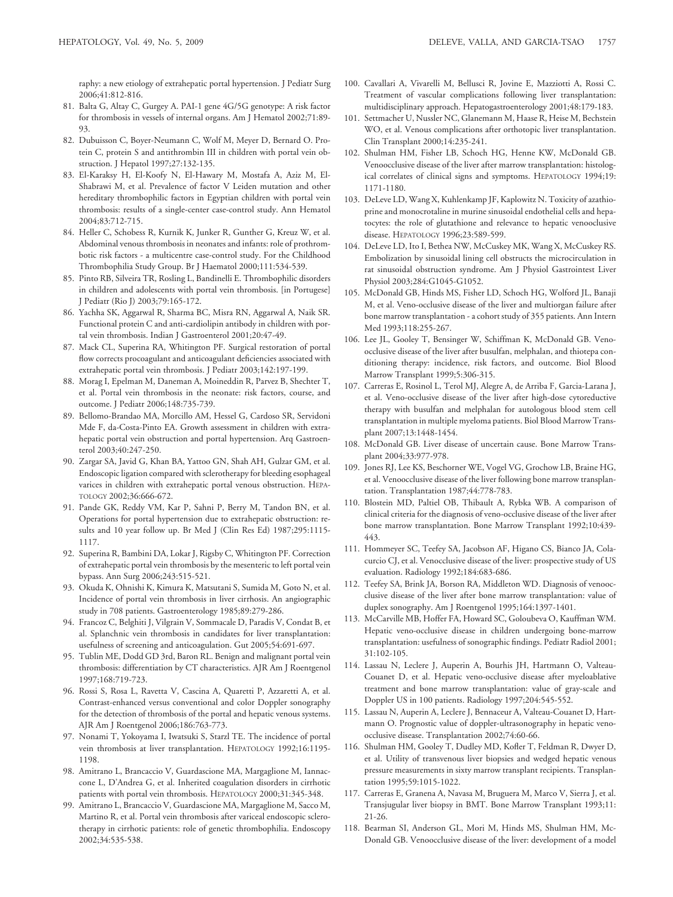raphy: a new etiology of extrahepatic portal hypertension. J Pediatr Surg 2006;41:812-816.

81. Balta G, Altay C, Gurgey A. PAI-1 gene 4G/5G genotype: A risk factor for thrombosis in vessels of internal organs. Am J Hematol 2002;71:89-93.
82. Dubuisson C, Boyer-Neumann C, Wolf M, Meyer D, Bernard O. Protein C, protein S and antithrombin III in children with portal vein obstruction. J Hepatol 1997;27:132-135.
83. El-Karaksy H, El-Koofy N, El-Hawary M, Mostafa A, Aziz M, El-Shabrawi M, et al. Prevalence of factor V Leiden mutation and other hereditary thrombophilic factors in Egyptian children with portal vein thrombosis: results of a single-center case-control study. Ann Hematol 2004;83:712-715.
84. Heller C, Schobess R, Kurnik K, Junker R, Gunther G, Kreuz W, et al. Abdominal venous thrombosis in neonates and infants: role of prothrombotic risk factors - a multicentre case-control study. For the Childhood Thrombophilia Study Group. Br J Haematol 2000;111:534-539.
85. Pinto RB, Silveira TR, Rosling L, Bandinelli E. Thrombophilic disorders in children and adolescents with portal vein thrombosis. [in Portugese] J Pediatr (Rio J) 2003;79:165-172.
86. Yachha SK, Aggarwal R, Sharma BC, Misra RN, Aggarwal A, Naik SR. Functional protein C and anti-cardiolipin antibody in children with portal vein thrombosis. Indian J Gastroenterol 2001;20:47-49.
87. Mack CL, Superina RA, Whitington PF. Surgical restoration of portal flow corrects procoagulant and anticoagulant deficiencies associated with extrahepatic portal vein thrombosis. J Pediatr 2003;142:197-199.
88. Morag I, Epelman M, Daneman A, Moineddin R, Parvez B, Shechter T, et al. Portal vein thrombosis in the neonate: risk factors, course, and outcome. J Pediatr 2006;148:735-739.
89. Bellomo-Brandao MA, Morcillo AM, Hessel G, Cardoso SR, Servidoni Mde F, da-Costa-Pinto EA. Growth assessment in children with extrahepatic portal vein obstruction and portal hypertension. Arq Gastroenterol 2003;40:247-250.
90. Zargar SA, Javid G, Khan BA, Yattoo GN, Shah AH, Gulzar GM, et al. Endoscopic ligation compared with sclerotherapy for bleeding esophageal varices in children with extrahepatic portal venous obstruction. HEPATOLOGY 2002;36:666-672.
91. Pande GK, Reddy VM, Kar P, Sahni P, Berry M, Tandon BN, et al. Operations for portal hypertension due to extrahepatic obstruction: results and 10 year follow up. Br Med J (Clin Res Ed) 1987;295:1115-1117.
92. Superina R, Bambini DA, Lokar J, Rigsby C, Whitington PF. Correction of extrahepatic portal vein thrombosis by the mesenteric to left portal vein bypass. Ann Surg 2006;243:515-521.
93. Okuda K, Ohnishi K, Kimura K, Matsutani S, Sumida M, Goto N, et al. Incidence of portal vein thrombosis in liver cirrhosis. An angiographic study in 708 patients. Gastroenterology 1985;89:279-286.
94. Francoz C, Belghiti J, Vilgrain V, Sommacale D, Paradis V, Condat B, et al. Splanchnic vein thrombosis in candidates for liver transplantation: usefulness of screening and anticoagulation. Gut 2005;54:691-697.
95. Tublin ME, Dodd GD 3rd, Baron RL. Benign and malignant portal vein thrombosis: differentiation by CT characteristics. AJR Am J Roentgenol 1997;168:719-723.
96. Rossi S, Rosa L, Ravetta V, Cascina A, Quaretti P, Azzaretti A, et al. Contrast-enhanced versus conventional and color Doppler sonography for the detection of thrombosis of the portal and hepatic venous systems. AJR Am J Roentgenol 2006;186:763-773.
97. Nonami T, Yokoyama I, Iwatsuki S, Starzl TE. The incidence of portal vein thrombosis at liver transplantation. HEPATOLOGY 1992;16:1195-1198.
98. Amitrano L, Brancaccio V, Guardascione MA, Margaglione M, Iannaccone L, D'Andrea G, et al. Inherited coagulation disorders in cirrhotic patients with portal vein thrombosis. HEPATOLOGY 2000;31:345-348.
99. Amitrano L, Brancaccio V, Guardascione MA, Margaglione M, Sacco M, Martino R, et al. Portal vein thrombosis after variceal endoscopic sclerotherapy in cirrhotic patients: role of genetic thrombophilia. Endoscopy 2002;34:535-538.
100. Cavallari A, Vivarelli M, Bellusci R, Jovine E, Mazziotti A, Rossi C. Treatment of vascular complications following liver transplantation: multidisciplinary approach. Hepatogastroenterology 2001;48:179-183.
101. Settmacher U, Nussler NC, Glanemann M, Haase R, Heise M, Bechstein WO, et al. Venous complications after orthotopic liver transplantation. Clin Transplant 2000;14:235-241.
102. Shulman HM, Fisher LB, Schoch HG, Henne KW, McDonald GB. Venoocclusive disease of the liver after marrow transplantation: histological correlates of clinical signs and symptoms. HEPATOLOGY 1994;19:1171-1180.
103. DeLeve LD, Wang X, Kuhlenkamp JF, Kaplowitz N. Toxicity of azathioprine and monocrotaline in murine sinusoidal endothelial cells and hepatocytes: the role of glutathione and relevance to hepatic venoocclusive disease. HEPATOLOGY 1996;23:589-599.
104. DeLeve LD, Ito I, Bethea NW, McCuskey MK, Wang X, McCuskey RS. Embolization by sinusoidal lining cell obstructs the microcirculation in rat sinusoidal obstruction syndrome. Am J Physiol Gastrointest Liver Physiol 2003;284:G1045-G1052.
105. McDonald GB, Hinds MS, Fisher LD, Schoch HG, Wolford JL, Banaji M, et al. Veno-occlusive disease of the liver and multiorgan failure after bone marrow transplantation - a cohort study of 355 patients. Ann Intern Med 1993;118:255-267.
106. Lee JL, Gooley T, Bensinger W, Schiffman K, McDonald GB. Veno-occlusive disease of the liver after busulfan, melphalan, and thiotepa conditioning therapy: incidence, risk factors, and outcome. Biol Blood Marrow Transplant 1999;5:306-315.
107. Carreras E, Rosinol L, Terol MJ, Alegre A, de Arriba F, Garcia-Larana J, et al. Veno-occlusive disease of the liver after high-dose cytoreductive therapy with busulfan and melphalan for autologous blood stem cell transplantation in multiple myeloma patients. Biol Blood Marrow Transplant 2007;13:1448-1454.
108. McDonald GB. Liver disease of uncertain cause. Bone Marrow Transplant 2004;33:977-978.
109. Jones RJ, Lee KS, Beschorner WE, Vogel VG, Grochow LB, Braine HG, et al. Venoocclusive disease of the liver following bone marrow transplantation. Transplantation 1987;44:778-783.
110. Blostein MD, Paltiel OB, Thibault A, Rybka WB. A comparison of clinical criteria for the diagnosis of veno-occlusive disease of the liver after bone marrow transplantation. Bone Marrow Transplant 1992;10:439-443.
111. Hommeyer SC, Teefey SA, Jacobson AF, Higano CS, Bianco JA, Colacurcio CJ, et al. Venocclusive disease of the liver: prospective study of US evaluation. Radiology 1992;184:683-686.
112. Teefey SA, Brink JA, Borson RA, Middleton WD. Diagnosis of venoocclusive disease of the liver after bone marrow transplantation: value of duplex sonography. Am J Roentgenol 1995;164:1397-1401.
113. McCarville MB, Hoffer FA, Howard SC, Goloubeva O, Kauffman WM. Hepatic veno-occlusive disease in children undergoing bone-marrow transplantation: usefulness of sonographic findings. Pediatr Radiol 2001;31:102-105.
114. Lassau N, Leclere J, Auperin A, Bourhis JH, Hartmann O, Valteau-Couanet D, et al. Hepatic veno-occlusive disease after myeloablative treatment and bone marrow transplantation: value of gray-scale and Doppler US in 100 patients. Radiology 1997;204:545-552.
115. Lassau N, Auperin A, Leclere J, Bennaceur A, Valteau-Couanet D, Hartmann O. Prognostic value of doppler-ultrasonography in hepatic veno-occlusive disease. Transplantation 2002;74:60-66.
116. Shulman HM, Gooley T, Dudley MD, Kofler T, Feldman R, Dwyer D, et al. Utility of transvenous liver biopsies and wedged hepatic venous pressure measurements in sixty marrow transplant recipients. Transplantation 1995;59:1015-1022.
117. Carreras E, Granena A, Navasa M, Bruguera M, Marco V, Sierra J, et al. Transjugular liver biopsy in BMT. Bone Marrow Transplant 1993;11:21-26.
118. Bearman SI, Anderson GL, Mori M, Hinds MS, Shulman HM, McDonald GB. Venoocclusive disease of the liver: development of a model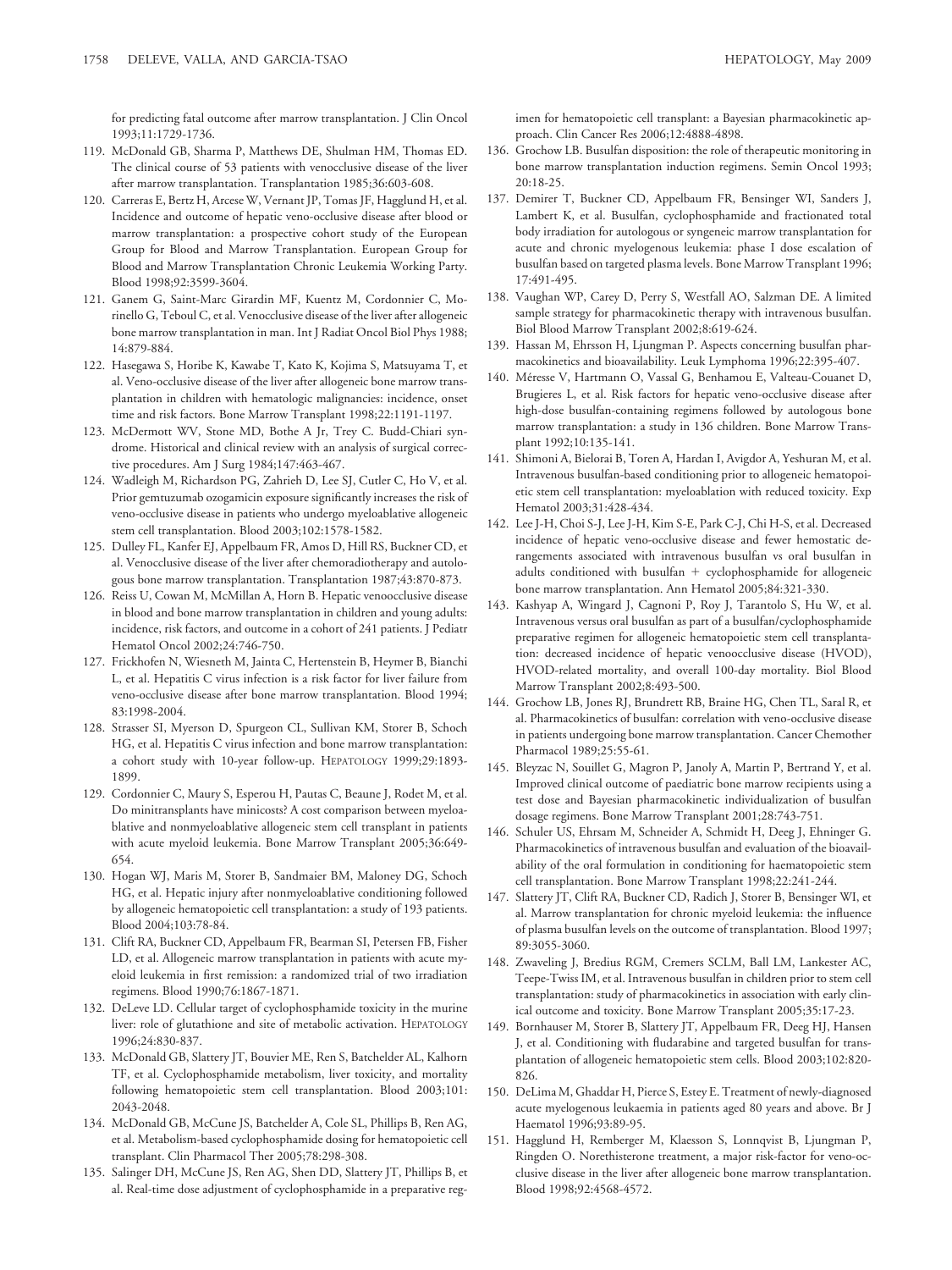for predicting fatal outcome after marrow transplantation. J Clin Oncol 1993;11:1729-1736.

119. McDonald GB, Sharma P, Matthews DE, Shulman HM, Thomas ED. The clinical course of 53 patients with venocclusive disease of the liver after marrow transplantation. Transplantation 1985;36:603-608.
120. Carreras E, Bertz H, Arcese W, Vernant JP, Tomas JF, Hagglund H, et al. Incidence and outcome of hepatic veno-occlusive disease after blood or marrow transplantation: a prospective cohort study of the European Group for Blood and Marrow Transplantation. European Group for Blood and Marrow Transplantation Chronic Leukemia Working Party. Blood 1998;92:3599-3604.
121. Ganem G, Saint-Marc Girardin MF, Kuentz M, Cordonnier C, Morinello G, Teboul C, et al. Venocclusive disease of the liver after allogeneic bone marrow transplantation in man. Int J Radiat Oncol Biol Phys 1988; 14:879-884.
122. Hasegawa S, Horibe K, Kawabe T, Kato K, Kojima S, Matsuyama T, et al. Veno-occlusive disease of the liver after allogeneic bone marrow transplantation in children with hematologic malignancies: incidence, onset time and risk factors. Bone Marrow Transplant 1998;22:1191-1197.
123. McDermott WV, Stone MD, Bothe A Jr, Trey C. Budd-Chiari syndrome. Historical and clinical review with an analysis of surgical corrective procedures. Am J Surg 1984;147:463-467.
124. Wadleigh M, Richardson PG, Zahrieh D, Lee SJ, Cutler C, Ho V, et al. Prior gemtuzumab ozogamicin exposure significantly increases the risk of veno-occlusive disease in patients who undergo myeloablative allogeneic stem cell transplantation. Blood 2003;102:1578-1582.
125. Dulley FL, Kanfer EJ, Appelbaum FR, Amos D, Hill RS, Buckner CD, et al. Venocclusive disease of the liver after chemoradiotherapy and autologous bone marrow transplantation. Transplantation 1987;43:870-873.
126. Reiss U, Cowan M, McMillan A, Horn B. Hepatic venoocclusive disease in blood and bone marrow transplantation in children and young adults: incidence, risk factors, and outcome in a cohort of 241 patients. J Pediatr Hematol Oncol 2002;24:746-750.
127. Frickhofen N, Wiesneth M, Jainta C, Hertenstein B, Heymer B, Bianchi L, et al. Hepatitis C virus infection is a risk factor for liver failure from veno-occlusive disease after bone marrow transplantation. Blood 1994; 83:1998-2004.
128. Strasser SI, Myerson D, Spurgeon CL, Sullivan KM, Storer B, Schoch HG, et al. Hepatitis C virus infection and bone marrow transplantation: a cohort study with 10-year follow-up. HEPATOLOGY 1999;29:1893-1899.
129. Cordonnier C, Maury S, Esperou H, Pautas C, Beaune J, Rodet M, et al. Do minitransplants have minicosts? A cost comparison between myeloablative and nonmyeloablative allogeneic stem cell transplant in patients with acute myeloid leukemia. Bone Marrow Transplant 2005;36:649-654.
130. Hogan WJ, Maris M, Storer B, Sandmaier BM, Maloney DG, Schoch HG, et al. Hepatic injury after nonmyeloablative conditioning followed by allogeneic hematopoietic cell transplantation: a study of 193 patients. Blood 2004;103:78-84.
131. Clift RA, Buckner CD, Appelbaum FR, Bearman SI, Petersen FB, Fisher LD, et al. Allogeneic marrow transplantation in patients with acute myeloid leukemia in first remission: a randomized trial of two irradiation regimens. Blood 1990;76:1867-1871.
132. DeLeve LD. Cellular target of cyclophosphamide toxicity in the murine liver: role of glutathione and site of metabolic activation. HEPATOLOGY 1996;24:830-837.
133. McDonald GB, Slattery JT, Bouvier ME, Ren S, Batchelder AL, Kalhorn TF, et al. Cyclophosphamide metabolism, liver toxicity, and mortality following hematopoietic stem cell transplantation. Blood 2003;101: 2043-2048.
134. McDonald GB, McCune JS, Batchelder A, Cole SL, Phillips B, Ren AG, et al. Metabolism-based cyclophosphamide dosing for hematopoietic cell transplant. Clin Pharmacol Ther 2005;78:298-308.
135. Salinger DH, McCune JS, Ren AG, Shen DD, Slattery JT, Phillips B, et al. Real-time dose adjustment of cyclophosphamide in a preparative regimen for hematopoietic cell transplant: a Bayesian pharmacokinetic approach. Clin Cancer Res 2006;12:4888-4898.
136. Grochow LB. Busulfan disposition: the role of therapeutic monitoring in bone marrow transplantation induction regimens. Semin Oncol 1993; 20:18-25.
137. Demirer T, Buckner CD, Appelbaum FR, Bensinger WI, Sanders J, Lambert K, et al. Busulfan, cyclophosphamide and fractionated total body irradiation for autologous or syngeneic marrow transplantation for acute and chronic myelogenous leukemia: phase I dose escalation of busulfan based on targeted plasma levels. Bone Marrow Transplant 1996; 17:491-495.
138. Vaughan WP, Carey D, Perry S, Westfall AO, Salzman DE. A limited sample strategy for pharmacokinetic therapy with intravenous busulfan. Biol Blood Marrow Transplant 2002;8:619-624.
139. Hassan M, Ehrsson H, Ljungman P. Aspects concerning busulfan pharmacokinetics and bioavailability. Leuk Lymphoma 1996;22:395-407.
140. Méresse V, Hartmann O, Vassal G, Benhamou E, Valteau-Couanet D, Brugieres L, et al. Risk factors for hepatic veno-occlusive disease after high-dose busulfan-containing regimens followed by autologous bone marrow transplantation: a study in 136 children. Bone Marrow Transplant 1992;10:135-141.
141. Shimoni A, Bielorai B, Toren A, Hardan I, Avigdor A, Yeshuran M, et al. Intravenous busulfan-based conditioning prior to allogeneic hematopoietic stem cell transplantation: myeloablation with reduced toxicity. Exp Hematol 2003;31:428-434.
142. Lee J-H, Choi S-J, Lee J-H, Kim S-E, Park C-J, Chi H-S, et al. Decreased incidence of hepatic veno-occlusive disease and fewer hemostatic derangements associated with intravenous busulfan vs oral busulfan in adults conditioned with busulfan + cyclophosphamide for allogeneic bone marrow transplantation. Ann Hematol 2005;84:321-330.
143. Kashyap A, Wingard J, Cagnoni P, Roy J, Tarantolo S, Hu W, et al. Intravenous versus oral busulfan as part of a busulfan/cyclophosphamide preparative regimen for allogeneic hematopoietic stem cell transplantation: decreased incidence of hepatic venoocclusive disease (HVOD), HVOD-related mortality, and overall 100-day mortality. Biol Blood Marrow Transplant 2002;8:493-500.
144. Grochow LB, Jones RJ, Brundrett RB, Braine HG, Chen TL, Saral R, et al. Pharmacokinetics of busulfan: correlation with veno-occlusive disease in patients undergoing bone marrow transplantation. Cancer Chemother Pharmacol 1989;25:55-61.
145. Bleyzac N, Souillet G, Magron P, Janoly A, Martin P, Bertrand Y, et al. Improved clinical outcome of paediatric bone marrow recipients using a test dose and Bayesian pharmacokinetic individualization of busulfan dosage regimens. Bone Marrow Transplant 2001;28:743-751.
146. Schuler US, Ehrsam M, Schneider A, Schmidt H, Deeg J, Ehninger G. Pharmacokinetics of intravenous busulfan and evaluation of the bioavailability of the oral formulation in conditioning for haematopoietic stem cell transplantation. Bone Marrow Transplant 1998;22:241-244.
147. Slattery JT, Clift RA, Buckner CD, Radich J, Storer B, Bensinger WI, et al. Marrow transplantation for chronic myeloid leukemia: the influence of plasma busulfan levels on the outcome of transplantation. Blood 1997; 89:3055-3060.
148. Zwaveling J, Bredius RGM, Cremers SCLM, Ball LM, Lankester AC, Teepe-Twiss IM, et al. Intravenous busulfan in children prior to stem cell transplantation: study of pharmacokinetics in association with early clinical outcome and toxicity. Bone Marrow Transplant 2005;35:17-23.
149. Bornhauser M, Storer B, Slattery JT, Appelbaum FR, Deeg HJ, Hansen J, et al. Conditioning with fludarabine and targeted busulfan for transplantation of allogeneic hematopoietic stem cells. Blood 2003;102:820-826.
150. DeLima M, Ghaddar H, Pierce S, Estey E. Treatment of newly-diagnosed acute myelogenous leukaemia in patients aged 80 years and above. Br J Haematol 1996;93:89-95.
151. Hagglund H, Remberger M, Klaesson S, Lonnqvist B, Ljungman P, Ringden O. Norethisterone treatment, a major risk-factor for veno-occlusive disease in the liver after allogeneic bone marrow transplantation. Blood 1998;92:4568-4572.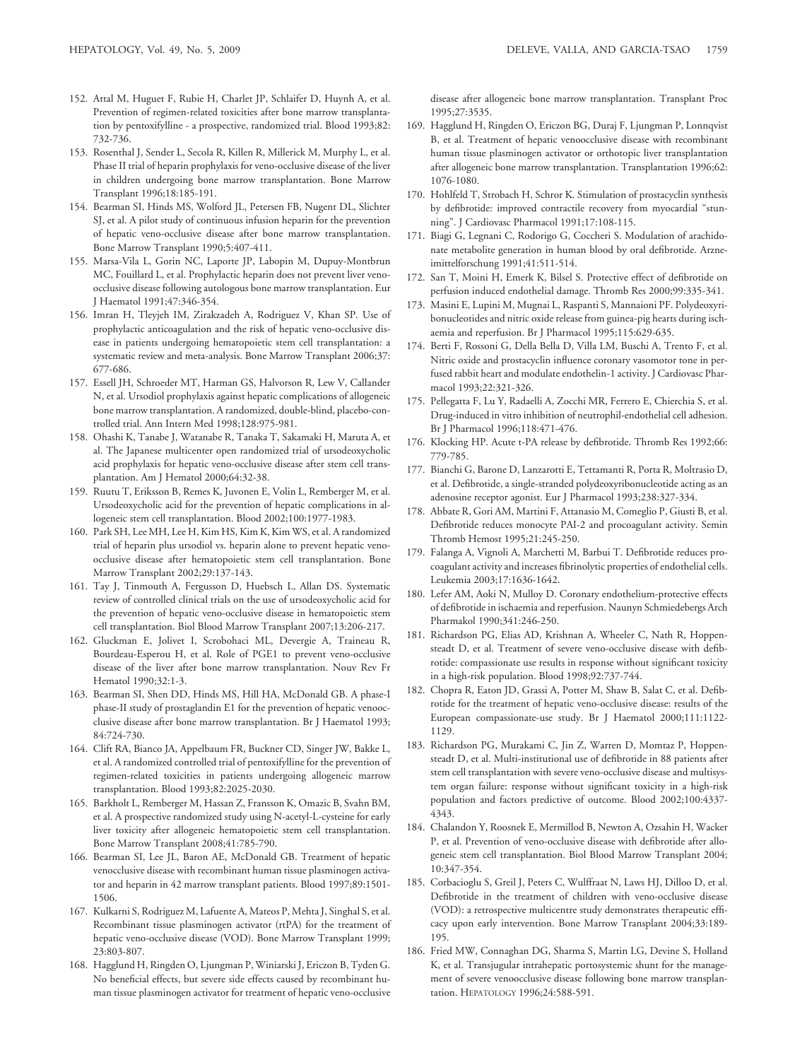152. Attal M, Huguet F, Rubie H, Charlet JP, Schlaifer D, Huynh A, et al. Prevention of regimen-related toxicities after bone marrow transplantation by pentoxifylline - a prospective, randomized trial. Blood 1993;82: 732-736.

153. Rosenthal J, Sender L, Secola R, Killen R, Millerick M, Murphy L, et al. Phase II trial of heparin prophylaxis for veno-occlusive disease of the liver in children undergoing bone marrow transplantation. Bone Marrow Transplant 1996;18:185-191.

154. Bearman SI, Hinds MS, Wolford JL, Petersen FB, Nugent DL, Slichter SJ, et al. A pilot study of continuous infusion heparin for the prevention of hepatic veno-occlusive disease after bone marrow transplantation. Bone Marrow Transplant 1990;5:407-411.

155. Marsa-Vila L, Gorin NC, Laporte JP, Labopin M, Dupuy-Montbrun MC, Fouillard L, et al. Prophylactic heparin does not prevent liver veno-occlusive disease following autologous bone marrow transplantation. Eur J Haematol 1991;47:346-354.

156. Imran H, Tleyjeh IM, Zirakzadeh A, Rodriguez V, Khan SP. Use of prophylactic anticoagulation and the risk of hepatic veno-occlusive disease in patients undergoing hematopoietic stem cell transplantation: a systematic review and meta-analysis. Bone Marrow Transplant 2006;37: 677-686.

157. Essell JH, Schroeder MT, Harman GS, Halvorson R, Lew V, Callander N, et al. Ursodiol prophylaxis against hepatic complications of allogeneic bone marrow transplantation. A randomized, double-blind, placebo-controlled trial. Ann Intern Med 1998;128:975-981.

158. Ohashi K, Tanabe J, Watanabe R, Tanaka T, Sakamaki H, Maruta A, et al. The Japanese multicenter open randomized trial of ursodeoxycholic acid prophylaxis for hepatic veno-occlusive disease after stem cell transplantation. Am J Hematol 2000;64:32-38.

159. Ruutu T, Eriksson B, Remes K, Juvonen E, Volin L, Remberger M, et al. Ursodeoxycholic acid for the prevention of hepatic complications in allogeneic stem cell transplantation. Blood 2002;100:1977-1983.

160. Park SH, Lee MH, Lee H, Kim HS, Kim K, Kim WS, et al. A randomized trial of heparin plus ursodiol vs. heparin alone to prevent hepatic veno-occlusive disease after hematopoietic stem cell transplantation. Bone Marrow Transplant 2002;29:137-143.

161. Tay J, Tinmouth A, Fergusson D, Huebsch L, Allan DS. Systematic review of controlled clinical trials on the use of ursodeoxycholic acid for the prevention of hepatic veno-occlusive disease in hematopoietic stem cell transplantation. Biol Blood Marrow Transplant 2007;13:206-217.

162. Gluckman E, Jolivet I, Scrobohaci ML, Devergie A, Traineau R, Bourdeau-Esperou H, et al. Role of PGE1 to prevent veno-occlusive disease of the liver after bone marrow transplantation. Nouv Rev Fr Hematol 1990;32:1-3.

163. Bearman SI, Shen DD, Hinds MS, Hill HA, McDonald GB. A phase-I phase-II study of prostaglandin E1 for the prevention of hepatic venoocclusive disease after bone marrow transplantation. Br J Haematol 1993; 84:724-730.

164. Clift RA, Bianco JA, Appelbaum FR, Buckner CD, Singer JW, Bakke L, et al. A randomized controlled trial of pentoxifylline for the prevention of regimen-related toxicities in patients undergoing allogeneic marrow transplantation. Blood 1993;82:2025-2030.

165. Barkholt L, Remberger M, Hassan Z, Fransson K, Omazic B, Svahn BM, et al. A prospective randomized study using N-acetyl-L-cysteine for early liver toxicity after allogeneic hematopoietic stem cell transplantation. Bone Marrow Transplant 2008;41:785-790.

166. Bearman SI, Lee JL, Baron AE, McDonald GB. Treatment of hepatic venocclusive disease with recombinant human tissue plasminogen activator and heparin in 42 marrow transplant patients. Blood 1997;89:1501-1506.

167. Kulkarni S, Rodriguez M, Lafuente A, Mateos P, Mehta J, Singhal S, et al. Recombinant tissue plasminogen activator (rtPA) for the treatment of hepatic veno-occlusive disease (VOD). Bone Marrow Transplant 1999; 23:803-807.

168. Hagglund H, Ringden O, Ljungman P, Winiarski J, Ericzon B, Tyden G. No beneficial effects, but severe side effects caused by recombinant human tissue plasminogen activator for treatment of hepatic veno-occlusive disease after allogeneic bone marrow transplantation. Transplant Proc 1995;27:3535.

169. Hagglund H, Ringden O, Ericzon BG, Duraj F, Ljungman P, Lonnqvist B, et al. Treatment of hepatic venoocclusive disease with recombinant human tissue plasminogen activator or orthotopic liver transplantation after allogeneic bone marrow transplantation. Transplantation 1996;62: 1076-1080.

170. Hohlfeld T, Strobach H, Schror K. Stimulation of prostacyclin synthesis by defibrotide: improved contractile recovery from myocardial "stunning". J Cardiovasc Pharmacol 1991;17:108-115.

171. Biagi G, Legnani C, Rodorigo G, Coccheri S. Modulation of arachidonate metabolite generation in human blood by oral defibrotide. Arzneimittelforschung 1991;41:511-514.

172. San T, Moini H, Emerk K, Bilsel S. Protective effect of defibrotide on perfusion induced endothelial damage. Thromb Res 2000;99:335-341.

173. Masini E, Lupini M, Mugnai L, Raspanti S, Mannaioni PF. Polydeoxyribonucleotides and nitric oxide release from guinea-pig hearts during ischaemia and reperfusion. Br J Pharmacol 1995;115:629-635.

174. Berti F, Rossoni G, Della Bella D, Villa LM, Buschi A, Trento F, et al. Nitric oxide and prostacyclin influence coronary vasomotor tone in perfused rabbit heart and modulate endothelin-1 activity. J Cardiovasc Pharmacol 1993;22:321-326.

175. Pellegatta F, Lu Y, Radaelli A, Zocchi MR, Ferrero E, Chierchia S, et al. Drug-induced in vitro inhibition of neutrophil-endothelial cell adhesion. Br J Pharmacol 1996;118:471-476.

176. Klocking HP. Acute t-PA release by defibrotide. Thromb Res 1992;66: 779-785.

177. Bianchi G, Barone D, Lanzarotti E, Tettamanti R, Porta R, Moltrasio D, et al. Defibrotide, a single-stranded polydeoxyribonucleotide acting as an adenosine receptor agonist. Eur J Pharmacol 1993;238:327-334.

178. Abbate R, Gori AM, Martini F, Attanasio M, Comeglio P, Giusti B, et al. Defibrotide reduces monocyte PAI-2 and procoagulant activity. Semin Thromb Hemost 1995;21:245-250.

179. Falanga A, Vignoli A, Marchetti M, Barbui T. Defibrotide reduces procoagulant activity and increases fibrinolytic properties of endothelial cells. Leukemia 2003;17:1636-1642.

180. Lefer AM, Aoki N, Mulloy D. Coronary endothelium-protective effects of defibrotide in ischaemia and reperfusion. Naunyn Schmiedebergs Arch Pharmakol 1990;341:246-250.

181. Richardson PG, Elias AD, Krishnan A, Wheeler C, Nath R, Hoppensteadt D, et al. Treatment of severe veno-occlusive disease with defibrotide: compassionate use results in response without significant toxicity in a high-risk population. Blood 1998;92:737-744.

182. Chopra R, Eaton JD, Grassi A, Potter M, Shaw B, Salat C, et al. Defibrotide for the treatment of hepatic veno-occlusive disease: results of the European compassionate-use study. Br J Haematol 2000;111:1122-1129.

183. Richardson PG, Murakami C, Jin Z, Warren D, Momtaz P, Hoppensteadt D, et al. Multi-institutional use of defibrotide in 88 patients after stem cell transplantation with severe veno-occlusive disease and multisystem organ failure: response without significant toxicity in a high-risk population and factors predictive of outcome. Blood 2002;100:4337-4343.

184. Chalandon Y, Roosnek E, Mermillod B, Newton A, Ozsahin H, Wacker P, et al. Prevention of veno-occlusive disease with defibrotide after allogeneic stem cell transplantation. Biol Blood Marrow Transplant 2004; 10:347-354.

185. Corbacioglu S, Greil J, Peters C, Wulffraat N, Laws HJ, Dilloo D, et al. Defibrotide in the treatment of children with veno-occlusive disease (VOD): a retrospective multicentre study demonstrates therapeutic efficacy upon early intervention. Bone Marrow Transplant 2004;33:189-195.

186. Fried MW, Connaghan DG, Sharma S, Martin LG, Devine S, Holland K, et al. Transjugular intrahepatic portosystemic shunt for the management of severe venoocclusive disease following bone marrow transplantation. HEPATOLOGY 1996;24:588-591.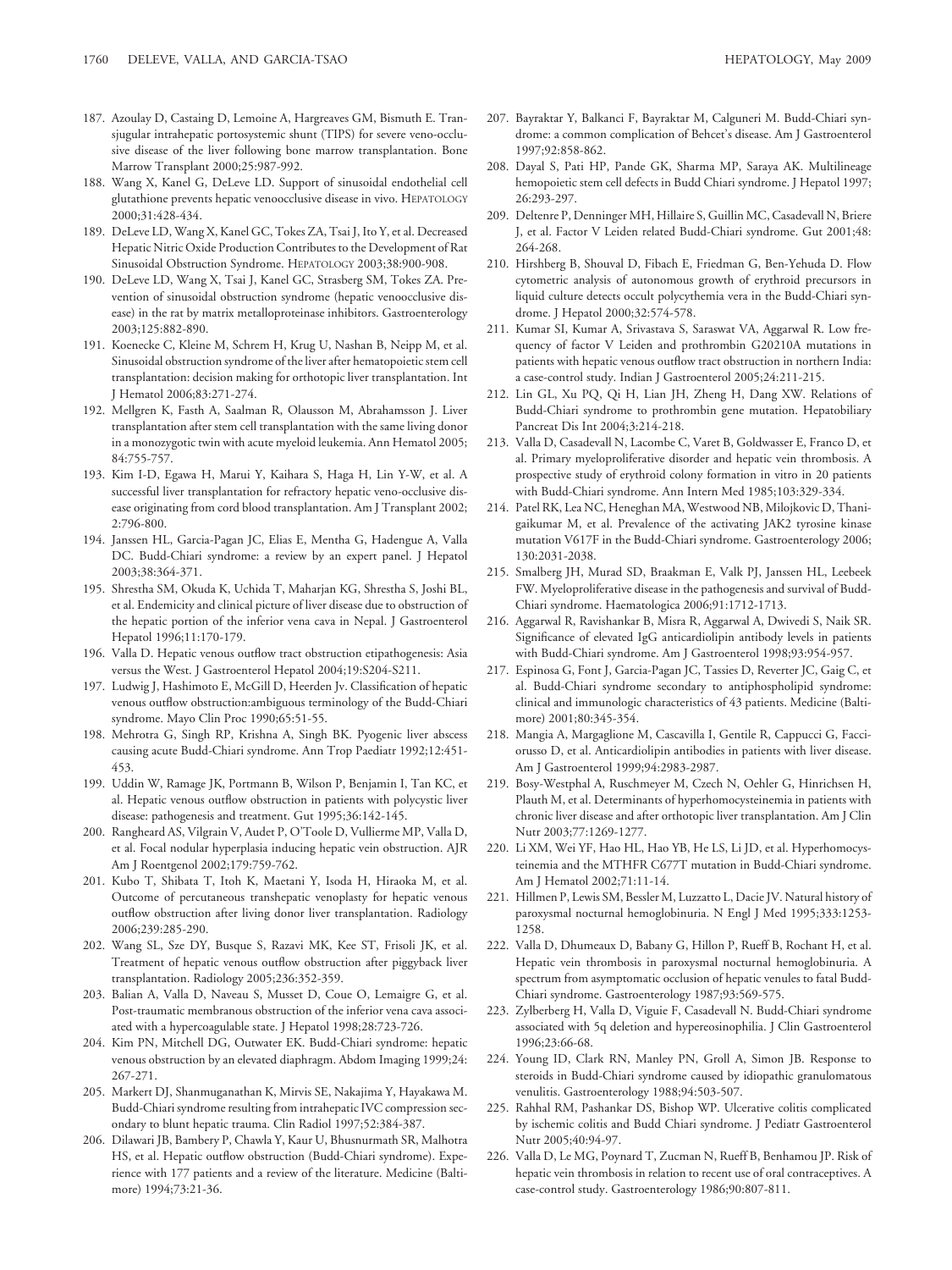187. Azoulay D, Castaing D, Lemoine A, Hargreaves GM, Bismuth E. Transjugular intrahepatic portosystemic shunt (TIPS) for severe veno-occlusive disease of the liver following bone marrow transplantation. Bone Marrow Transplant 2000;25:987-992.
188. Wang X, Kanel G, DeLeve LD. Support of sinusoidal endothelial cell glutathione prevents hepatic venoocclusive disease in vivo. HEPATOLOGY 2000;31:428-434.
189. DeLeve LD, Wang X, Kanel GC, Tokes ZA, Tsai J, Ito Y, et al. Decreased Hepatic Nitric Oxide Production Contributes to the Development of Rat Sinusoidal Obstruction Syndrome. HEPATOLOGY 2003;38:900-908.
190. DeLeve LD, Wang X, Tsai J, Kanel GC, Strasberg SM, Tokes ZA. Prevention of sinusoidal obstruction syndrome (hepatic venoocclusive disease) in the rat by matrix metalloproteinase inhibitors. Gastroenterology 2003;125:882-890.
191. Koenecke C, Kleine M, Schrem H, Krug U, Nashan B, Neipp M, et al. Sinusoidal obstruction syndrome of the liver after hematopoietic stem cell transplantation: decision making for orthotopic liver transplantation. Int J Hematol 2006;83:271-274.
192. Mellgren K, Fasth A, Saalman R, Olausson M, Abrahamsson J. Liver transplantation after stem cell transplantation with the same living donor in a monozygotic twin with acute myeloid leukemia. Ann Hematol 2005; 84:755-757.
193. Kim I-D, Egawa H, Marui Y, Kaihara S, Haga H, Lin Y-W, et al. A successful liver transplantation for refractory hepatic veno-occlusive disease originating from cord blood transplantation. Am J Transplant 2002; 2:796-800.
194. Janssen HL, Garcia-Pagan JC, Elias E, Mentha G, Hadengue A, Valla DC. Budd-Chiari syndrome: a review by an expert panel. J Hepatol 2003;38:364-371.
195. Shrestha SM, Okuda K, Uchida T, Maharjan KG, Shrestha S, Joshi BL, et al. Endemicity and clinical picture of liver disease due to obstruction of the hepatic portion of the inferior vena cava in Nepal. J Gastroenterol Hepatol 1996;11:170-179.
196. Valla D. Hepatic venous outflow tract obstruction etipathogenesis: Asia versus the West. J Gastroenterol Hepatol 2004;19:S204-S211.
197. Ludwig J, Hashimoto E, McGill D, Heerden Jv. Classification of hepatic venous outflow obstruction:ambiguous terminology of the Budd-Chiari syndrome. Mayo Clin Proc 1990;65:51-55.
198. Mehrotra G, Singh RP, Krishna A, Singh BK. Pyogenic liver abscess causing acute Budd-Chiari syndrome. Ann Trop Paediatr 1992;12:451-453.
199. Uddin W, Ramage JK, Portmann B, Wilson P, Benjamin I, Tan KC, et al. Hepatic venous outflow obstruction in patients with polycystic liver disease: pathogenesis and treatment. Gut 1995;36:142-145.
200. Rangheard AS, Vilgrain V, Audet P, O'Toole D, Vullierme MP, Valla D, et al. Focal nodular hyperplasia inducing hepatic vein obstruction. AJR Am J Roentgenol 2002;179:759-762.
201. Kubo T, Shibata T, Itoh K, Maetani Y, Isoda H, Hiraoka M, et al. Outcome of percutaneous transhepatic venoplasty for hepatic venous outflow obstruction after living donor liver transplantation. Radiology 2006;239:285-290.
202. Wang SL, Sze DY, Busque S, Razavi MK, Kee ST, Frisoli JK, et al. Treatment of hepatic venous outflow obstruction after piggyback liver transplantation. Radiology 2005;236:352-359.
203. Balian A, Valla D, Naveau S, Musset D, Coue O, Lemaigre G, et al. Post-traumatic membranous obstruction of the inferior vena cava associated with a hypercoagulable state. J Hepatol 1998;28:723-726.
204. Kim PN, Mitchell DG, Outwater EK. Budd-Chiari syndrome: hepatic venous obstruction by an elevated diaphragm. Abdom Imaging 1999;24: 267-271.
205. Markert DJ, Shanmuganathan K, Mirvis SE, Nakajima Y, Hayakawa M. Budd-Chiari syndrome resulting from intrahepatic IVC compression secondary to blunt hepatic trauma. Clin Radiol 1997;52:384-387.
206. Dilawari JB, Bambery P, Chawla Y, Kaur U, Bhusnurmath SR, Malhotra HS, et al. Hepatic outflow obstruction (Budd-Chiari syndrome). Experience with 177 patients and a review of the literature. Medicine (Baltimore) 1994;73:21-36.
207. Bayraktar Y, Balkanci F, Bayraktar M, Calguneri M. Budd-Chiari syndrome: a common complication of Behcet's disease. Am J Gastroenterol 1997;92:858-862.
208. Dayal S, Pati HP, Pande GK, Sharma MP, Saraya AK. Multilineage hemopoietic stem cell defects in Budd Chiari syndrome. J Hepatol 1997; 26:293-297.
209. Deltenre P, Denninger MH, Hillaire S, Guillin MC, Casadevall N, Briere J, et al. Factor V Leiden related Budd-Chiari syndrome. Gut 2001;48: 264-268.
210. Hirshberg B, Shouval D, Fibach E, Friedman G, Ben-Yehuda D. Flow cytometric analysis of autonomous growth of erythroid precursors in liquid culture detects occult polycythemia vera in the Budd-Chiari syndrome. J Hepatol 2000;32:574-578.
211. Kumar SI, Kumar A, Srivastava S, Saraswat VA, Aggarwal R. Low frequency of factor V Leiden and prothrombin G20210A mutations in patients with hepatic venous outflow tract obstruction in northern India: a case-control study. Indian J Gastroenterol 2005;24:211-215.
212. Lin GL, Xu PQ, Qi H, Lian JH, Zheng H, Dang XW. Relations of Budd-Chiari syndrome to prothrombin gene mutation. Hepatobiliary Pancreat Dis Int 2004;3:214-218.
213. Valla D, Casadevall N, Lacombe C, Varet B, Goldwasser E, Franco D, et al. Primary myeloproliferative disorder and hepatic vein thrombosis. A prospective study of erythroid colony formation in vitro in 20 patients with Budd-Chiari syndrome. Ann Intern Med 1985;103:329-334.
214. Patel RK, Lea NC, Heneghan MA, Westwood NB, Milojkovic D, Thanigaikumar M, et al. Prevalence of the activating JAK2 tyrosine kinase mutation V617F in the Budd-Chiari syndrome. Gastroenterology 2006; 130:2031-2038.
215. Smalberg JH, Murad SD, Braakman E, Valk PJ, Janssen HL, Leebeek FW. Myeloproliferative disease in the pathogenesis and survival of Budd-Chiari syndrome. Haematologica 2006;91:1712-1713.
216. Aggarwal R, Ravishankar B, Misra R, Aggarwal A, Dwivedi S, Naik SR. Significance of elevated IgG anticardiolipin antibody levels in patients with Budd-Chiari syndrome. Am J Gastroenterol 1998;93:954-957.
217. Espinosa G, Font J, Garcia-Pagan JC, Tassies D, Reverter JC, Gaig C, et al. Budd-Chiari syndrome secondary to antiphospholipid syndrome: clinical and immunologic characteristics of 43 patients. Medicine (Baltimore) 2001;80:345-354.
218. Mangia A, Margaglione M, Cascavilla I, Gentile R, Cappucci G, Facciorusso D, et al. Anticardiolipin antibodies in patients with liver disease. Am J Gastroenterol 1999;94:2983-2987.
219. Bosy-Westphal A, Ruschmeyer M, Czech N, Oehler G, Hinrichsen H, Plauth M, et al. Determinants of hyperhomocysteinemia in patients with chronic liver disease and after orthotopic liver transplantation. Am J Clin Nutr 2003;77:1269-1277.
220. Li XM, Wei YF, Hao HL, Hao YB, He LS, Li JD, et al. Hyperhomocysteinemia and the MTHFR C677T mutation in Budd-Chiari syndrome. Am J Hematol 2002;71:11-14.
221. Hillmen P, Lewis SM, Bessler M, Luzzatto L, Dacie JV. Natural history of paroxysmal nocturnal hemoglobinuria. N Engl J Med 1995;333:1253-1258.
222. Valla D, Dhumeaux D, Babany G, Hillon P, Rueff B, Rochant H, et al. Hepatic vein thrombosis in paroxysmal nocturnal hemoglobinuria. A spectrum from asymptomatic occlusion of hepatic venules to fatal Budd-Chiari syndrome. Gastroenterology 1987;93:569-575.
223. Zylberberg H, Valla D, Viguie F, Casadevall N. Budd-Chiari syndrome associated with 5q deletion and hypereosinophilia. J Clin Gastroenterol 1996;23:66-68.
224. Young ID, Clark RN, Manley PN, Groll A, Simon JB. Response to steroids in Budd-Chiari syndrome caused by idiopathic granulomatous venulitis. Gastroenterology 1988;94:503-507.
225. Rahhal RM, Pashankar DS, Bishop WP. Ulcerative colitis complicated by ischemic colitis and Budd Chiari syndrome. J Pediatr Gastroenterol Nutr 2005;40:94-97.
226. Valla D, Le MG, Poynard T, Zucman N, Rueff B, Benhamou JP. Risk of hepatic vein thrombosis in relation to recent use of oral contraceptives. A case-control study. Gastroenterology 1986;90:807-811.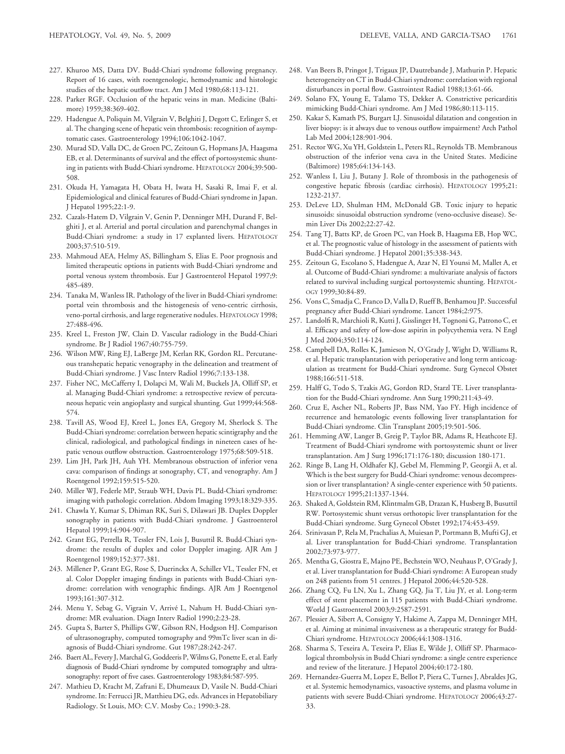227. Khuroo MS, Datta DV. Budd-Chiari syndrome following pregnancy. Report of 16 cases, with roentgenologic, hemodynamic and histologic studies of the hepatic outflow tract. Am J Med 1980;68:113-121.

228. Parker RGF. Occlusion of the hepatic veins in man. Medicine (Baltimore) 1959;38:369-402.

229. Hadengue A, Poliquin M, Vilgrain V, Belghiti J, Degott C, Erlinger S, et al. The changing scene of hepatic vein thrombosis: recognition of asymptomatic cases. Gastroenterology 1994;106:1042-1047.

230. Murad SD, Valla DC, de Groen PC, Zeitoun G, Hopmans JA, Haagsma EB, et al. Determinants of survival and the effect of portosystemic shunting in patients with Budd-Chiari syndrome. HEPATOLOGY 2004;39:500-508.

231. Okuda H, Yamagata H, Obata H, Iwata H, Sasaki R, Imai F, et al. Epidemiological and clinical features of Budd-Chiari syndrome in Japan. J Hepatol 1995;22:1-9.

232. Cazals-Hatem D, Vilgrain V, Genin P, Denninger MH, Durand F, Belghiti J, et al. Arterial and portal circulation and parenchymal changes in Budd-Chiari syndrome: a study in 17 explanted livers. HEPATOLOGY 2003;37:510-519.

233. Mahmoud AEA, Helmy AS, Billingham S, Elias E. Poor prognosis and limited therapeutic options in patients with Budd-Chiari syndrome and portal venous system thrombosis. Eur J Gastroenterol Hepatol 1997;9:485-489.

234. Tanaka M, Wanless IR. Pathology of the liver in Budd-Chiari syndrome: portal vein thrombosis and the histogenesis of veno-centric cirrhosis, veno-portal cirrhosis, and large regenerative nodules. HEPATOLOGY 1998;27:488-496.

235. Kreel L, Freston JW, Clain D. Vascular radiology in the Budd-Chiari syndrome. Br J Radiol 1967;40:755-759.

236. Wilson MW, Ring EJ, LaBerge JM, Kerlan RK, Gordon RL. Percutaneous transhepatic hepatic venography in the delineation and treatment of Budd-Chiari syndrome. J Vasc Interv Radiol 1996;7:133-138.

237. Fisher NC, McCafferty I, Dolapci M, Wali M, Buckels JA, Olliff SP, et al. Managing Budd-Chiari syndrome: a retrospective review of percutaneous hepatic vein angioplasty and surgical shunting. Gut 1999;44:568-574.

238. Tavill AS, Wood EJ, Kreel L, Jones EA, Gregory M, Sherlock S. The Budd-Chiari syndrome: correlation between hepatic scintigraphy and the clinical, radiological, and pathological findings in nineteen cases of hepatic venous outflow obstruction. Gastroenterology 1975;68:509-518.

239. Lim JH, Park JH, Auh YH. Membranous obstruction of inferior vena cava: comparison of findings at sonography, CT, and venography. Am J Roentgenol 1992;159:515-520.

240. Miller WJ, Federle MP, Straub WH, Davis PL. Budd-Chiari syndrome: imaging with pathologic correlation. Abdom Imaging 1993;18:329-335.

241. Chawla Y, Kumar S, Dhiman RK, Suri S, Dilawari JB. Duplex Doppler sonography in patients with Budd-Chiari syndrome. J Gastroenterol Hepatol 1999;14:904-907.

242. Grant EG, Perrella R, Tessler FN, Lois J, Busuttil R. Budd-Chiari syndrome: the results of duplex and color Doppler imaging. AJR Am J Roentgenol 1989;152:377-381.

243. Millener P, Grant EG, Rose S, Duerinckx A, Schiller VL, Tessler FN, et al. Color Doppler imaging findings in patients with Budd-Chiari syndrome: correlation with venographic findings. AJR Am J Roentgenol 1993;161:307-312.

244. Menu Y, Sebag G, Vigrain V, Arrivé L, Nahum H. Budd-Chiari syndrome: MR evaluation. Diagn Interv Radiol 1990;2:23-28.

245. Gupta S, Barter S, Phillips GW, Gibson RN, Hodgson HJ. Comparison of ultrasonography, computed tomography and 99mTc liver scan in diagnosis of Budd-Chiari syndrome. Gut 1987;28:242-247.

246. Baert AL, Fevery J, Marchal G, Goddeeris P, Wilms G, Ponette E, et al. Early diagnosis of Budd-Chiari syndrome by computed tomography and ultrasonography: report of five cases. Gastroenterology 1983;84:587-595.

247. Mathieu D, Kracht M, Zafrani E, Dhumeaux D, Vasile N. Budd-Chiari syndrome. In: Ferrucci JR, Matthieu DG, eds. Advances in Hepatobiliary Radiology. St Louis, MO: C.V. Mosby Co.; 1990:3-28.

248. Van Beers B, Pringot J, Trigaux JP, Dautrebande J, Mathurin P. Hepatic heterogeneity on CT in Budd-Chiari syndrome: correlation with regional disturbances in portal flow. Gastrointest Radiol 1988;13:61-66.

249. Solano FX, Young E, Talamo TS, Dekker A. Constrictive pericarditis mimicking Budd-Chiari syndrome. Am J Med 1986;80:113-115.

250. Kakar S, Kamath PS, Burgart LJ. Sinusoidal dilatation and congestion in liver biopsy: is it always due to venous outflow impairment? Arch Pathol Lab Med 2004;128:901-904.

251. Rector WG, Xu YH, Goldstein L, Peters RL, Reynolds TB. Membranous obstruction of the inferior vena cava in the United States. Medicine (Baltimore) 1985;64:134-143.

252. Wanless I, Liu J, Butany J. Role of thrombosis in the pathogenesis of congestive hepatic fibrosis (cardiac cirrhosis). HEPATOLOGY 1995;21:1232-2137.

253. DeLeve LD, Shulman HM, McDonald GB. Toxic injury to hepatic sinusoids: sinusoidal obstruction syndrome (veno-occlusive disease). Semin Liver Dis 2002;22:27-42.

254. Tang TJ, Batts KP, de Groen PC, van Hoek B, Haagsma EB, Hop WC, et al. The prognostic value of histology in the assessment of patients with Budd-Chiari syndrome. J Hepatol 2001;35:338-343.

255. Zeitoun G, Escolano S, Hadengue A, Azar N, El Younsi M, Mallet A, et al. Outcome of Budd-Chiari syndrome: a multivariate analysis of factors related to survival including surgical portosystemic shunting. HEPATOLOGY 1999;30:84-89.

256. Vons C, Smadja C, Franco D, Valla D, Rueff B, Benhamou JP. Successful pregnancy after Budd-Chiari syndrome. Lancet 1984;2:975.

257. Landolfi R, Marchioli R, Kutti J, Gisslinger H, Tognoni G, Patrono C, et al. Efficacy and safety of low-dose aspirin in polycythemia vera. N Engl J Med 2004;350:114-124.

258. Campbell DA, Rolles K, Jamieson N, O'Grady J, Wight D, Williams R, et al. Hepatic transplantation with perioperative and long term anticoagulation as treatment for Budd-Chiari syndrome. Surg Gynecol Obstet 1988;166:511-518.

259. Halff G, Todo S, Tzakis AG, Gordon RD, Starzl TE. Liver transplantation for the Budd-Chiari syndrome. Ann Surg 1990;211:43-49.

260. Cruz E, Ascher NL, Roberts JP, Bass NM, Yao FY. High incidence of recurrence and hematologic events following liver transplantation for Budd-Chiari syndrome. Clin Transplant 2005;19:501-506.

261. Hemming AW, Langer B, Greig P, Taylor BR, Adams R, Heathcote EJ. Treatment of Budd-Chiari syndrome with portosystemic shunt or liver transplantation. Am J Surg 1996;171:176-180; discussion 180-171.

262. Ringe B, Lang H, Oldhafer KJ, Gebel M, Flemming P, Georgii A, et al. Which is the best surgery for Budd-Chiari syndrome: venous decompression or liver transplantation? A single-center experience with 50 patients. HEPATOLOGY 1995;21:1337-1344.

263. Shaked A, Goldstein RM, Klintmalm GB, Drazan K, Husberg B, Busuttil RW. Portosystemic shunt versus orthotopic liver transplantation for the Budd-Chiari syndrome. Surg Gynecol Obstet 1992;174:453-459.

264. Srinivasan P, Rela M, Prachalias A, Muiesan P, Portmann B, Mufti GJ, et al. Liver transplantation for Budd-Chiari syndrome. Transplantation 2002;73:973-977.

265. Mentha G, Giostra E, Majno PE, Bechstein WO, Neuhaus P, O'Grady J, et al. Liver transplantation for Budd-Chiari syndrome: A European study on 248 patients from 51 centres. J Hepatol 2006;44:520-528.

266. Zhang CQ, Fu LN, Xu L, Zhang GQ, Jia T, Liu JY, et al. Long-term effect of stent placement in 115 patients with Budd-Chiari syndrome. World J Gastroenterol 2003;9:2587-2591.

267. Plessier A, Sibert A, Consigny Y, Hakime A, Zappa M, Denninger MH, et al. Aiming at minimal invasiveness as a therapeutic strategy for Budd-Chiari syndrome. HEPATOLOGY 2006;44:1308-1316.

268. Sharma S, Texeira A, Texeira P, Elias E, Wilde J, Olliff SP. Pharmacological thrombolysis in Budd Chiari syndrome: a single centre experience and review of the literature. J Hepatol 2004;40:172-180.

269. Hernandez-Guerra M, Lopez E, Bellot P, Piera C, Turnes J, Abraldes JG, et al. Systemic hemodynamics, vasoactive systems, and plasma volume in patients with severe Budd-Chiari syndrome. HEPATOLOGY 2006;43:27-33.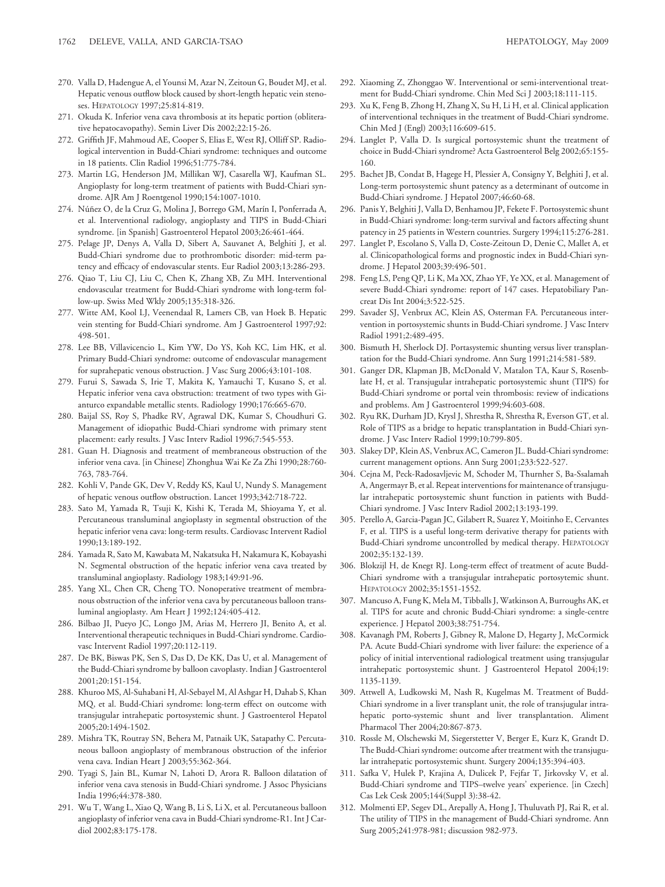270. Valla D, Hadengue A, el Younsi M, Azar N, Zeitoun G, Boudet MJ, et al. Hepatic venous outflow block caused by short-length hepatic vein stenoses. HEPATOLOGY 1997;25:814-819.
271. Okuda K. Inferior vena cava thrombosis at its hepatic portion (obliterative hepatocavopathy). Semin Liver Dis 2002;22:15-26.
272. Griffith JF, Mahmoud AE, Cooper S, Elias E, West RJ, Olliff SP. Radiological intervention in Budd-Chiari syndrome: techniques and outcome in 18 patients. Clin Radiol 1996;51:775-784.
273. Martin LG, Henderson JM, Millikan WJ, Casarella WJ, Kaufman SL. Angioplasty for long-term treatment of patients with Budd-Chiari syndrome. AJR Am J Roentgenol 1990;154:1007-1010.
274. Núñez O, de la Cruz G, Molina J, Borrego GM, Marín I, Ponferrada A, et al. Interventional radiology, angioplasty and TIPS in Budd-Chiari syndrome. [in Spanish] Gastroenterol Hepatol 2003;26:461-464.
275. Pelage JP, Denys A, Valla D, Sibert A, Sauvanet A, Belghiti J, et al. Budd-Chiari syndrome due to prothrombotic disorder: mid-term patency and efficacy of endovascular stents. Eur Radiol 2003;13:286-293.
276. Qiao T, Liu CJ, Liu C, Chen K, Zhang XB, Zu MH. Interventional endovascular treatment for Budd-Chiari syndrome with long-term follow-up. Swiss Med Wkly 2005;135:318-326.
277. Witte AM, Kool LJ, Veenendaal R, Lamers CB, van Hoek B. Hepatic vein stenting for Budd-Chiari syndrome. Am J Gastroenterol 1997;92: 498-501.
278. Lee BB, Villavicencio L, Kim YW, Do YS, Koh KC, Lim HK, et al. Primary Budd-Chiari syndrome: outcome of endovascular management for suprahepatic venous obstruction. J Vasc Surg 2006;43:101-108.
279. Furui S, Sawada S, Irie T, Makita K, Yamauchi T, Kusano S, et al. Hepatic inferior vena cava obstruction: treatment of two types with Gianturco expandable metallic stents. Radiology 1990;176:665-670.
280. Baijal SS, Roy S, Phadke RV, Agrawal DK, Kumar S, Choudhuri G. Management of idiopathic Budd-Chiari syndrome with primary stent placement: early results. J Vasc Interv Radiol 1996;7:545-553.
281. Guan H. Diagnosis and treatment of membraneous obstruction of the inferior vena cava. [in Chinese] Zhonghua Wai Ke Za Zhi 1990;28:760-763, 783-764.
282. Kohli V, Pande GK, Dev V, Reddy KS, Kaul U, Nundy S. Management of hepatic venous outflow obstruction. Lancet 1993;342:718-722.
283. Sato M, Yamada R, Tsuji K, Kishi K, Terada M, Shioyama Y, et al. Percutaneous transluminal angioplasty in segmental obstruction of the hepatic inferior vena cava: long-term results. Cardiovasc Intervent Radiol 1990;13:189-192.
284. Yamada R, Sato M, Kawabata M, Nakatsuka H, Nakamura K, Kobayashi N. Segmental obstruction of the hepatic inferior vena cava treated by transluminal angioplasty. Radiology 1983;149:91-96.
285. Yang XL, Chen CR, Cheng TO. Nonoperative treatment of membranous obstruction of the inferior vena cava by percutaneous balloon transluminal angioplasty. Am Heart J 1992;124:405-412.
286. Bilbao JI, Pueyo JC, Longo JM, Arias M, Herrero JI, Benito A, et al. Interventional therapeutic techniques in Budd-Chiari syndrome. Cardiovasc Intervent Radiol 1997;20:112-119.
287. De BK, Biswas PK, Sen S, Das D, De KK, Das U, et al. Management of the Budd-Chiari syndrome by balloon cavoplasty. Indian J Gastroenterol 2001;20:151-154.
288. Khuroo MS, Al-Suhabani H, Al-Sebayel M, Al Ashgar H, Dahab S, Khan MQ, et al. Budd-Chiari syndrome: long-term effect on outcome with transjugular intrahepatic portosystemic shunt. J Gastroenterol Hepatol 2005;20:1494-1502.
289. Mishra TK, Routray SN, Behera M, Patnaik UK, Satapathy C. Percutaneous balloon angioplasty of membranous obstruction of the inferior vena cava. Indian Heart J 2003;55:362-364.
290. Tyagi S, Jain BL, Kumar N, Lahoti D, Arora R. Balloon dilatation of inferior vena cava stenosis in Budd-Chiari syndrome. J Assoc Physicians India 1996;44:378-380.
291. Wu T, Wang L, Xiao Q, Wang B, Li S, Li X, et al. Percutaneous balloon angioplasty of inferior vena cava in Budd-Chiari syndrome-R1. Int J Cardiol 2002;83:175-178.
292. Xiaoming Z, Zhonggao W. Interventional or semi-interventional treatment for Budd-Chiari syndrome. Chin Med Sci J 2003;18:111-115.
293. Xu K, Feng B, Zhong H, Zhang X, Su H, Li H, et al. Clinical application of interventional techniques in the treatment of Budd-Chiari syndrome. Chin Med J (Engl) 2003;116:609-615.
294. Langlet P, Valla D. Is surgical portosystemic shunt the treatment of choice in Budd-Chiari syndrome? Acta Gastroenterol Belg 2002;65:155-160.
295. Bachet JB, Condat B, Hagege H, Plessier A, Consigny Y, Belghiti J, et al. Long-term portosystemic shunt patency as a determinant of outcome in Budd-Chiari syndrome. J Hepatol 2007;46:60-68.
296. Panis Y, Belghiti J, Valla D, Benhamou JP, Fekete F. Portosystemic shunt in Budd-Chiari syndrome: long-term survival and factors affecting shunt patency in 25 patients in Western countries. Surgery 1994;115:276-281.
297. Langlet P, Escolano S, Valla D, Coste-Zeitoun D, Denie C, Mallet A, et al. Clinicopathological forms and prognostic index in Budd-Chiari syndrome. J Hepatol 2003;39:496-501.
298. Feng LS, Peng QP, Li K, Ma XX, Zhao YF, Ye XX, et al. Management of severe Budd-Chiari syndrome: report of 147 cases. Hepatobiliary Pancreat Dis Int 2004;3:522-525.
299. Savader SJ, Venbrux AC, Klein AS, Osterman FA. Percutaneous intervention in portosystemic shunts in Budd-Chiari syndrome. J Vasc Interv Radiol 1991;2:489-495.
300. Bismuth H, Sherlock DJ. Portasystemic shunting versus liver transplantation for the Budd-Chiari syndrome. Ann Surg 1991;214:581-589.
301. Ganger DR, Klapman JB, McDonald V, Matalon TA, Kaur S, Rosenblate H, et al. Transjugular intrahepatic portosystemic shunt (TIPS) for Budd-Chiari syndrome or portal vein thrombosis: review of indications and problems. Am J Gastroenterol 1999;94:603-608.
302. Ryu RK, Durham JD, Krysl J, Shrestha R, Shrestha R, Everson GT, et al. Role of TIPS as a bridge to hepatic transplantation in Budd-Chiari syndrome. J Vasc Interv Radiol 1999;10:799-805.
303. Slakey DP, Klein AS, Venbrux AC, Cameron JL. Budd-Chiari syndrome: current management options. Ann Surg 2001;233:522-527.
304. Cejna M, Peck-Radosavljevic M, Schoder M, Thurnher S, Ba-Ssalamah A, Angermayr B, et al. Repeat interventions for maintenance of transjugular intrahepatic portosystemic shunt function in patients with Budd-Chiari syndrome. J Vasc Interv Radiol 2002;13:193-199.
305. Perello A, Garcia-Pagan JC, Gilabert R, Suarez Y, Moitinho E, Cervantes F, et al. TIPS is a useful long-term derivative therapy for patients with Budd-Chiari syndrome uncontrolled by medical therapy. HEPATOLOGY 2002;35:132-139.
306. Blokzijl H, de Knegt RJ. Long-term effect of treatment of acute Budd-Chiari syndrome with a transjugular intrahepatic portosytemic shunt. HEPATOLOGY 2002;35:1551-1552.
307. Mancuso A, Fung K, Mela M, Tibballs J, Watkinson A, Burroughs AK, et al. TIPS for acute and chronic Budd-Chiari syndrome: a single-centre experience. J Hepatol 2003;38:751-754.
308. Kavanagh PM, Roberts J, Gibney R, Malone D, Hegarty J, McCormick PA. Acute Budd-Chiari syndrome with liver failure: the experience of a policy of initial interventional radiological treatment using transjugular intrahepatic portosystemic shunt. J Gastroenterol Hepatol 2004;19: 1135-1139.
309. Attwell A, Ludkowski M, Nash R, Kugelmas M. Treatment of Budd-Chiari syndrome in a liver transplant unit, the role of transjugular intrahepatic porto-systemic shunt and liver transplantation. Aliment Pharmacol Ther 2004;20:867-873.
310. Rossle M, Olschewski M, Siegerstetter V, Berger E, Kurz K, Grandt D. The Budd-Chiari syndrome: outcome after treatment with the transjugular intrahepatic portosystemic shunt. Surgery 2004;135:394-403.
311. Safka V, Hulek P, Krajina A, Dulicek P, Fejfar T, Jirkovsky V, et al. Budd-Chiari syndrome and TIPS–twelve years' experience. [in Czech] Cas Lek Cesk 2005;144(Suppl 3):38-42.
312. Molmenti EP, Segev DL, Arepally A, Hong J, Thuluvath PJ, Rai R, et al. The utility of TIPS in the management of Budd-Chiari syndrome. Ann Surg 2005;241:978-981; discussion 982-973.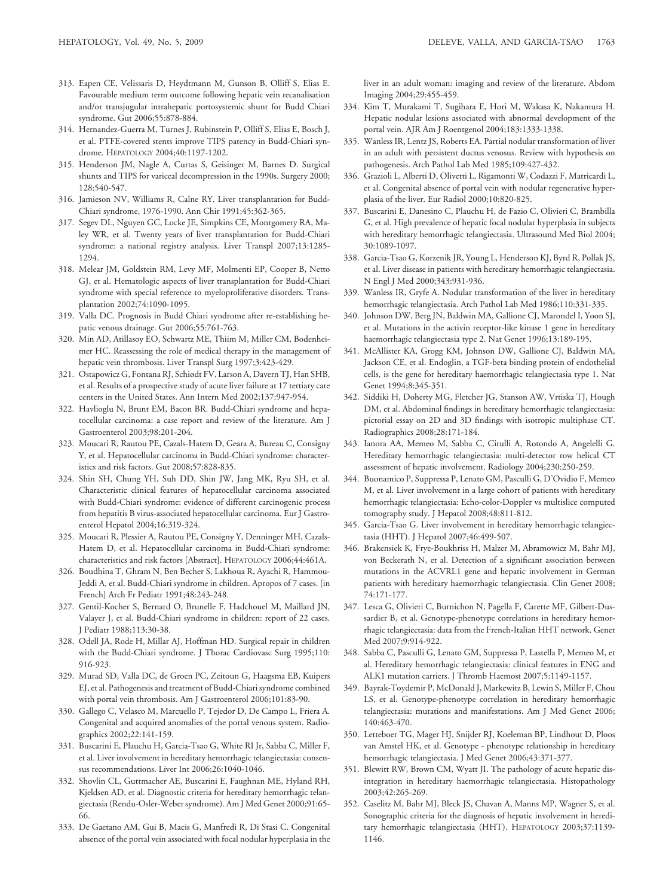313. Eapen CE, Velissaris D, Heydtmann M, Gunson B, Olliff S, Elias E. Favourable medium term outcome following hepatic vein recanalisation and/or transjugular intrahepatic portosystemic shunt for Budd Chiari syndrome. Gut 2006;55:878-884.
314. Hernandez-Guerra M, Turnes J, Rubinstein P, Olliff S, Elias E, Bosch J, et al. PTFE-covered stents improve TIPS patency in Budd-Chiari syndrome. HEPATOLOGY 2004;40:1197-1202.
315. Henderson JM, Nagle A, Curtas S, Geisinger M, Barnes D. Surgical shunts and TIPS for variceal decompression in the 1990s. Surgery 2000; 128:540-547.
316. Jamieson NV, Williams R, Calne RY. Liver transplantation for Budd-Chiari syndrome, 1976-1990. Ann Chir 1991;45:362-365.
317. Segev DL, Nguyen GC, Locke JE, Simpkins CE, Montgomery RA, Maley WR, et al. Twenty years of liver transplantation for Budd-Chiari syndrome: a national registry analysis. Liver Transpl 2007;13:1285-1294.
318. Melear JM, Goldstein RM, Levy MF, Molmenti EP, Cooper B, Netto GJ, et al. Hematologic aspects of liver transplantation for Budd-Chiari syndrome with special reference to myeloproliferative disorders. Transplantation 2002;74:1090-1095.
319. Valla DC. Prognosis in Budd Chiari syndrome after re-establishing hepatic venous drainage. Gut 2006;55:761-763.
320. Min AD, Atillasoy EO, Schwartz ME, Thiim M, Miller CM, Bodenheimer HC. Reassessing the role of medical therapy in the management of hepatic vein thrombosis. Liver Transpl Surg 1997;3:423-429.
321. Ostapowicz G, Fontana RJ, Schiødt FV, Larson A, Davern TJ, Han SHB, et al. Results of a prospective study of acute liver failure at 17 tertiary care centers in the United States. Ann Intern Med 2002;137:947-954.
322. Havlioglu N, Brunt EM, Bacon BR. Budd-Chiari syndrome and hepatocellular carcinoma: a case report and review of the literature. Am J Gastroenterol 2003;98:201-204.
323. Moucari R, Rautou PE, Cazals-Hatem D, Geara A, Bureau C, Consigny Y, et al. Hepatocellular carcinoma in Budd-Chiari syndrome: characteristics and risk factors. Gut 2008;57:828-835.
324. Shin SH, Chung YH, Suh DD, Shin JW, Jang MK, Ryu SH, et al. Characteristic clinical features of hepatocellular carcinoma associated with Budd-Chiari syndrome: evidence of different carcinogenic process from hepatitis B virus-associated hepatocellular carcinoma. Eur J Gastroenterol Hepatol 2004;16:319-324.
325. Moucari R, Plessier A, Rautou PE, Consigny Y, Denninger MH, Cazals-Hatem D, et al. Hepatocellular carcinoma in Budd-Chiari syndrome: characteristics and risk factors [Abstract]. HEPATOLOGY 2006;44:461A.
326. Boudhina T, Ghram N, Ben Becher S, Lakhoua R, Ayachi R, Hammou-Jeddi A, et al. Budd-Chiari syndrome in children. Apropos of 7 cases. [in French] Arch Fr Pediatr 1991;48:243-248.
327. Gentil-Kocher S, Bernard O, Brunelle F, Hadchouel M, Maillard JN, Valayer J, et al. Budd-Chiari syndrome in children: report of 22 cases. J Pediatr 1988;113:30-38.
328. Odell JA, Rode H, Millar AJ, Hoffman HD. Surgical repair in children with the Budd-Chiari syndrome. J Thorac Cardiovasc Surg 1995;110: 916-923.
329. Murad SD, Valla DC, de Groen PC, Zeitoun G, Haagsma EB, Kuipers EJ, et al. Pathogenesis and treatment of Budd-Chiari syndrome combined with portal vein thrombosis. Am J Gastroenterol 2006;101:83-90.
330. Gallego C, Velasco M, Marcuello P, Tejedor D, De Campo L, Friera A. Congenital and acquired anomalies of the portal venous system. Radiographics 2002;22:141-159.
331. Buscarini E, Plauchu H, Garcia-Tsao G, White RI Jr, Sabba C, Miller F, et al. Liver involvement in hereditary hemorrhagic telangiectasia: consensus recommendations. Liver Int 2006;26:1040-1046.
332. Shovlin CL, Guttmacher AE, Buscarini E, Faughnan ME, Hyland RH, Kjeldsen AD, et al. Diagnostic criteria for hereditary hemorrhagic telangiectasia (Rendu-Osler-Weber syndrome). Am J Med Genet 2000;91:65-66.
333. De Gaetano AM, Gui B, Macis G, Manfredi R, Di Stasi C. Congenital absence of the portal vein associated with focal nodular hyperplasia in the liver in an adult woman: imaging and review of the literature. Abdom Imaging 2004;29:455-459.
334. Kim T, Murakami T, Sugihara E, Hori M, Wakasa K, Nakamura H. Hepatic nodular lesions associated with abnormal development of the portal vein. AJR Am J Roentgenol 2004;183:1333-1338.
335. Wanless IR, Lentz JS, Roberts EA. Partial nodular transformation of liver in an adult with persistent ductus venosus. Review with hypothesis on pathogenesis. Arch Pathol Lab Med 1985;109:427-432.
336. Grazioli L, Alberti D, Olivetti L, Rigamonti W, Codazzi F, Matricardi L, et al. Congenital absence of portal vein with nodular regenerative hyperplasia of the liver. Eur Radiol 2000;10:820-825.
337. Buscarini E, Danesino C, Plauchu H, de Fazio C, Olivieri C, Brambilla G, et al. High prevalence of hepatic focal nodular hyperplasia in subjects with hereditary hemorrhagic telangiectasia. Ultrasound Med Biol 2004; 30:1089-1097.
338. Garcia-Tsao G, Korzenik JR, Young L, Henderson KJ, Byrd R, Pollak JS, et al. Liver disease in patients with hereditary hemorrhagic telangiectasia. N Engl J Med 2000;343:931-936.
339. Wanless IR, Gryfe A. Nodular transformation of the liver in hereditary hemorrhagic telangiectasia. Arch Pathol Lab Med 1986;110:331-335.
340. Johnson DW, Berg JN, Baldwin MA, Gallione CJ, Marondel I, Yoon SJ, et al. Mutations in the activin receptor-like kinase 1 gene in hereditary haemorrhagic telangiectasia type 2. Nat Genet 1996;13:189-195.
341. McAllister KA, Grogg KM, Johnson DW, Gallione CJ, Baldwin MA, Jackson CE, et al. Endoglin, a TGF-beta binding protein of endothelial cells, is the gene for hereditary haemorrhagic telangiectasia type 1. Nat Genet 1994;8:345-351.
342. Siddiki H, Doherty MG, Fletcher JG, Stanson AW, Vrtiska TJ, Hough DM, et al. Abdominal findings in hereditary hemorrhagic telangiectasia: pictorial essay on 2D and 3D findings with isotropic multiphase CT. Radiographics 2008;28:171-184.
343. Ianora AA, Memeo M, Sabba C, Cirulli A, Rotondo A, Angelelli G. Hereditary hemorrhagic telangiectasia: multi-detector row helical CT assessment of hepatic involvement. Radiology 2004;230:250-259.
344. Buonamico P, Suppressa P, Lenato GM, Pasculli G, D'Ovidio F, Memeo M, et al. Liver involvement in a large cohort of patients with hereditary hemorrhagic telangiectasia: Echo-color-Doppler vs multislice computed tomography study. J Hepatol 2008;48:811-812.
345. Garcia-Tsao G. Liver involvement in hereditary hemorrhagic telangiectasia (HHT). J Hepatol 2007;46:499-507.
346. Brakensiek K, Frye-Boukhriss H, Malzer M, Abramowicz M, Bahr MJ, von Beckerath N, et al. Detection of a significant association between mutations in the ACVRL1 gene and hepatic involvement in German patients with hereditary haemorrhagic telangiectasia. Clin Genet 2008; 74:171-177.
347. Lesca G, Olivieri C, Burnichon N, Pagella F, Carette MF, Gilbert-Dussardier B, et al. Genotype-phenotype correlations in hereditary hemorrhagic telangiectasia: data from the French-Italian HHT network. Genet Med 2007;9:914-922.
348. Sabba C, Pasculli G, Lenato GM, Suppressa P, Lastella P, Memeo M, et al. Hereditary hemorrhagic telangiectasia: clinical features in ENG and ALK1 mutation carriers. J Thromb Haemost 2007;5:1149-1157.
349. Bayrak-Toydemir P, McDonald J, Markewitz B, Lewin S, Miller F, Chou LS, et al. Genotype-phenotype correlation in hereditary hemorrhagic telangiectasia: mutations and manifestations. Am J Med Genet 2006; 140:463-470.
350. Letteboer TG, Mager HJ, Snijder RJ, Koeleman BP, Lindhout D, Ploos van Amstel HK, et al. Genotype - phenotype relationship in hereditary hemorrhagic telangiectasia. J Med Genet 2006;43:371-377.
351. Blewitt RW, Brown CM, Wyatt JI. The pathology of acute hepatic disintegration in hereditary haemorrhagic telangiectasia. Histopathology 2003;42:265-269.
352. Caselitz M, Bahr MJ, Bleck JS, Chavan A, Manns MP, Wagner S, et al. Sonographic criteria for the diagnosis of hepatic involvement in hereditary hemorrhagic telangiectasia (HHT). HEPATOLOGY 2003;37:1139-1146.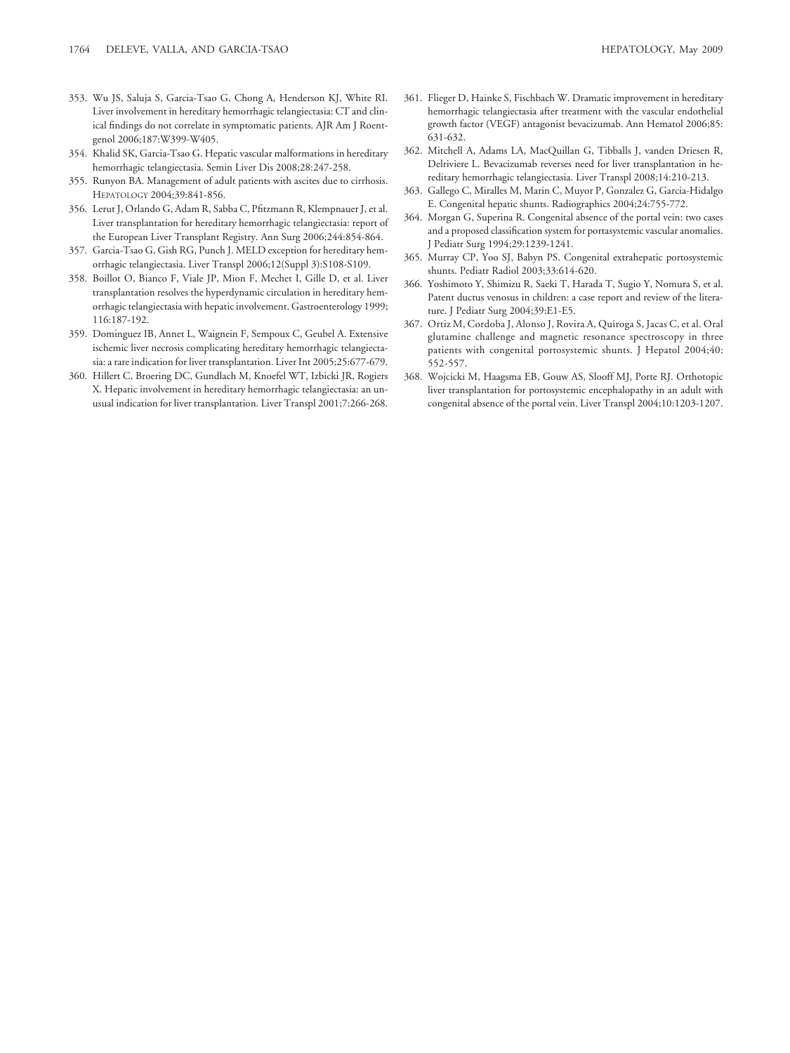353. Wu JS, Saluja S, Garcia-Tsao G, Chong A, Henderson KJ, White RI. Liver involvement in hereditary hemorrhagic telangiectasia: CT and clinical findings do not correlate in symptomatic patients. AJR Am J Roentgenol 2006;187:W399-W405.
354. Khalid SK, Garcia-Tsao G. Hepatic vascular malformations in hereditary hemorrhagic telangiectasia. Semin Liver Dis 2008;28:247-258.
355. Runyon BA. Management of adult patients with ascites due to cirrhosis. HEPATOLOGY 2004;39:841-856.
356. Lerut J, Orlando G, Adam R, Sabba C, Pfitzmann R, Klempnauer J, et al. Liver transplantation for hereditary hemorrhagic telangiectasia: report of the European Liver Transplant Registry. Ann Surg 2006;244:854-864.
357. Garcia-Tsao G, Gish RG, Punch J. MELD exception for hereditary hemorrhagic telangiectasia. Liver Transpl 2006;12(Suppl 3):S108-S109.
358. Boillot O, Bianco F, Viale JP, Mion F, Mechet I, Gille D, et al. Liver transplantation resolves the hyperdynamic circulation in hereditary hemorrhagic telangiectasia with hepatic involvement. Gastroenterology 1999; 116:187-192.
359. Dominguez IB, Annet L, Waignein F, Sempoux C, Geubel A. Extensive ischemic liver necrosis complicating hereditary hemorrhagic telangiectasia: a rare indication for liver transplantation. Liver Int 2005;25:677-679.
360. Hillert C, Broering DC, Gundlach M, Knoefel WT, Izbicki JR, Rogiers X. Hepatic involvement in hereditary hemorrhagic telangiectasia: an unusual indication for liver transplantation. Liver Transpl 2001;7:266-268.
361. Flieger D, Hainke S, Fischbach W. Dramatic improvement in hereditary hemorrhagic telangiectasia after treatment with the vascular endothelial growth factor (VEGF) antagonist bevacizumab. Ann Hematol 2006;85: 631-632.
362. Mitchell A, Adams LA, MacQuillan G, Tibballs J, vanden Driesen R, Delriviere L. Bevacizumab reverses need for liver transplantation in hereditary hemorrhagic telangiectasia. Liver Transpl 2008;14:210-213.
363. Gallego C, Miralles M, Marin C, Muyor P, Gonzalez G, Garcia-Hidalgo E. Congenital hepatic shunts. Radiographics 2004;24:755-772.
364. Morgan G, Superina R. Congenital absence of the portal vein: two cases and a proposed classification system for portasystemic vascular anomalies. J Pediatr Surg 1994;29:1239-1241.
365. Murray CP, Yoo SJ, Babyn PS. Congenital extrahepatic portosystemic shunts. Pediatr Radiol 2003;33:614-620.
366. Yoshimoto Y, Shimizu R, Saeki T, Harada T, Sugio Y, Nomura S, et al. Patent ductus venosus in children: a case report and review of the literature. J Pediatr Surg 2004;39:E1-E5.
367. Ortiz M, Cordoba J, Alonso J, Rovira A, Quiroga S, Jacas C, et al. Oral glutamine challenge and magnetic resonance spectroscopy in three patients with congenital portosystemic shunts. J Hepatol 2004;40: 552-557.
368. Wojcicki M, Haagsma EB, Gouw AS, Slooff MJ, Porte RJ. Orthotopic liver transplantation for portosystemic encephalopathy in an adult with congenital absence of the portal vein. Liver Transpl 2004;10:1203-1207.